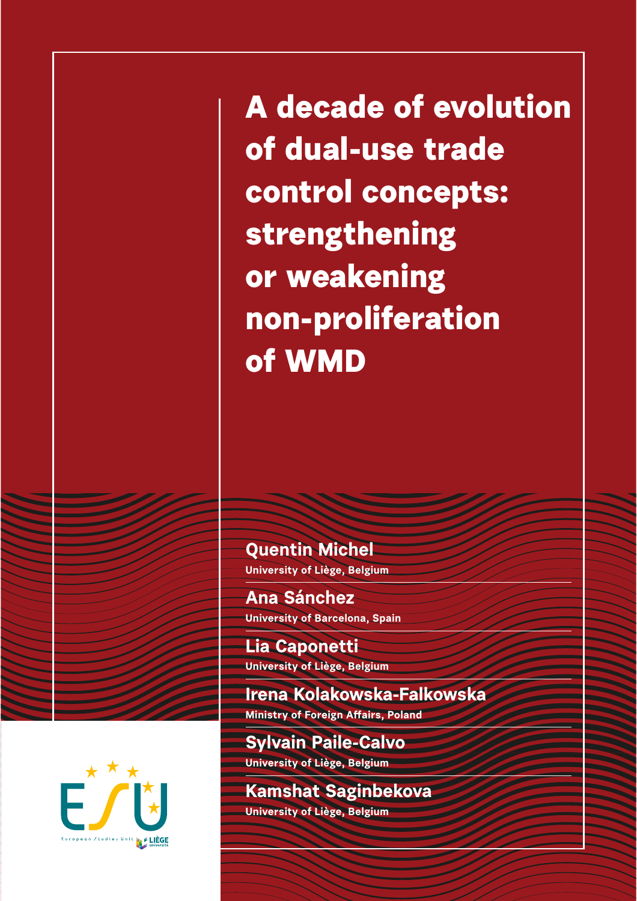# A decade of evolution of dual-use trade control concepts: strengthening or weakening non-proliferation of WMD

**Quentin Michel**
University of Liège, Belgium

**Ana Sánchez**
University of Barcelona, Spain

**Lia Caponetti**
University of Liège, Belgium

**Irena Kolakowska-Falkowska**
Ministry of Foreign Affairs, Poland

**Sylvain Paile-Calvo**
University of Liège, Belgium

**Kamshat Saginbekova**
University of Liège, Belgium

European Studies Unit
LIÈGE université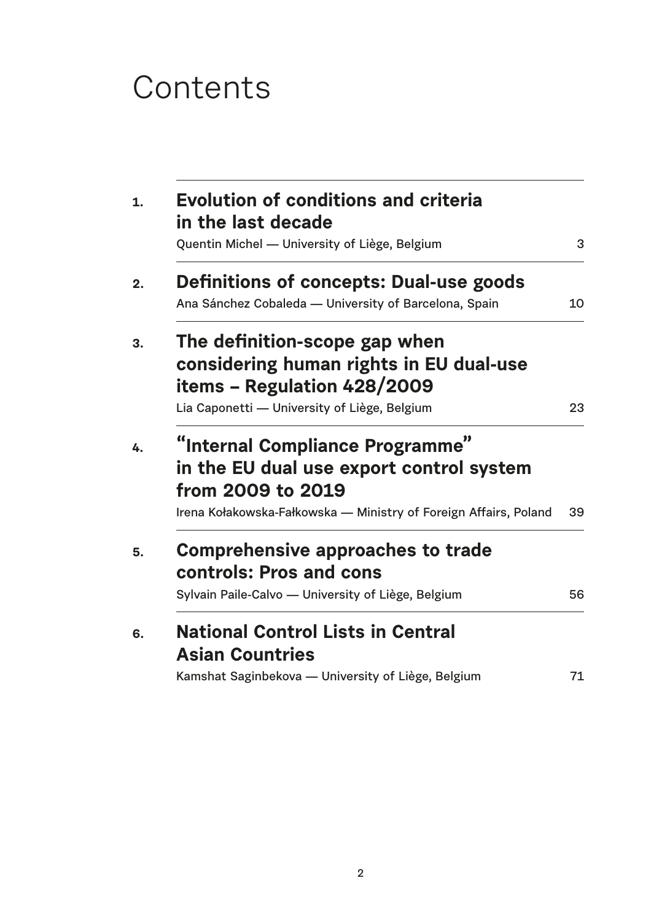# Contents

1. **Evolution of conditions and criteria in the last decade**
   Quentin Michel — University of Liège, Belgium — 3

2. **Definitions of concepts: Dual-use goods**
   Ana Sánchez Cobaleda — University of Barcelona, Spain — 10

3. **The definition-scope gap when considering human rights in EU dual-use items – Regulation 428/2009**
   Lia Caponetti — University of Liège, Belgium — 23

4. **"Internal Compliance Programme" in the EU dual use export control system from 2009 to 2019**
   Irena Kołakowska-Fałkowska — Ministry of Foreign Affairs, Poland — 39

5. **Comprehensive approaches to trade controls: Pros and cons**
   Sylvain Paile-Calvo — University of Liège, Belgium — 56

6. **National Control Lists in Central Asian Countries**
   Kamshat Saginbekova — University of Liège, Belgium — 71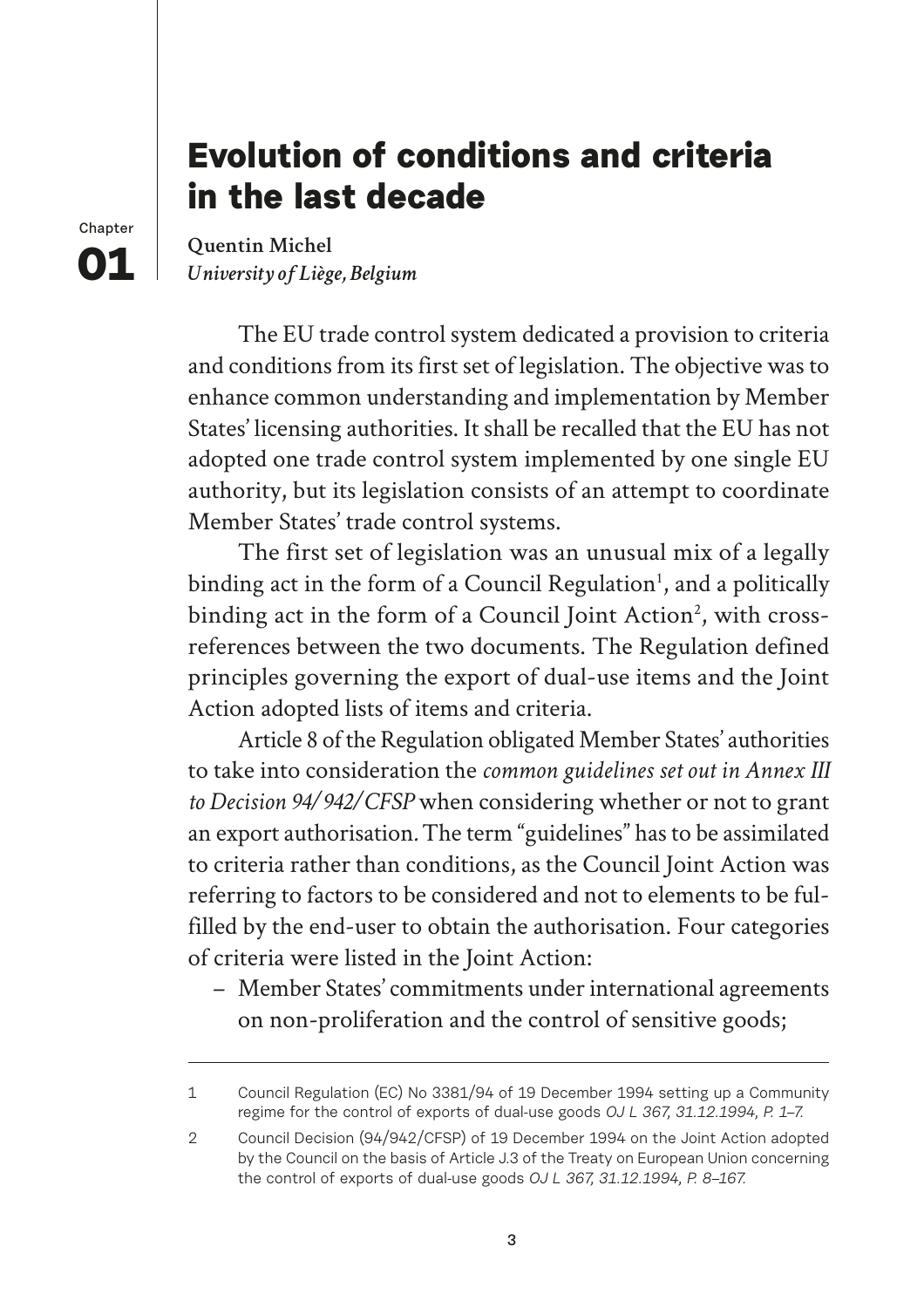# Evolution of conditions and criteria in the last decade

Chapter **01**

**Quentin Michel**
*University of Liège, Belgium*

The EU trade control system dedicated a provision to criteria and conditions from its first set of legislation. The objective was to enhance common understanding and implementation by Member States' licensing authorities. It shall be recalled that the EU has not adopted one trade control system implemented by one single EU authority, but its legislation consists of an attempt to coordinate Member States' trade control systems.

The first set of legislation was an unusual mix of a legally binding act in the form of a Council Regulation[1], and a politically binding act in the form of a Council Joint Action[2], with cross-references between the two documents. The Regulation defined principles governing the export of dual-use items and the Joint Action adopted lists of items and criteria.

Article 8 of the Regulation obligated Member States' authorities to take into consideration the *common guidelines set out in Annex III to Decision 94/942/CFSP* when considering whether or not to grant an export authorisation. The term "guidelines" has to be assimilated to criteria rather than conditions, as the Council Joint Action was referring to factors to be considered and not to elements to be fulfilled by the end-user to obtain the authorisation. Four categories of criteria were listed in the Joint Action:

- Member States' commitments under international agreements on non-proliferation and the control of sensitive goods;

---

1 Council Regulation (EC) No 3381/94 of 19 December 1994 setting up a Community regime for the control of exports of dual-use goods *OJ L 367, 31.12.1994, P. 1–7.*

2 Council Decision (94/942/CFSP) of 19 December 1994 on the Joint Action adopted by the Council on the basis of Article J.3 of the Treaty on European Union concerning the control of exports of dual-use goods *OJ L 367, 31.12.1994, P. 8–167.*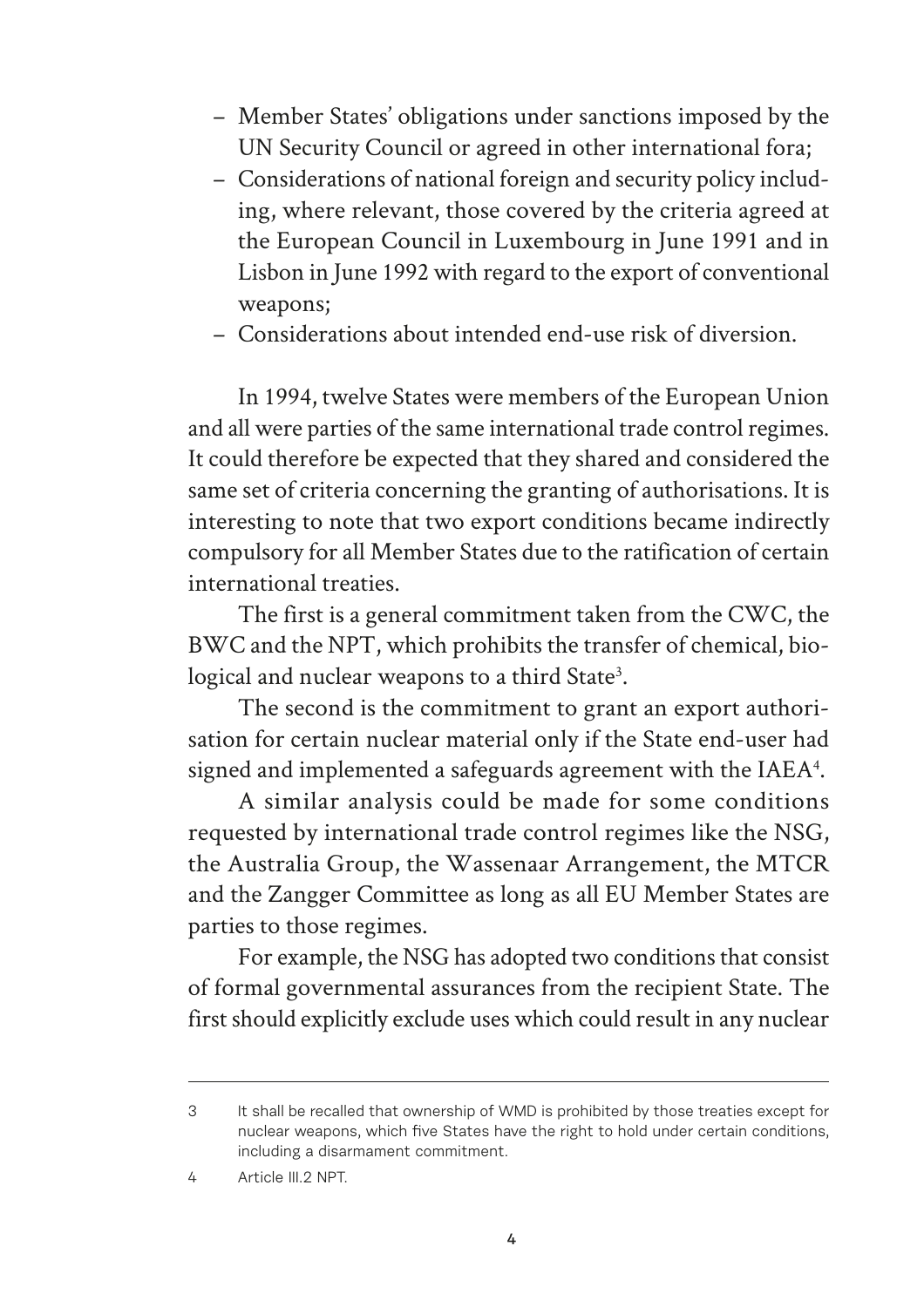- Member States' obligations under sanctions imposed by the UN Security Council or agreed in other international fora;
- Considerations of national foreign and security policy including, where relevant, those covered by the criteria agreed at the European Council in Luxembourg in June 1991 and in Lisbon in June 1992 with regard to the export of conventional weapons;
- Considerations about intended end-use risk of diversion.

In 1994, twelve States were members of the European Union and all were parties of the same international trade control regimes. It could therefore be expected that they shared and considered the same set of criteria concerning the granting of authorisations. It is interesting to note that two export conditions became indirectly compulsory for all Member States due to the ratification of certain international treaties.

The first is a general commitment taken from the CWC, the BWC and the NPT, which prohibits the transfer of chemical, biological and nuclear weapons to a third State[3].

The second is the commitment to grant an export authorisation for certain nuclear material only if the State end-user had signed and implemented a safeguards agreement with the IAEA[4].

A similar analysis could be made for some conditions requested by international trade control regimes like the NSG, the Australia Group, the Wassenaar Arrangement, the MTCR and the Zangger Committee as long as all EU Member States are parties to those regimes.

For example, the NSG has adopted two conditions that consist of formal governmental assurances from the recipient State. The first should explicitly exclude uses which could result in any nuclear

---

3 It shall be recalled that ownership of WMD is prohibited by those treaties except for nuclear weapons, which five States have the right to hold under certain conditions, including a disarmament commitment.

4 Article III.2 NPT.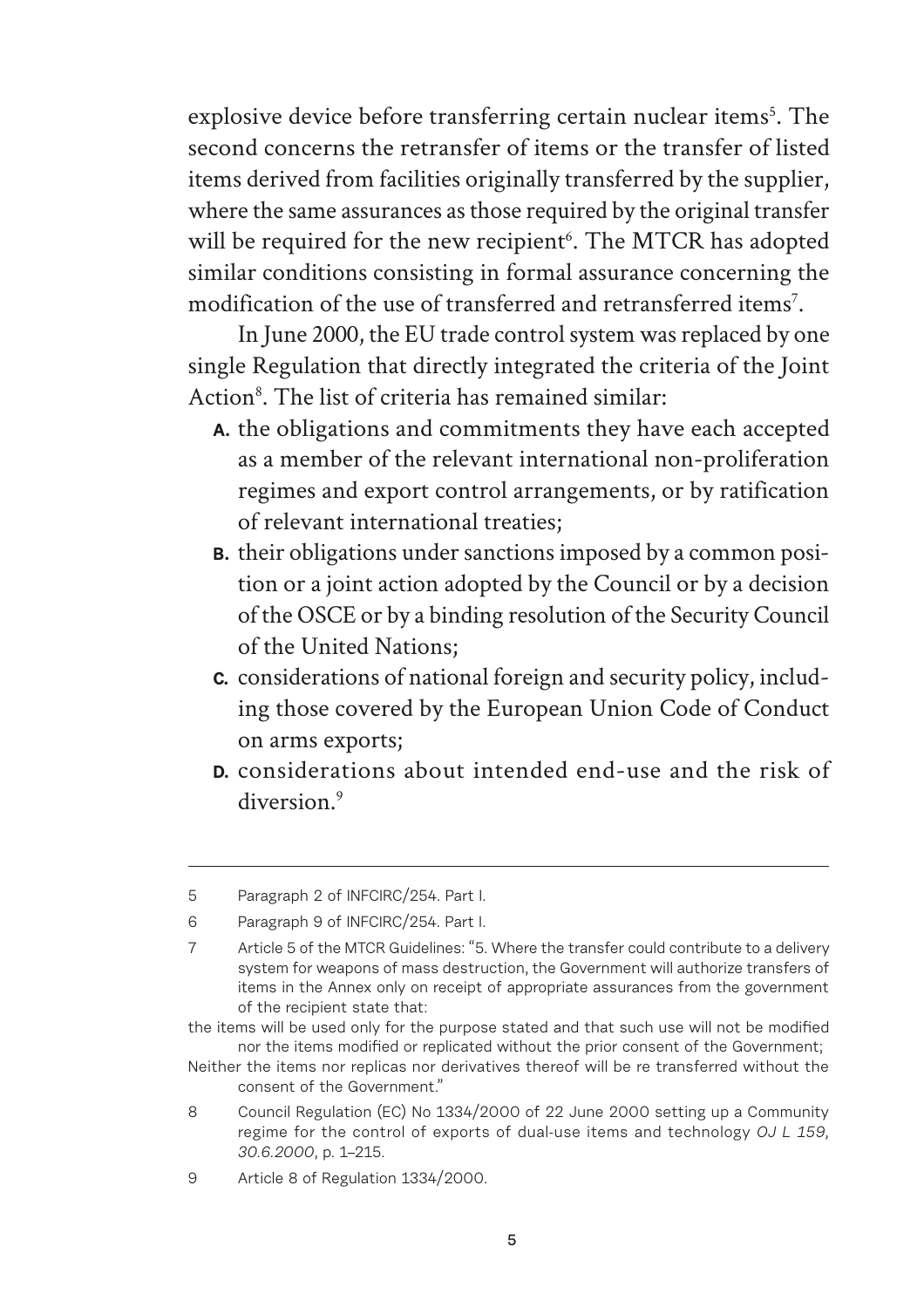explosive device before transferring certain nuclear items[5]. The second concerns the retransfer of items or the transfer of listed items derived from facilities originally transferred by the supplier, where the same assurances as those required by the original transfer will be required for the new recipient[6]. The MTCR has adopted similar conditions consisting in formal assurance concerning the modification of the use of transferred and retransferred items[7].

In June 2000, the EU trade control system was replaced by one single Regulation that directly integrated the criteria of the Joint Action[8]. The list of criteria has remained similar:

- **A.** the obligations and commitments they have each accepted as a member of the relevant international non-proliferation regimes and export control arrangements, or by ratification of relevant international treaties;
- **B.** their obligations under sanctions imposed by a common position or a joint action adopted by the Council or by a decision of the OSCE or by a binding resolution of the Security Council of the United Nations;
- **C.** considerations of national foreign and security policy, including those covered by the European Union Code of Conduct on arms exports;
- **D.** considerations about intended end-use and the risk of diversion.[9]

---

5 Paragraph 2 of INFCIRC/254. Part I.

6 Paragraph 9 of INFCIRC/254. Part I.

7 Article 5 of the MTCR Guidelines: "5. Where the transfer could contribute to a delivery system for weapons of mass destruction, the Government will authorize transfers of items in the Annex only on receipt of appropriate assurances from the government of the recipient state that:

the items will be used only for the purpose stated and that such use will not be modified nor the items modified or replicated without the prior consent of the Government;

Neither the items nor replicas nor derivatives thereof will be re transferred without the consent of the Government."

8 Council Regulation (EC) No 1334/2000 of 22 June 2000 setting up a Community regime for the control of exports of dual-use items and technology *OJ L 159, 30.6.2000*, p. 1–215.

9 Article 8 of Regulation 1334/2000.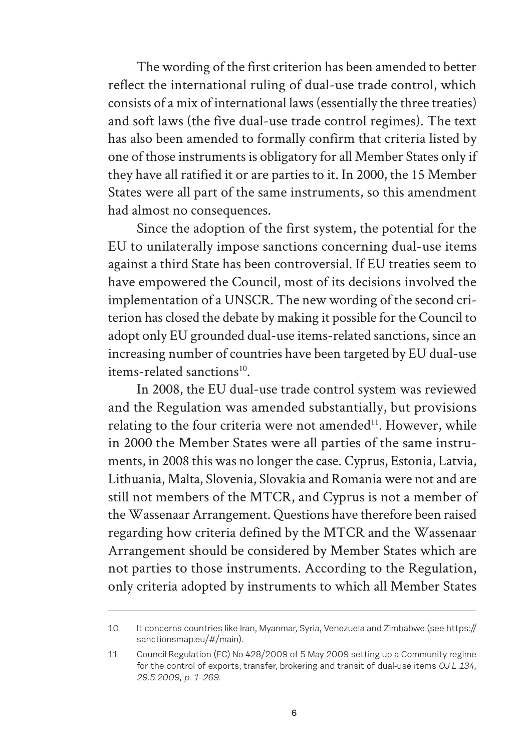The wording of the first criterion has been amended to better reflect the international ruling of dual-use trade control, which consists of a mix of international laws (essentially the three treaties) and soft laws (the five dual-use trade control regimes). The text has also been amended to formally confirm that criteria listed by one of those instruments is obligatory for all Member States only if they have all ratified it or are parties to it. In 2000, the 15 Member States were all part of the same instruments, so this amendment had almost no consequences.

Since the adoption of the first system, the potential for the EU to unilaterally impose sanctions concerning dual-use items against a third State has been controversial. If EU treaties seem to have empowered the Council, most of its decisions involved the implementation of a UNSCR. The new wording of the second criterion has closed the debate by making it possible for the Council to adopt only EU grounded dual-use items-related sanctions, since an increasing number of countries have been targeted by EU dual-use items-related sanctions[10].

In 2008, the EU dual-use trade control system was reviewed and the Regulation was amended substantially, but provisions relating to the four criteria were not amended[11]. However, while in 2000 the Member States were all parties of the same instruments, in 2008 this was no longer the case. Cyprus, Estonia, Latvia, Lithuania, Malta, Slovenia, Slovakia and Romania were not and are still not members of the MTCR, and Cyprus is not a member of the Wassenaar Arrangement. Questions have therefore been raised regarding how criteria defined by the MTCR and the Wassenaar Arrangement should be considered by Member States which are not parties to those instruments. According to the Regulation, only criteria adopted by instruments to which all Member States

---

10 It concerns countries like Iran, Myanmar, Syria, Venezuela and Zimbabwe (see https://sanctionsmap.eu/#/main).

11 Council Regulation (EC) No 428/2009 of 5 May 2009 setting up a Community regime for the control of exports, transfer, brokering and transit of dual-use items *OJ L 134, 29.5.2009, p. 1–269.*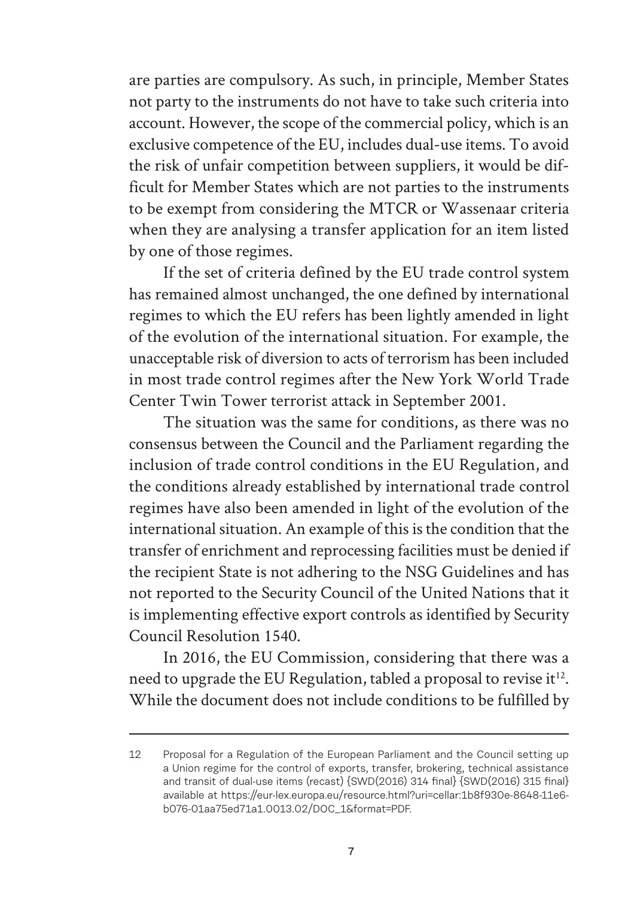are parties are compulsory. As such, in principle, Member States not party to the instruments do not have to take such criteria into account. However, the scope of the commercial policy, which is an exclusive competence of the EU, includes dual-use items. To avoid the risk of unfair competition between suppliers, it would be difficult for Member States which are not parties to the instruments to be exempt from considering the MTCR or Wassenaar criteria when they are analysing a transfer application for an item listed by one of those regimes.

If the set of criteria defined by the EU trade control system has remained almost unchanged, the one defined by international regimes to which the EU refers has been lightly amended in light of the evolution of the international situation. For example, the unacceptable risk of diversion to acts of terrorism has been included in most trade control regimes after the New York World Trade Center Twin Tower terrorist attack in September 2001.

The situation was the same for conditions, as there was no consensus between the Council and the Parliament regarding the inclusion of trade control conditions in the EU Regulation, and the conditions already established by international trade control regimes have also been amended in light of the evolution of the international situation. An example of this is the condition that the transfer of enrichment and reprocessing facilities must be denied if the recipient State is not adhering to the NSG Guidelines and has not reported to the Security Council of the United Nations that it is implementing effective export controls as identified by Security Council Resolution 1540.

In 2016, the EU Commission, considering that there was a need to upgrade the EU Regulation, tabled a proposal to revise it[12]. While the document does not include conditions to be fulfilled by

---

12 Proposal for a Regulation of the European Parliament and the Council setting up a Union regime for the control of exports, transfer, brokering, technical assistance and transit of dual-use items (recast) {SWD(2016) 314 final} {SWD(2016) 315 final} available at https://eur-lex.europa.eu/resource.html?uri=cellar:1b8f930e-8648-11e6-b076-01aa75ed71a1.0013.02/DOC_1&format=PDF.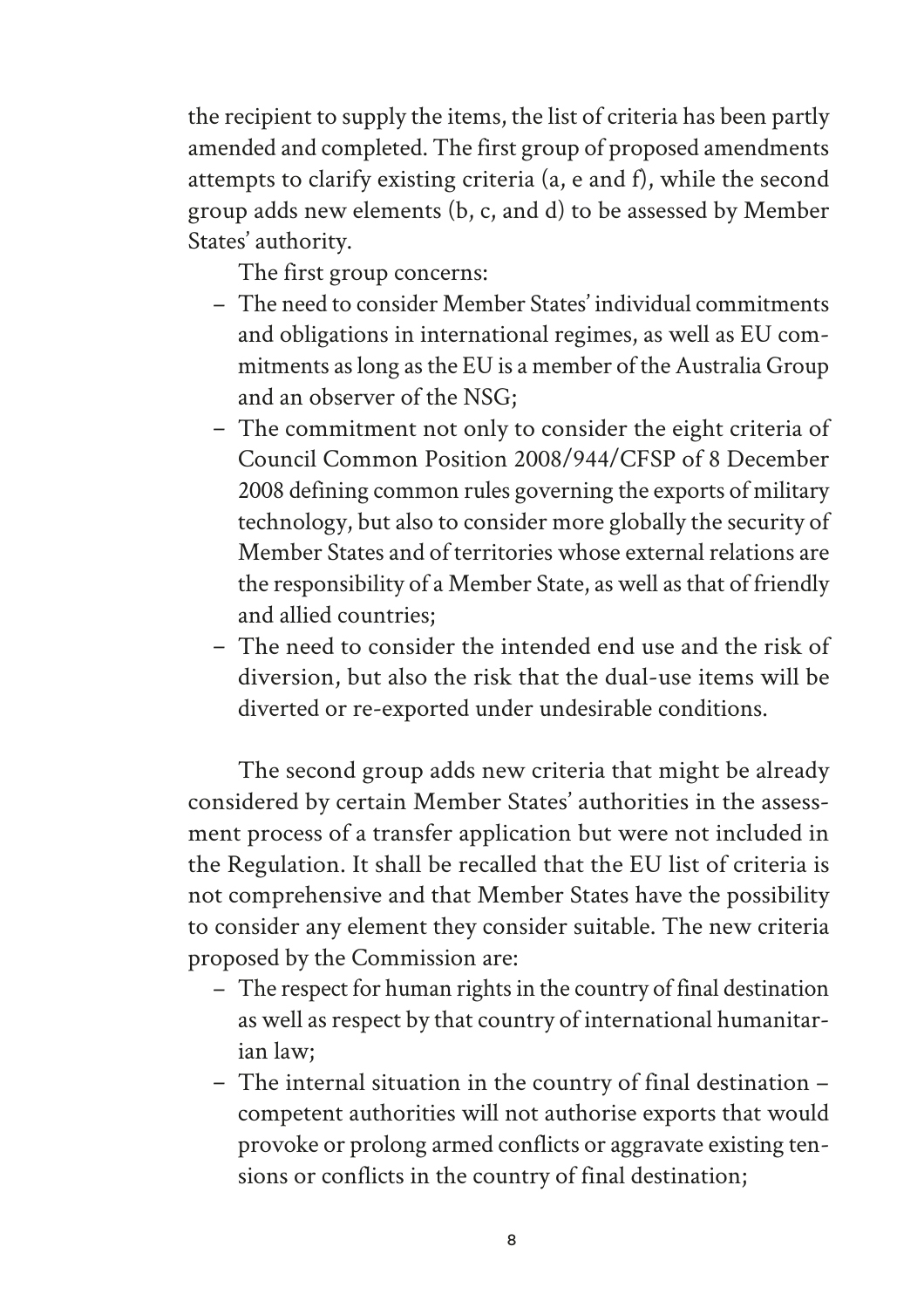the recipient to supply the items, the list of criteria has been partly amended and completed. The first group of proposed amendments attempts to clarify existing criteria (a, e and f), while the second group adds new elements (b, c, and d) to be assessed by Member States' authority.

The first group concerns:

- The need to consider Member States' individual commitments and obligations in international regimes, as well as EU commitments as long as the EU is a member of the Australia Group and an observer of the NSG;
- The commitment not only to consider the eight criteria of Council Common Position 2008/944/CFSP of 8 December 2008 defining common rules governing the exports of military technology, but also to consider more globally the security of Member States and of territories whose external relations are the responsibility of a Member State, as well as that of friendly and allied countries;
- The need to consider the intended end use and the risk of diversion, but also the risk that the dual-use items will be diverted or re-exported under undesirable conditions.

The second group adds new criteria that might be already considered by certain Member States' authorities in the assessment process of a transfer application but were not included in the Regulation. It shall be recalled that the EU list of criteria is not comprehensive and that Member States have the possibility to consider any element they consider suitable. The new criteria proposed by the Commission are:

- The respect for human rights in the country of final destination as well as respect by that country of international humanitarian law;
- The internal situation in the country of final destination – competent authorities will not authorise exports that would provoke or prolong armed conflicts or aggravate existing tensions or conflicts in the country of final destination;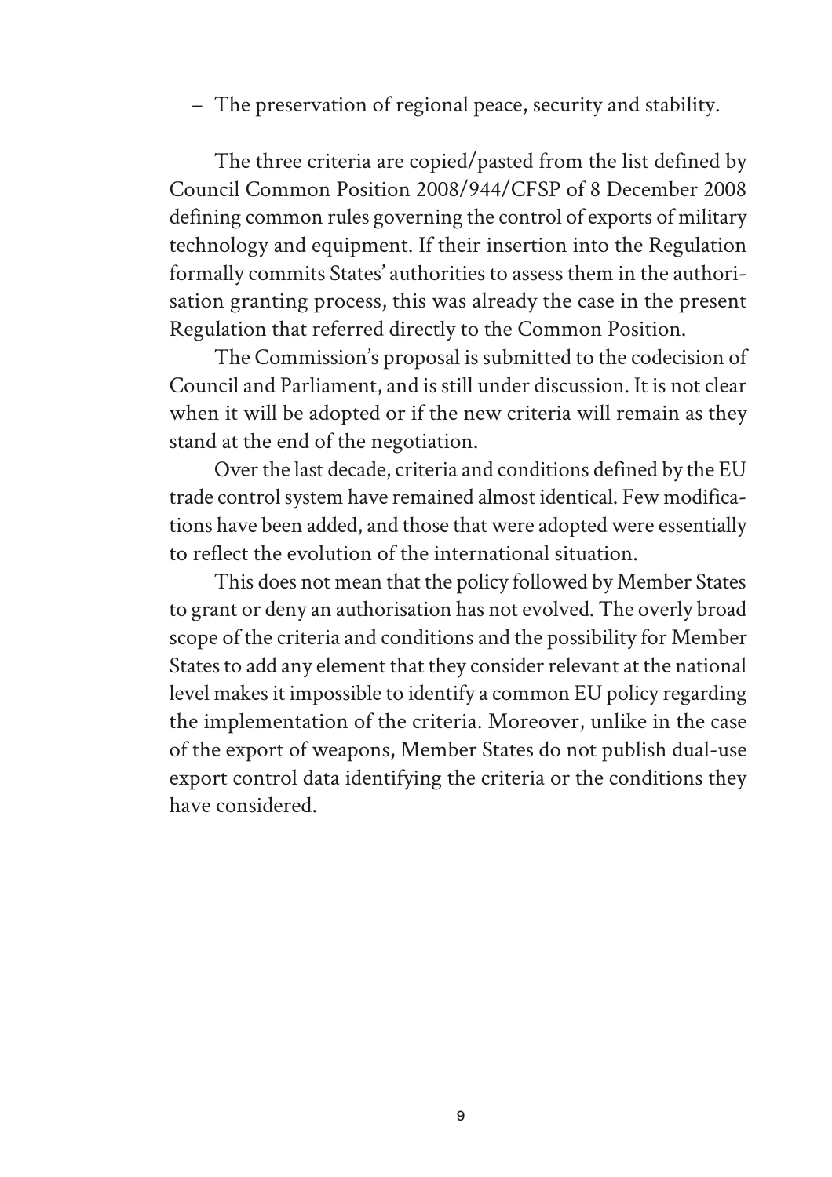– The preservation of regional peace, security and stability.

The three criteria are copied/pasted from the list defined by Council Common Position 2008/944/CFSP of 8 December 2008 defining common rules governing the control of exports of military technology and equipment. If their insertion into the Regulation formally commits States' authorities to assess them in the authorisation granting process, this was already the case in the present Regulation that referred directly to the Common Position.

The Commission's proposal is submitted to the codecision of Council and Parliament, and is still under discussion. It is not clear when it will be adopted or if the new criteria will remain as they stand at the end of the negotiation.

Over the last decade, criteria and conditions defined by the EU trade control system have remained almost identical. Few modifications have been added, and those that were adopted were essentially to reflect the evolution of the international situation.

This does not mean that the policy followed by Member States to grant or deny an authorisation has not evolved. The overly broad scope of the criteria and conditions and the possibility for Member States to add any element that they consider relevant at the national level makes it impossible to identify a common EU policy regarding the implementation of the criteria. Moreover, unlike in the case of the export of weapons, Member States do not publish dual-use export control data identifying the criteria or the conditions they have considered.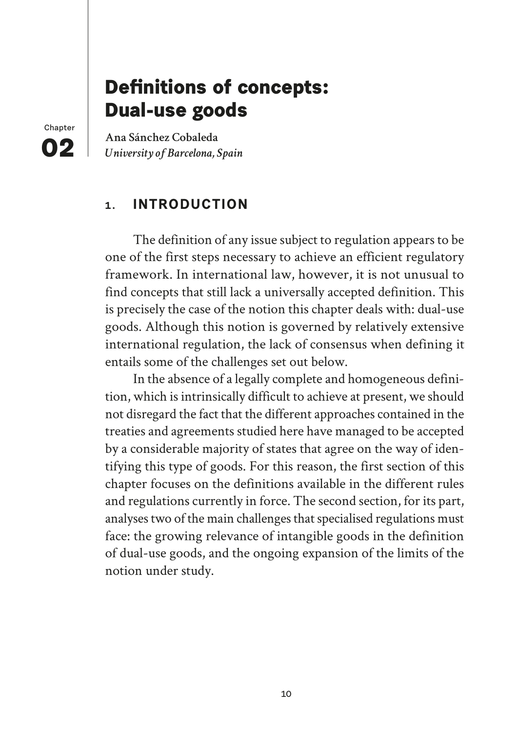Chapter **02**

# Definitions of concepts: Dual-use goods

**Ana Sánchez Cobaleda**
*University of Barcelona, Spain*

## 1. INTRODUCTION

The definition of any issue subject to regulation appears to be one of the first steps necessary to achieve an efficient regulatory framework. In international law, however, it is not unusual to find concepts that still lack a universally accepted definition. This is precisely the case of the notion this chapter deals with: dual-use goods. Although this notion is governed by relatively extensive international regulation, the lack of consensus when defining it entails some of the challenges set out below.

In the absence of a legally complete and homogeneous definition, which is intrinsically difficult to achieve at present, we should not disregard the fact that the different approaches contained in the treaties and agreements studied here have managed to be accepted by a considerable majority of states that agree on the way of identifying this type of goods. For this reason, the first section of this chapter focuses on the definitions available in the different rules and regulations currently in force. The second section, for its part, analyses two of the main challenges that specialised regulations must face: the growing relevance of intangible goods in the definition of dual-use goods, and the ongoing expansion of the limits of the notion under study.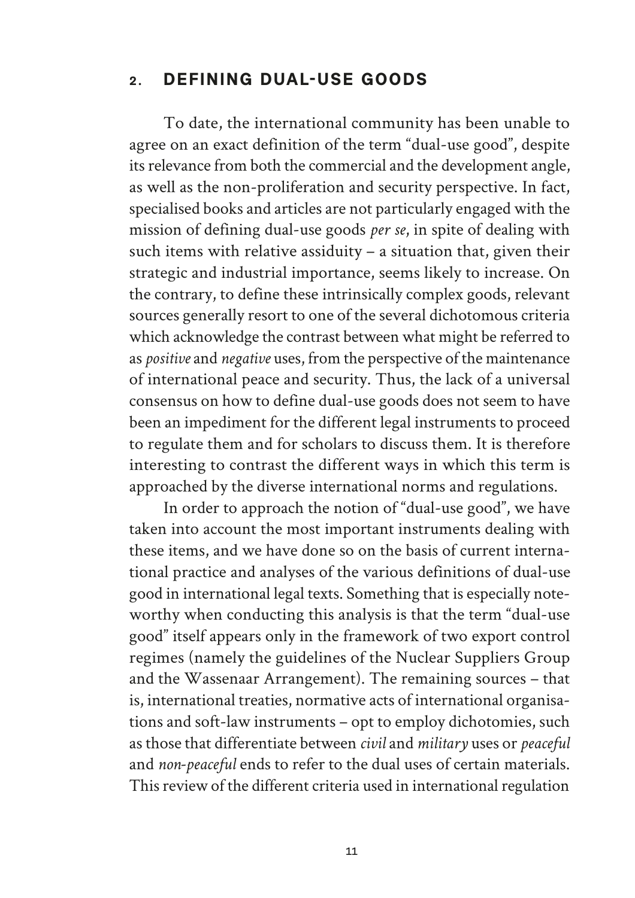## 2. DEFINING DUAL-USE GOODS

To date, the international community has been unable to agree on an exact definition of the term "dual-use good", despite its relevance from both the commercial and the development angle, as well as the non-proliferation and security perspective. In fact, specialised books and articles are not particularly engaged with the mission of defining dual-use goods *per se*, in spite of dealing with such items with relative assiduity – a situation that, given their strategic and industrial importance, seems likely to increase. On the contrary, to define these intrinsically complex goods, relevant sources generally resort to one of the several dichotomous criteria which acknowledge the contrast between what might be referred to as *positive* and *negative* uses, from the perspective of the maintenance of international peace and security. Thus, the lack of a universal consensus on how to define dual-use goods does not seem to have been an impediment for the different legal instruments to proceed to regulate them and for scholars to discuss them. It is therefore interesting to contrast the different ways in which this term is approached by the diverse international norms and regulations.

In order to approach the notion of "dual-use good", we have taken into account the most important instruments dealing with these items, and we have done so on the basis of current international practice and analyses of the various definitions of dual-use good in international legal texts. Something that is especially noteworthy when conducting this analysis is that the term "dual-use good" itself appears only in the framework of two export control regimes (namely the guidelines of the Nuclear Suppliers Group and the Wassenaar Arrangement). The remaining sources – that is, international treaties, normative acts of international organisations and soft-law instruments – opt to employ dichotomies, such as those that differentiate between *civil* and *military* uses or *peaceful* and *non-peaceful* ends to refer to the dual uses of certain materials. This review of the different criteria used in international regulation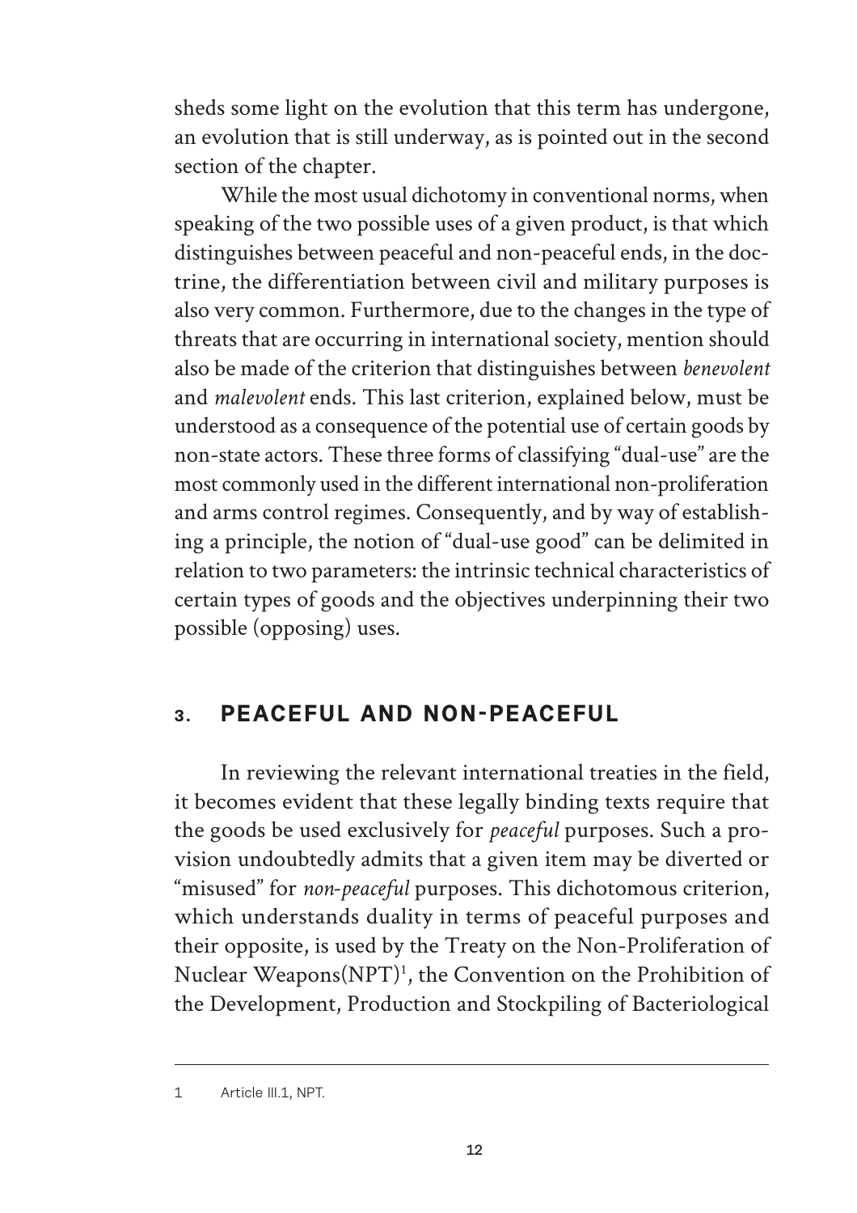sheds some light on the evolution that this term has undergone, an evolution that is still underway, as is pointed out in the second section of the chapter.

While the most usual dichotomy in conventional norms, when speaking of the two possible uses of a given product, is that which distinguishes between peaceful and non-peaceful ends, in the doctrine, the differentiation between civil and military purposes is also very common. Furthermore, due to the changes in the type of threats that are occurring in international society, mention should also be made of the criterion that distinguishes between *benevolent* and *malevolent* ends. This last criterion, explained below, must be understood as a consequence of the potential use of certain goods by non-state actors. These three forms of classifying "dual-use" are the most commonly used in the different international non-proliferation and arms control regimes. Consequently, and by way of establishing a principle, the notion of "dual-use good" can be delimited in relation to two parameters: the intrinsic technical characteristics of certain types of goods and the objectives underpinning their two possible (opposing) uses.

## 3. PEACEFUL AND NON-PEACEFUL

In reviewing the relevant international treaties in the field, it becomes evident that these legally binding texts require that the goods be used exclusively for *peaceful* purposes. Such a provision undoubtedly admits that a given item may be diverted or "misused" for *non-peaceful* purposes. This dichotomous criterion, which understands duality in terms of peaceful purposes and their opposite, is used by the Treaty on the Non-Proliferation of Nuclear Weapons(NPT)[1], the Convention on the Prohibition of the Development, Production and Stockpiling of Bacteriological

---

1 Article III.1, NPT.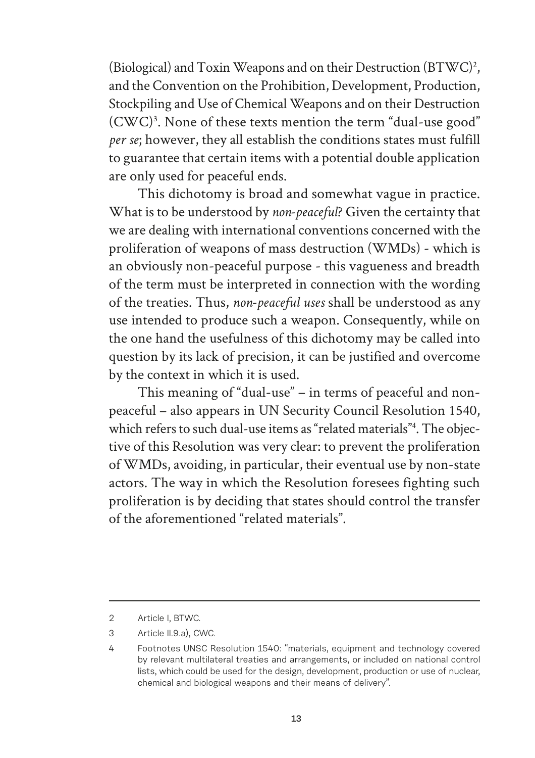(Biological) and Toxin Weapons and on their Destruction (BTWC)[2], and the Convention on the Prohibition, Development, Production, Stockpiling and Use of Chemical Weapons and on their Destruction (CWC)[3]. None of these texts mention the term "dual-use good" *per se*; however, they all establish the conditions states must fulfill to guarantee that certain items with a potential double application are only used for peaceful ends.

This dichotomy is broad and somewhat vague in practice. What is to be understood by *non-peaceful*? Given the certainty that we are dealing with international conventions concerned with the proliferation of weapons of mass destruction (WMDs) - which is an obviously non-peaceful purpose - this vagueness and breadth of the term must be interpreted in connection with the wording of the treaties. Thus, *non-peaceful uses* shall be understood as any use intended to produce such a weapon. Consequently, while on the one hand the usefulness of this dichotomy may be called into question by its lack of precision, it can be justified and overcome by the context in which it is used.

This meaning of "dual-use" – in terms of peaceful and non-peaceful – also appears in UN Security Council Resolution 1540, which refers to such dual-use items as "related materials"[4]. The objective of this Resolution was very clear: to prevent the proliferation of WMDs, avoiding, in particular, their eventual use by non-state actors. The way in which the Resolution foresees fighting such proliferation is by deciding that states should control the transfer of the aforementioned "related materials".

---

2 Article I, BTWC.

3 Article II.9.a), CWC.

4 Footnotes UNSC Resolution 1540: "materials, equipment and technology covered by relevant multilateral treaties and arrangements, or included on national control lists, which could be used for the design, development, production or use of nuclear, chemical and biological weapons and their means of delivery".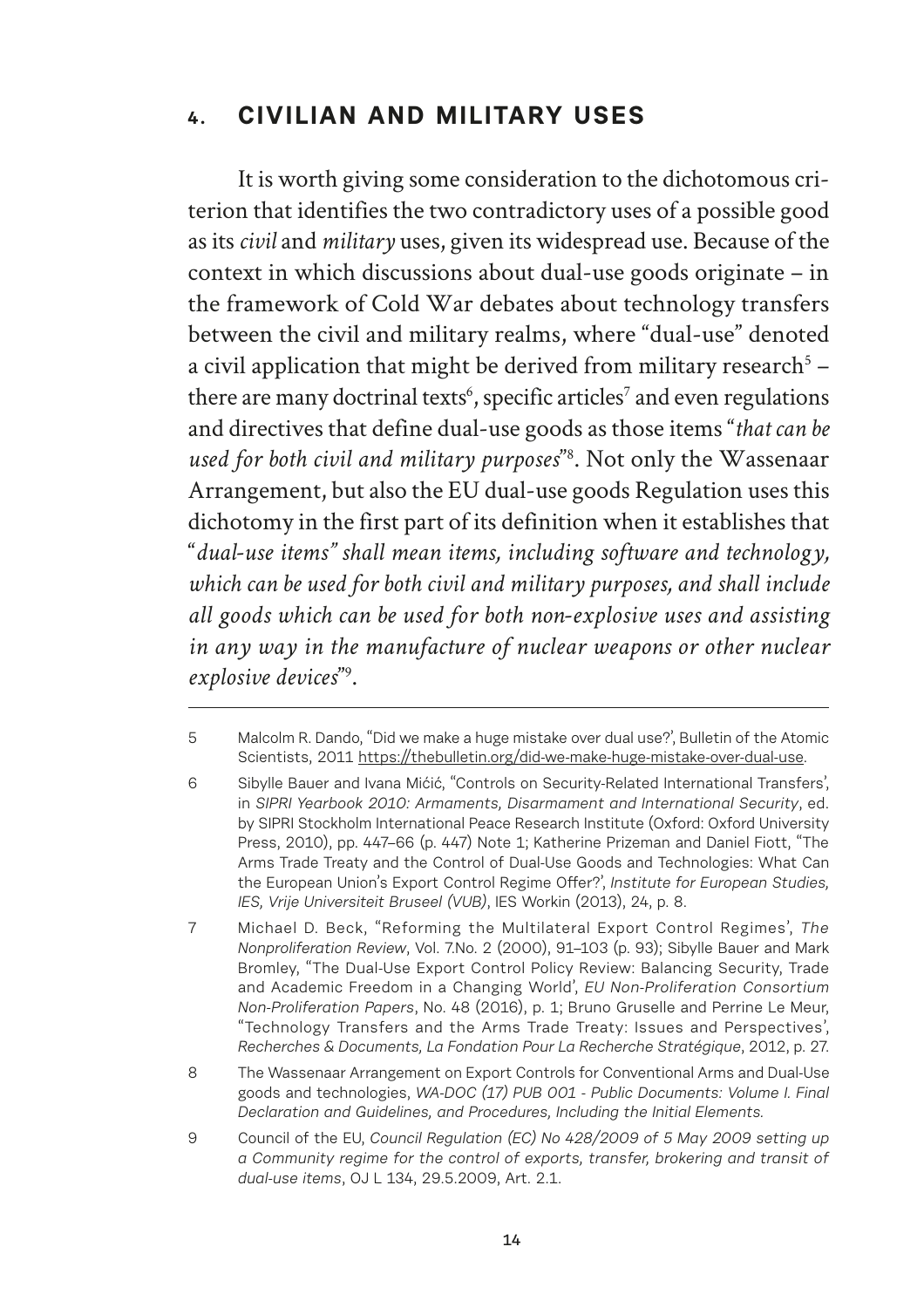## 4. CIVILIAN AND MILITARY USES

It is worth giving some consideration to the dichotomous criterion that identifies the two contradictory uses of a possible good as its *civil* and *military* uses, given its widespread use. Because of the context in which discussions about dual-use goods originate – in the framework of Cold War debates about technology transfers between the civil and military realms, where "dual-use" denoted a civil application that might be derived from military research[5] – there are many doctrinal texts[6], specific articles[7] and even regulations and directives that define dual-use goods as those items "*that can be used for both civil and military purposes*"[8]. Not only the Wassenaar Arrangement, but also the EU dual-use goods Regulation uses this dichotomy in the first part of its definition when it establishes that "*dual-use items" shall mean items, including software and technology, which can be used for both civil and military purposes, and shall include all goods which can be used for both non-explosive uses and assisting in any way in the manufacture of nuclear weapons or other nuclear explosive devices*"[9].

---

5 Malcolm R. Dando, "Did we make a huge mistake over dual use?', Bulletin of the Atomic Scientists, 2011 https://thebulletin.org/did-we-make-huge-mistake-over-dual-use.

6 Sibylle Bauer and Ivana Mićić, "Controls on Security-Related International Transfers', in *SIPRI Yearbook 2010: Armaments, Disarmament and International Security*, ed. by SIPRI Stockholm International Peace Research Institute (Oxford: Oxford University Press, 2010), pp. 447–66 (p. 447) Note 1; Katherine Prizeman and Daniel Fiott, "The Arms Trade Treaty and the Control of Dual-Use Goods and Technologies: What Can the European Union's Export Control Regime Offer?', *Institute for European Studies, IES, Vrije Universiteit Bruseel (VUB)*, IES Workin (2013), 24, p. 8.

7 Michael D. Beck, "Reforming the Multilateral Export Control Regimes', *The Nonproliferation Review*, Vol. 7.No. 2 (2000), 91–103 (p. 93); Sibylle Bauer and Mark Bromley, "The Dual-Use Export Control Policy Review: Balancing Security, Trade and Academic Freedom in a Changing World', *EU Non-Proliferation Consortium Non-Proliferation Papers*, No. 48 (2016), p. 1; Bruno Gruselle and Perrine Le Meur, "Technology Transfers and the Arms Trade Treaty: Issues and Perspectives', *Recherches & Documents, La Fondation Pour La Recherche Stratégique*, 2012, p. 27.

8 The Wassenaar Arrangement on Export Controls for Conventional Arms and Dual-Use goods and technologies, *WA-DOC (17) PUB 001 - Public Documents: Volume I. Final Declaration and Guidelines, and Procedures, Including the Initial Elements.*

9 Council of the EU, *Council Regulation (EC) No 428/2009 of 5 May 2009 setting up a Community regime for the control of exports, transfer, brokering and transit of dual-use items*, OJ L 134, 29.5.2009, Art. 2.1.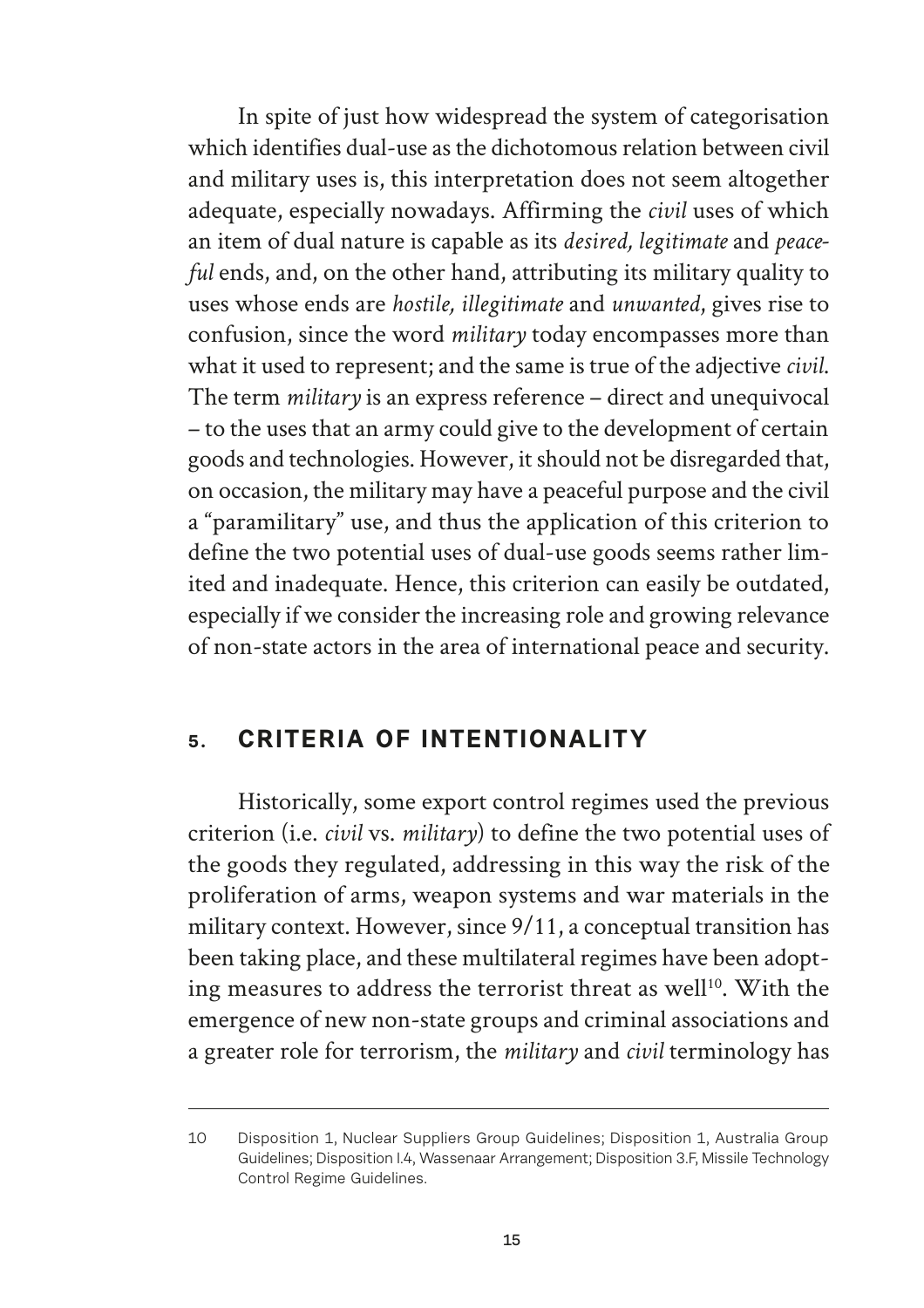In spite of just how widespread the system of categorisation which identifies dual-use as the dichotomous relation between civil and military uses is, this interpretation does not seem altogether adequate, especially nowadays. Affirming the *civil* uses of which an item of dual nature is capable as its *desired, legitimate* and *peaceful* ends, and, on the other hand, attributing its military quality to uses whose ends are *hostile, illegitimate* and *unwanted*, gives rise to confusion, since the word *military* today encompasses more than what it used to represent; and the same is true of the adjective *civil*. The term *military* is an express reference – direct and unequivocal – to the uses that an army could give to the development of certain goods and technologies. However, it should not be disregarded that, on occasion, the military may have a peaceful purpose and the civil a "paramilitary" use, and thus the application of this criterion to define the two potential uses of dual-use goods seems rather limited and inadequate. Hence, this criterion can easily be outdated, especially if we consider the increasing role and growing relevance of non-state actors in the area of international peace and security.

## 5. CRITERIA OF INTENTIONALITY

Historically, some export control regimes used the previous criterion (i.e. *civil* vs. *military*) to define the two potential uses of the goods they regulated, addressing in this way the risk of the proliferation of arms, weapon systems and war materials in the military context. However, since 9/11, a conceptual transition has been taking place, and these multilateral regimes have been adopting measures to address the terrorist threat as well[10]. With the emergence of new non-state groups and criminal associations and a greater role for terrorism, the *military* and *civil* terminology has

---

10 Disposition 1, Nuclear Suppliers Group Guidelines; Disposition 1, Australia Group Guidelines; Disposition I.4, Wassenaar Arrangement; Disposition 3.F, Missile Technology Control Regime Guidelines.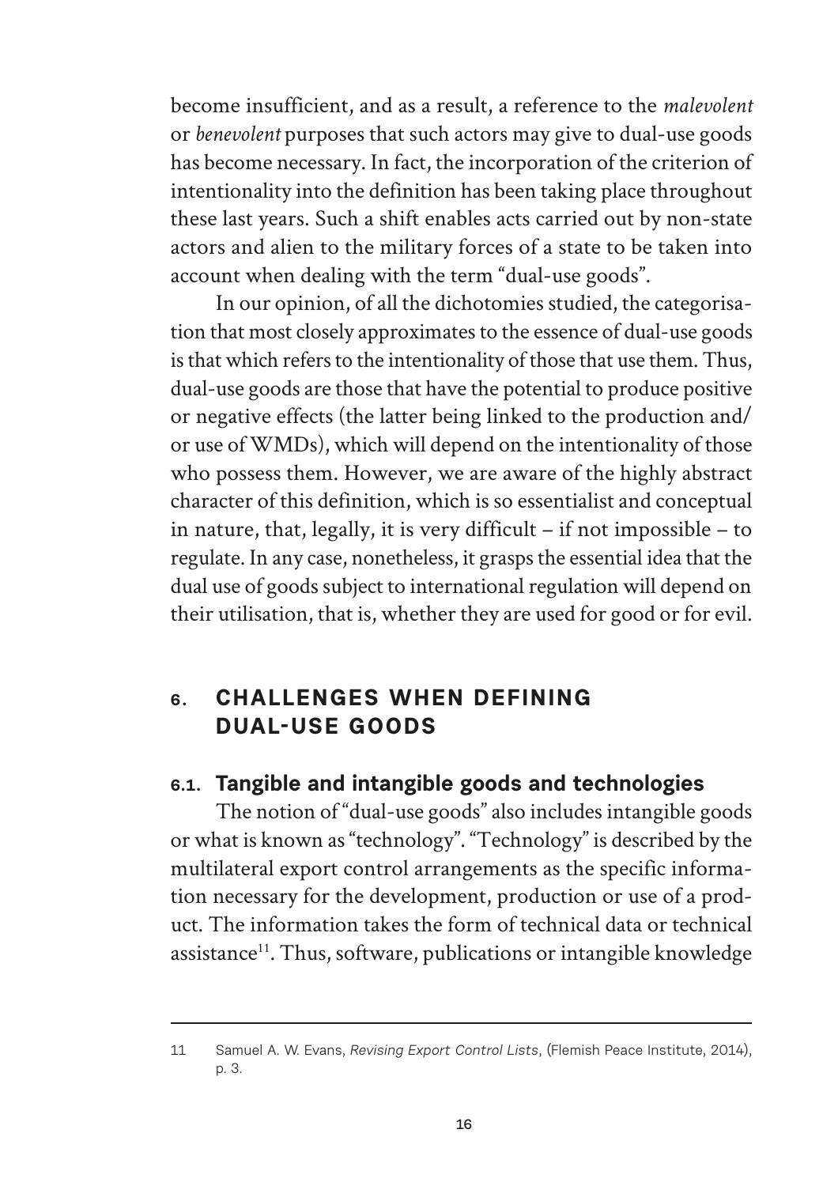become insufficient, and as a result, a reference to the *malevolent* or *benevolent* purposes that such actors may give to dual-use goods has become necessary. In fact, the incorporation of the criterion of intentionality into the definition has been taking place throughout these last years. Such a shift enables acts carried out by non-state actors and alien to the military forces of a state to be taken into account when dealing with the term "dual-use goods".

In our opinion, of all the dichotomies studied, the categorisation that most closely approximates to the essence of dual-use goods is that which refers to the intentionality of those that use them. Thus, dual-use goods are those that have the potential to produce positive or negative effects (the latter being linked to the production and/or use of WMDs), which will depend on the intentionality of those who possess them. However, we are aware of the highly abstract character of this definition, which is so essentialist and conceptual in nature, that, legally, it is very difficult – if not impossible – to regulate. In any case, nonetheless, it grasps the essential idea that the dual use of goods subject to international regulation will depend on their utilisation, that is, whether they are used for good or for evil.

## 6. CHALLENGES WHEN DEFINING DUAL-USE GOODS

### 6.1. Tangible and intangible goods and technologies

The notion of "dual-use goods" also includes intangible goods or what is known as "technology". "Technology" is described by the multilateral export control arrangements as the specific information necessary for the development, production or use of a product. The information takes the form of technical data or technical assistance[11]. Thus, software, publications or intangible knowledge

---

11 Samuel A. W. Evans, *Revising Export Control Lists*, (Flemish Peace Institute, 2014), p. 3.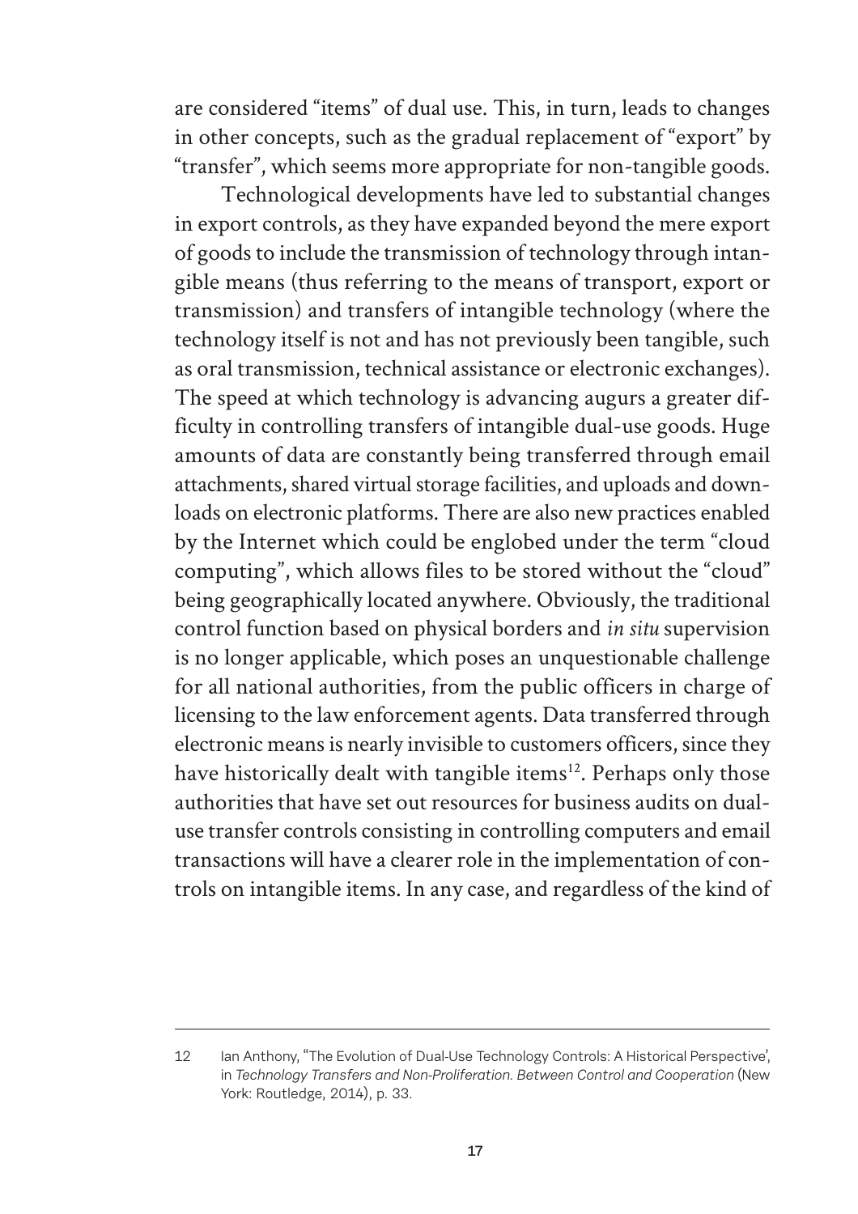are considered "items" of dual use. This, in turn, leads to changes in other concepts, such as the gradual replacement of "export" by "transfer", which seems more appropriate for non-tangible goods.

Technological developments have led to substantial changes in export controls, as they have expanded beyond the mere export of goods to include the transmission of technology through intangible means (thus referring to the means of transport, export or transmission) and transfers of intangible technology (where the technology itself is not and has not previously been tangible, such as oral transmission, technical assistance or electronic exchanges). The speed at which technology is advancing augurs a greater difficulty in controlling transfers of intangible dual-use goods. Huge amounts of data are constantly being transferred through email attachments, shared virtual storage facilities, and uploads and downloads on electronic platforms. There are also new practices enabled by the Internet which could be englobed under the term "cloud computing", which allows files to be stored without the "cloud" being geographically located anywhere. Obviously, the traditional control function based on physical borders and *in situ* supervision is no longer applicable, which poses an unquestionable challenge for all national authorities, from the public officers in charge of licensing to the law enforcement agents. Data transferred through electronic means is nearly invisible to customers officers, since they have historically dealt with tangible items[12]. Perhaps only those authorities that have set out resources for business audits on dual-use transfer controls consisting in controlling computers and email transactions will have a clearer role in the implementation of controls on intangible items. In any case, and regardless of the kind of

---

12 Ian Anthony, "The Evolution of Dual-Use Technology Controls: A Historical Perspective', in *Technology Transfers and Non-Proliferation. Between Control and Cooperation* (New York: Routledge, 2014), p. 33.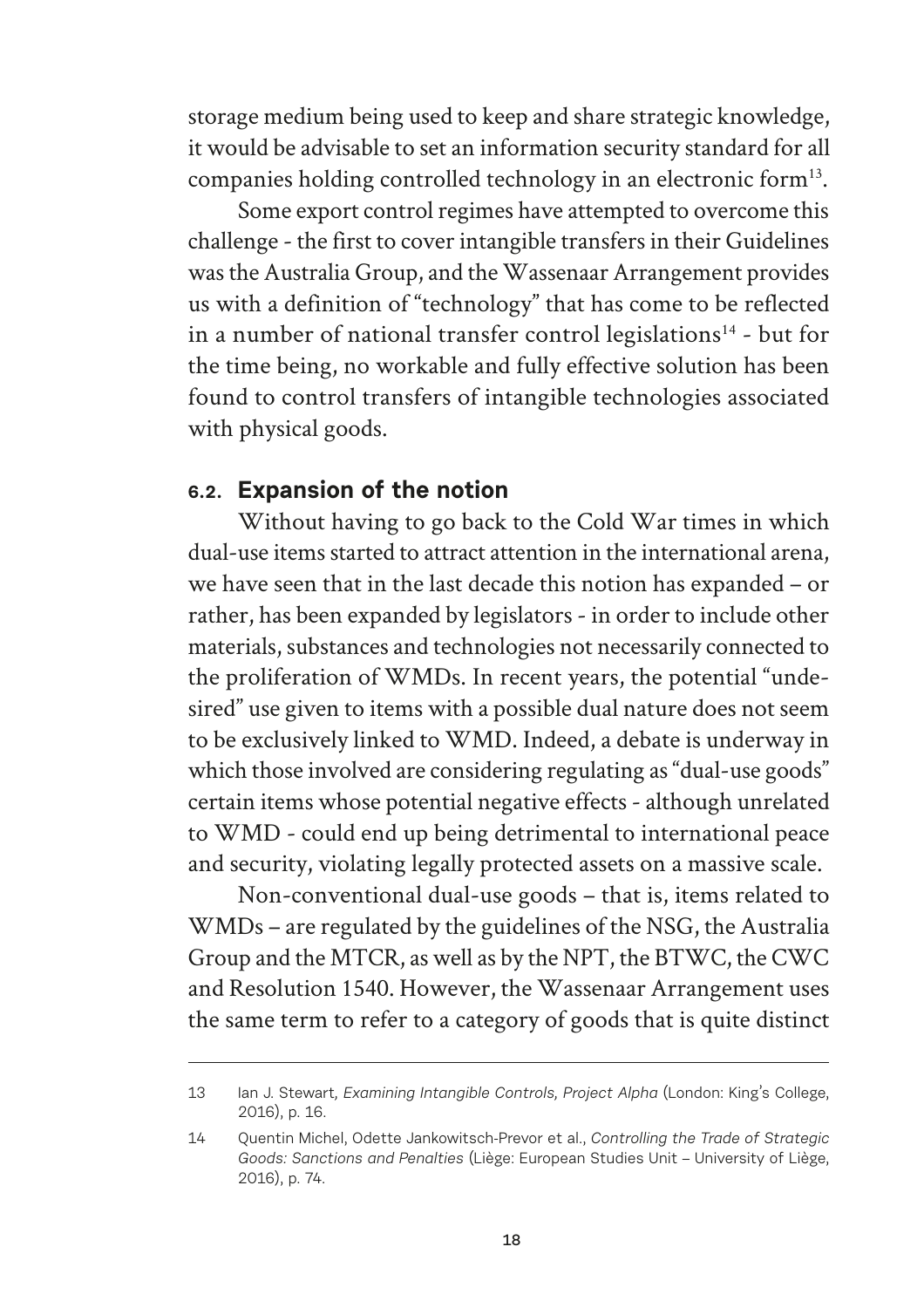storage medium being used to keep and share strategic knowledge, it would be advisable to set an information security standard for all companies holding controlled technology in an electronic form[13].

Some export control regimes have attempted to overcome this challenge - the first to cover intangible transfers in their Guidelines was the Australia Group, and the Wassenaar Arrangement provides us with a definition of "technology" that has come to be reflected in a number of national transfer control legislations[14] - but for the time being, no workable and fully effective solution has been found to control transfers of intangible technologies associated with physical goods.

## 6.2. Expansion of the notion

Without having to go back to the Cold War times in which dual-use items started to attract attention in the international arena, we have seen that in the last decade this notion has expanded – or rather, has been expanded by legislators - in order to include other materials, substances and technologies not necessarily connected to the proliferation of WMDs. In recent years, the potential "undesired" use given to items with a possible dual nature does not seem to be exclusively linked to WMD. Indeed, a debate is underway in which those involved are considering regulating as "dual-use goods" certain items whose potential negative effects - although unrelated to WMD - could end up being detrimental to international peace and security, violating legally protected assets on a massive scale.

Non-conventional dual-use goods – that is, items related to WMDs – are regulated by the guidelines of the NSG, the Australia Group and the MTCR, as well as by the NPT, the BTWC, the CWC and Resolution 1540. However, the Wassenaar Arrangement uses the same term to refer to a category of goods that is quite distinct

---

13 Ian J. Stewart, *Examining Intangible Controls, Project Alpha* (London: King's College, 2016), p. 16.

14 Quentin Michel, Odette Jankowitsch-Prevor et al., *Controlling the Trade of Strategic Goods: Sanctions and Penalties* (Liège: European Studies Unit – University of Liège, 2016), p. 74.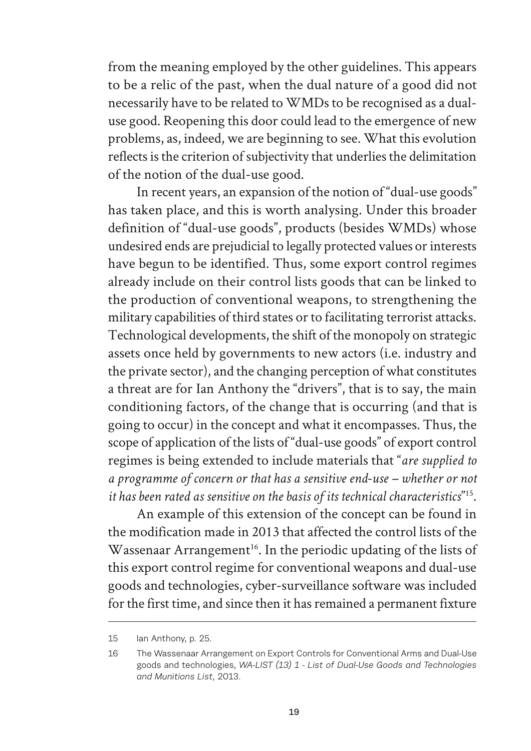from the meaning employed by the other guidelines. This appears to be a relic of the past, when the dual nature of a good did not necessarily have to be related to WMDs to be recognised as a dual-use good. Reopening this door could lead to the emergence of new problems, as, indeed, we are beginning to see. What this evolution reflects is the criterion of subjectivity that underlies the delimitation of the notion of the dual-use good.

In recent years, an expansion of the notion of "dual-use goods" has taken place, and this is worth analysing. Under this broader definition of "dual-use goods", products (besides WMDs) whose undesired ends are prejudicial to legally protected values or interests have begun to be identified. Thus, some export control regimes already include on their control lists goods that can be linked to the production of conventional weapons, to strengthening the military capabilities of third states or to facilitating terrorist attacks. Technological developments, the shift of the monopoly on strategic assets once held by governments to new actors (i.e. industry and the private sector), and the changing perception of what constitutes a threat are for Ian Anthony the "drivers", that is to say, the main conditioning factors, of the change that is occurring (and that is going to occur) in the concept and what it encompasses. Thus, the scope of application of the lists of "dual-use goods" of export control regimes is being extended to include materials that "*are supplied to a programme of concern or that has a sensitive end-use – whether or not it has been rated as sensitive on the basis of its technical characteristics*"[15].

An example of this extension of the concept can be found in the modification made in 2013 that affected the control lists of the Wassenaar Arrangement[16]. In the periodic updating of the lists of this export control regime for conventional weapons and dual-use goods and technologies, cyber-surveillance software was included for the first time, and since then it has remained a permanent fixture

---

15 Ian Anthony, p. 25.

16 The Wassenaar Arrangement on Export Controls for Conventional Arms and Dual-Use goods and technologies, *WA-LIST (13) 1 - List of Dual-Use Goods and Technologies and Munitions List*, 2013.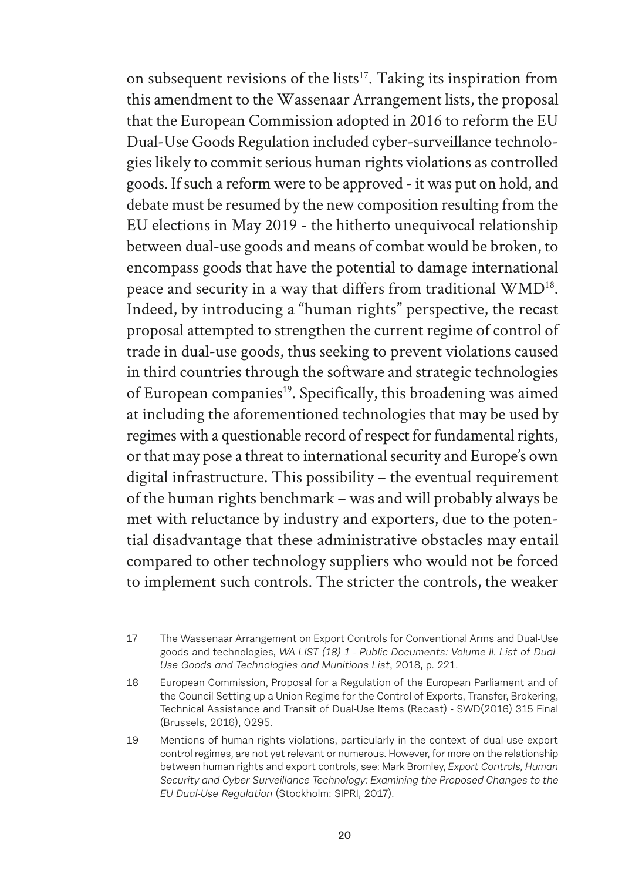on subsequent revisions of the lists[17]. Taking its inspiration from this amendment to the Wassenaar Arrangement lists, the proposal that the European Commission adopted in 2016 to reform the EU Dual-Use Goods Regulation included cyber-surveillance technologies likely to commit serious human rights violations as controlled goods. If such a reform were to be approved - it was put on hold, and debate must be resumed by the new composition resulting from the EU elections in May 2019 - the hitherto unequivocal relationship between dual-use goods and means of combat would be broken, to encompass goods that have the potential to damage international peace and security in a way that differs from traditional WMD[18]. Indeed, by introducing a "human rights" perspective, the recast proposal attempted to strengthen the current regime of control of trade in dual-use goods, thus seeking to prevent violations caused in third countries through the software and strategic technologies of European companies[19]. Specifically, this broadening was aimed at including the aforementioned technologies that may be used by regimes with a questionable record of respect for fundamental rights, or that may pose a threat to international security and Europe's own digital infrastructure. This possibility – the eventual requirement of the human rights benchmark – was and will probably always be met with reluctance by industry and exporters, due to the potential disadvantage that these administrative obstacles may entail compared to other technology suppliers who would not be forced to implement such controls. The stricter the controls, the weaker

---

17 The Wassenaar Arrangement on Export Controls for Conventional Arms and Dual-Use goods and technologies, *WA-LIST (18) 1 - Public Documents: Volume II. List of Dual-Use Goods and Technologies and Munitions List*, 2018, p. 221.

18 European Commission, Proposal for a Regulation of the European Parliament and of the Council Setting up a Union Regime for the Control of Exports, Transfer, Brokering, Technical Assistance and Transit of Dual-Use Items (Recast) - SWD(2016) 315 Final (Brussels, 2016), 0295.

19 Mentions of human rights violations, particularly in the context of dual-use export control regimes, are not yet relevant or numerous. However, for more on the relationship between human rights and export controls, see: Mark Bromley, *Export Controls, Human Security and Cyber-Surveillance Technology: Examining the Proposed Changes to the EU Dual-Use Regulation* (Stockholm: SIPRI, 2017).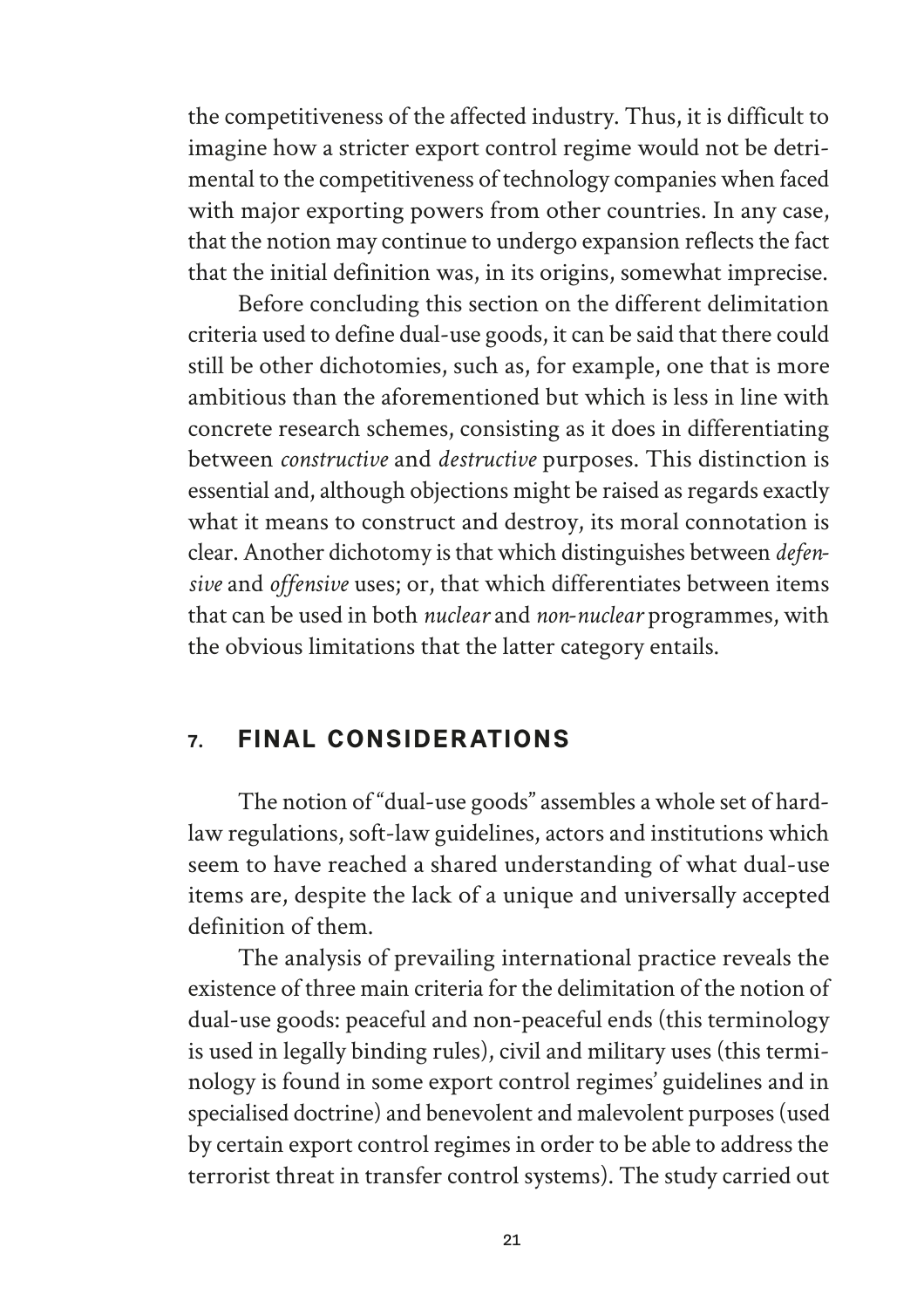the competitiveness of the affected industry. Thus, it is difficult to imagine how a stricter export control regime would not be detrimental to the competitiveness of technology companies when faced with major exporting powers from other countries. In any case, that the notion may continue to undergo expansion reflects the fact that the initial definition was, in its origins, somewhat imprecise.

Before concluding this section on the different delimitation criteria used to define dual-use goods, it can be said that there could still be other dichotomies, such as, for example, one that is more ambitious than the aforementioned but which is less in line with concrete research schemes, consisting as it does in differentiating between *constructive* and *destructive* purposes. This distinction is essential and, although objections might be raised as regards exactly what it means to construct and destroy, its moral connotation is clear. Another dichotomy is that which distinguishes between *defensive* and *offensive* uses; or, that which differentiates between items that can be used in both *nuclear* and *non-nuclear* programmes, with the obvious limitations that the latter category entails.

## 7. FINAL CONSIDERATIONS

The notion of "dual-use goods" assembles a whole set of hard-law regulations, soft-law guidelines, actors and institutions which seem to have reached a shared understanding of what dual-use items are, despite the lack of a unique and universally accepted definition of them.

The analysis of prevailing international practice reveals the existence of three main criteria for the delimitation of the notion of dual-use goods: peaceful and non-peaceful ends (this terminology is used in legally binding rules), civil and military uses (this terminology is found in some export control regimes' guidelines and in specialised doctrine) and benevolent and malevolent purposes (used by certain export control regimes in order to be able to address the terrorist threat in transfer control systems). The study carried out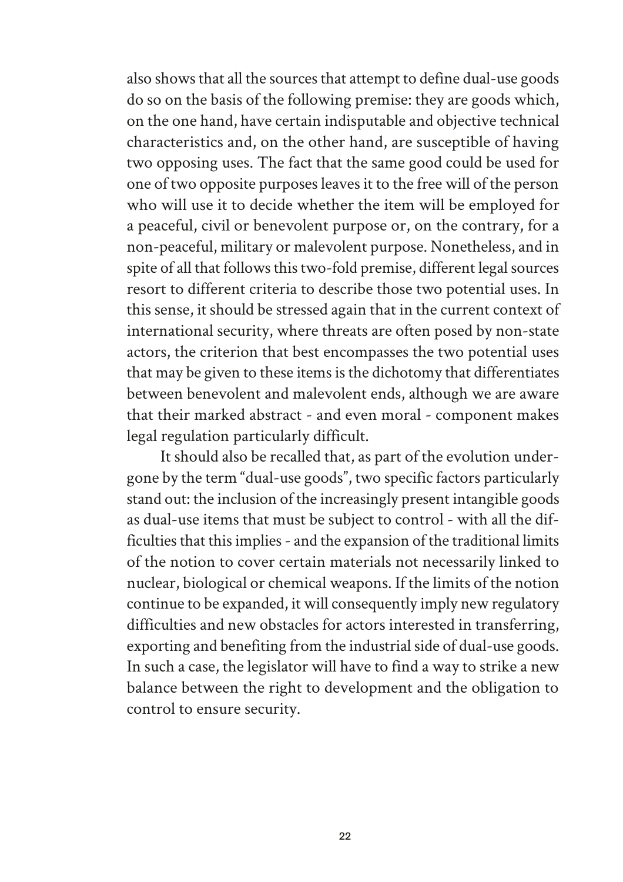also shows that all the sources that attempt to define dual-use goods do so on the basis of the following premise: they are goods which, on the one hand, have certain indisputable and objective technical characteristics and, on the other hand, are susceptible of having two opposing uses. The fact that the same good could be used for one of two opposite purposes leaves it to the free will of the person who will use it to decide whether the item will be employed for a peaceful, civil or benevolent purpose or, on the contrary, for a non-peaceful, military or malevolent purpose. Nonetheless, and in spite of all that follows this two-fold premise, different legal sources resort to different criteria to describe those two potential uses. In this sense, it should be stressed again that in the current context of international security, where threats are often posed by non-state actors, the criterion that best encompasses the two potential uses that may be given to these items is the dichotomy that differentiates between benevolent and malevolent ends, although we are aware that their marked abstract - and even moral - component makes legal regulation particularly difficult.

It should also be recalled that, as part of the evolution undergone by the term "dual-use goods", two specific factors particularly stand out: the inclusion of the increasingly present intangible goods as dual-use items that must be subject to control - with all the difficulties that this implies - and the expansion of the traditional limits of the notion to cover certain materials not necessarily linked to nuclear, biological or chemical weapons. If the limits of the notion continue to be expanded, it will consequently imply new regulatory difficulties and new obstacles for actors interested in transferring, exporting and benefiting from the industrial side of dual-use goods. In such a case, the legislator will have to find a way to strike a new balance between the right to development and the obligation to control to ensure security.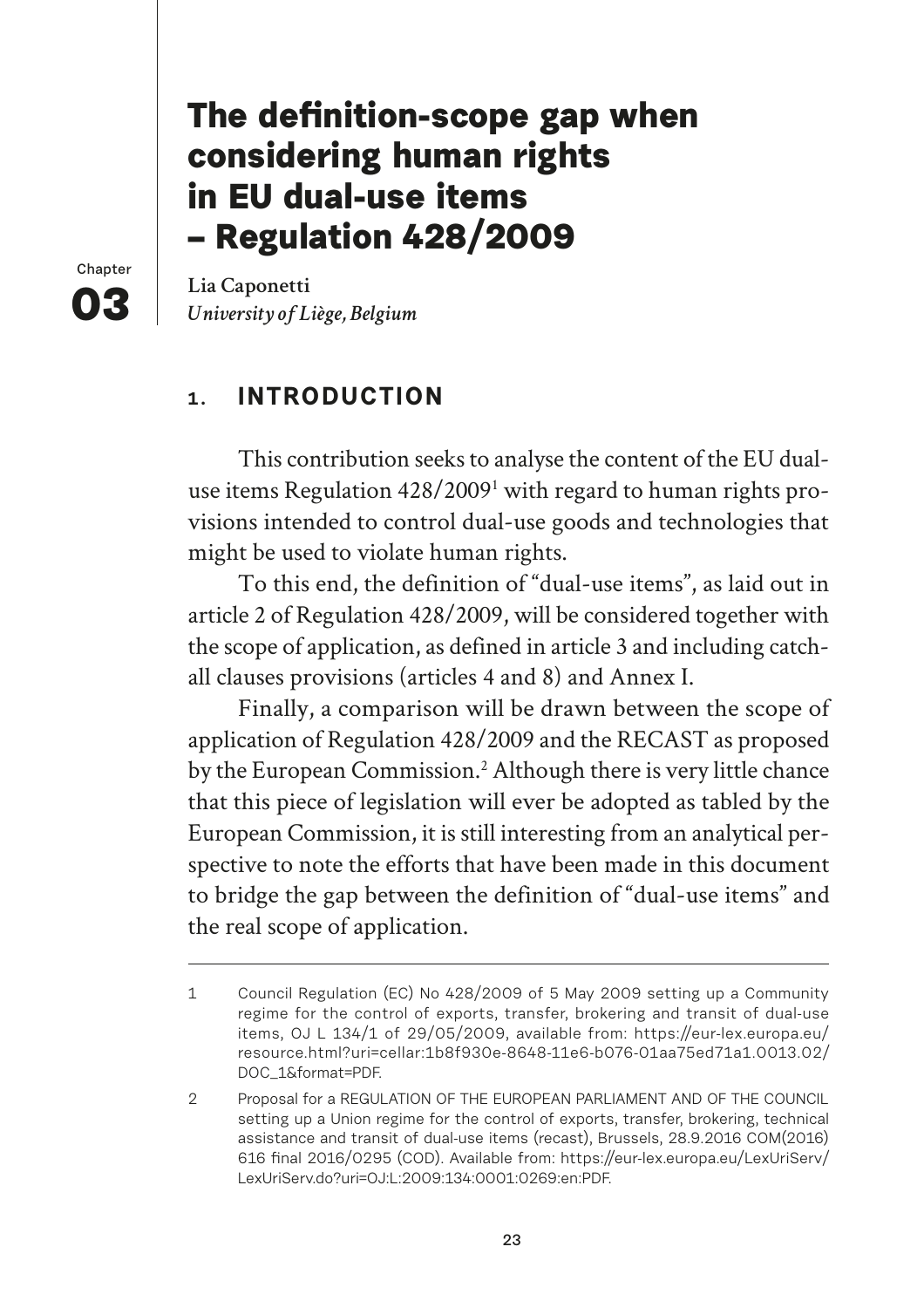Chapter 03

# The definition-scope gap when considering human rights in EU dual-use items – Regulation 428/2009

**Lia Caponetti**
*University of Liège, Belgium*

## 1. INTRODUCTION

This contribution seeks to analyse the content of the EU dual-use items Regulation 428/2009[1] with regard to human rights provisions intended to control dual-use goods and technologies that might be used to violate human rights.

To this end, the definition of "dual-use items", as laid out in article 2 of Regulation 428/2009, will be considered together with the scope of application, as defined in article 3 and including catch-all clauses provisions (articles 4 and 8) and Annex I.

Finally, a comparison will be drawn between the scope of application of Regulation 428/2009 and the RECAST as proposed by the European Commission.[2] Although there is very little chance that this piece of legislation will ever be adopted as tabled by the European Commission, it is still interesting from an analytical perspective to note the efforts that have been made in this document to bridge the gap between the definition of "dual-use items" and the real scope of application.

---

1 Council Regulation (EC) No 428/2009 of 5 May 2009 setting up a Community regime for the control of exports, transfer, brokering and transit of dual-use items, OJ L 134/1 of 29/05/2009, available from: https://eur-lex.europa.eu/resource.html?uri=cellar:1b8f930e-8648-11e6-b076-01aa75ed71a1.0013.02/DOC_1&format=PDF.

2 Proposal for a REGULATION OF THE EUROPEAN PARLIAMENT AND OF THE COUNCIL setting up a Union regime for the control of exports, transfer, brokering, technical assistance and transit of dual-use items (recast), Brussels, 28.9.2016 COM(2016) 616 final 2016/0295 (COD). Available from: https://eur-lex.europa.eu/LexUriServ/LexUriServ.do?uri=OJ:L:2009:134:0001:0269:en:PDF.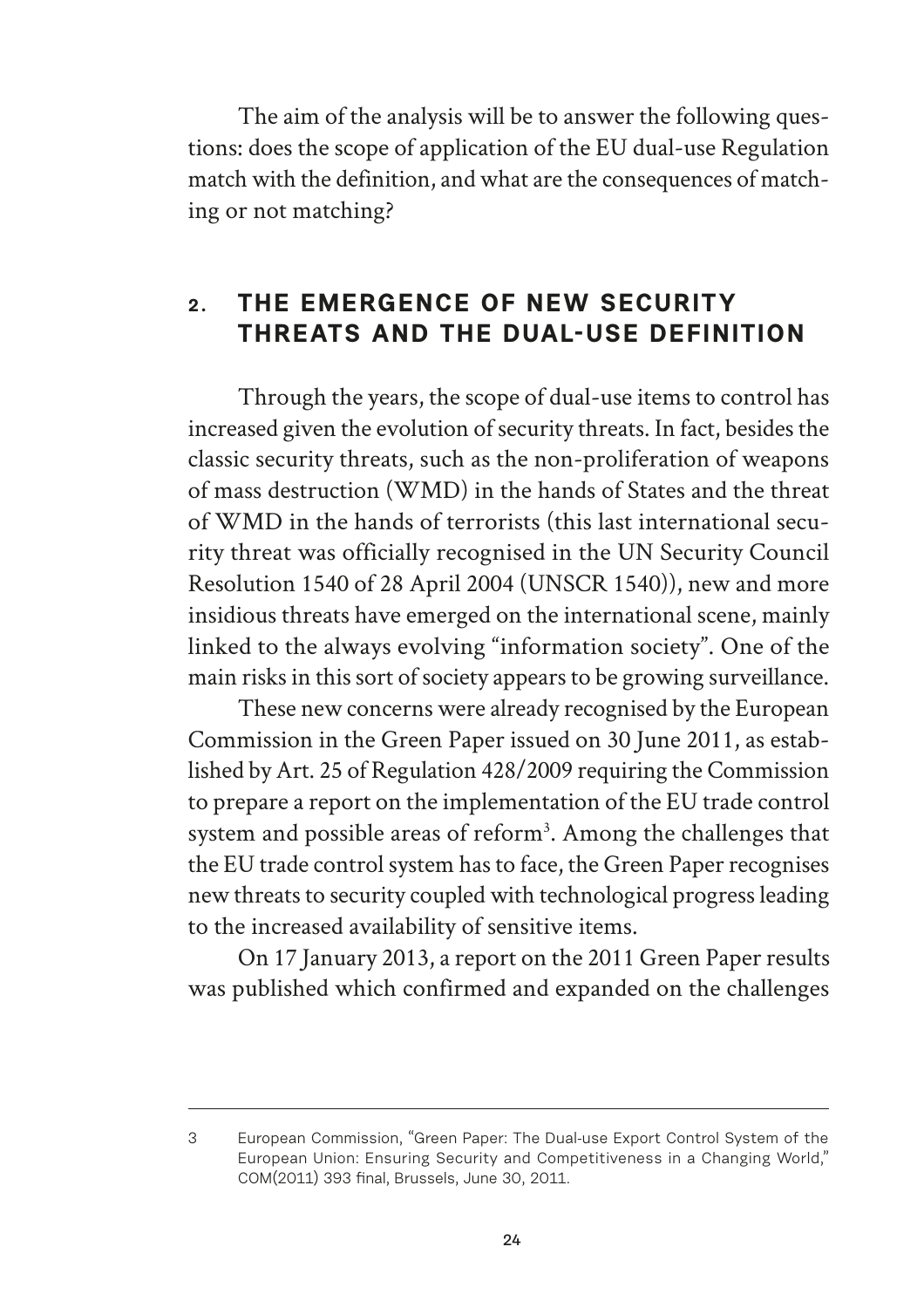The aim of the analysis will be to answer the following questions: does the scope of application of the EU dual-use Regulation match with the definition, and what are the consequences of matching or not matching?

## 2. THE EMERGENCE OF NEW SECURITY THREATS AND THE DUAL-USE DEFINITION

Through the years, the scope of dual-use items to control has increased given the evolution of security threats. In fact, besides the classic security threats, such as the non-proliferation of weapons of mass destruction (WMD) in the hands of States and the threat of WMD in the hands of terrorists (this last international security threat was officially recognised in the UN Security Council Resolution 1540 of 28 April 2004 (UNSCR 1540)), new and more insidious threats have emerged on the international scene, mainly linked to the always evolving "information society". One of the main risks in this sort of society appears to be growing surveillance.

These new concerns were already recognised by the European Commission in the Green Paper issued on 30 June 2011, as established by Art. 25 of Regulation 428/2009 requiring the Commission to prepare a report on the implementation of the EU trade control system and possible areas of reform[3]. Among the challenges that the EU trade control system has to face, the Green Paper recognises new threats to security coupled with technological progress leading to the increased availability of sensitive items.

On 17 January 2013, a report on the 2011 Green Paper results was published which confirmed and expanded on the challenges

---

3 European Commission, "Green Paper: The Dual-use Export Control System of the European Union: Ensuring Security and Competitiveness in a Changing World," COM(2011) 393 final, Brussels, June 30, 2011.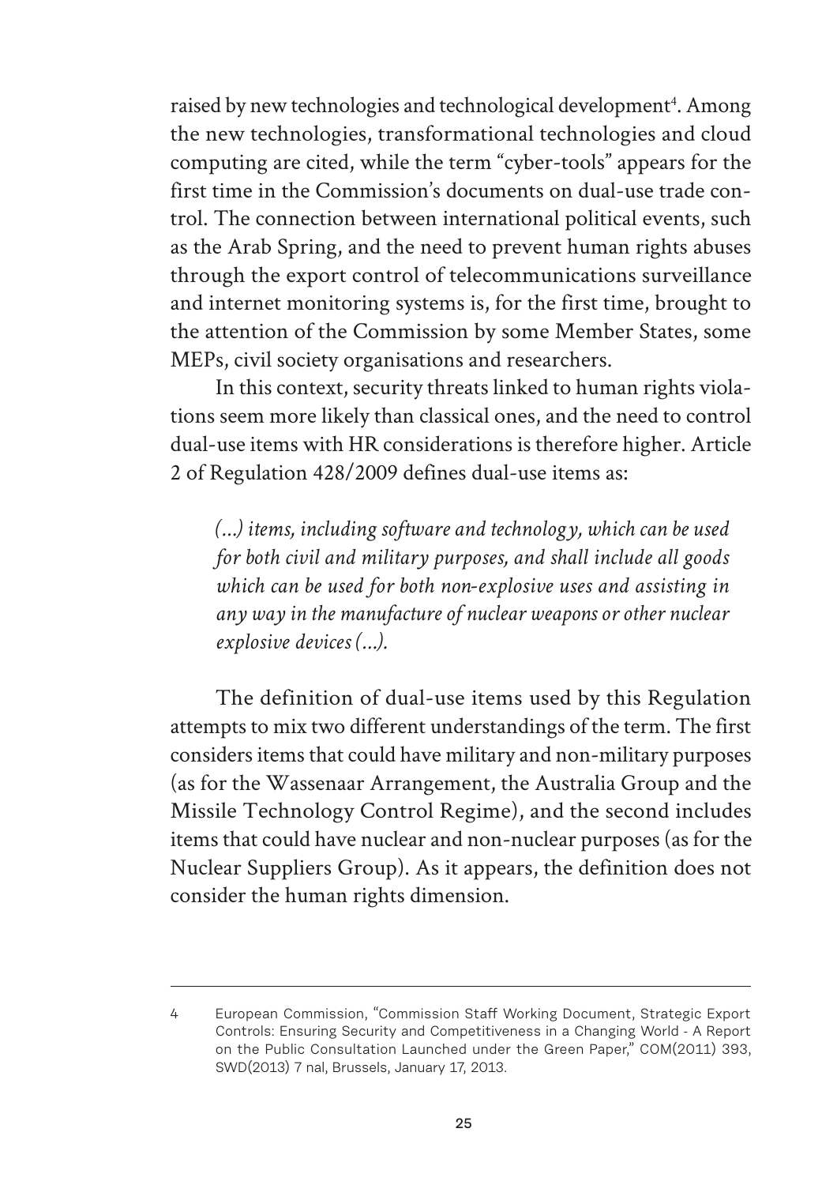raised by new technologies and technological development[4]. Among the new technologies, transformational technologies and cloud computing are cited, while the term "cyber-tools" appears for the first time in the Commission's documents on dual-use trade control. The connection between international political events, such as the Arab Spring, and the need to prevent human rights abuses through the export control of telecommunications surveillance and internet monitoring systems is, for the first time, brought to the attention of the Commission by some Member States, some MEPs, civil society organisations and researchers.

In this context, security threats linked to human rights violations seem more likely than classical ones, and the need to control dual-use items with HR considerations is therefore higher. Article 2 of Regulation 428/2009 defines dual-use items as:

> *(...) items, including software and technology, which can be used for both civil and military purposes, and shall include all goods which can be used for both non-explosive uses and assisting in any way in the manufacture of nuclear weapons or other nuclear explosive devices (...).*

The definition of dual-use items used by this Regulation attempts to mix two different understandings of the term. The first considers items that could have military and non-military purposes (as for the Wassenaar Arrangement, the Australia Group and the Missile Technology Control Regime), and the second includes items that could have nuclear and non-nuclear purposes (as for the Nuclear Suppliers Group). As it appears, the definition does not consider the human rights dimension.

---

4 European Commission, "Commission Staff Working Document, Strategic Export Controls: Ensuring Security and Competitiveness in a Changing World - A Report on the Public Consultation Launched under the Green Paper," COM(2011) 393, SWD(2013) 7 nal, Brussels, January 17, 2013.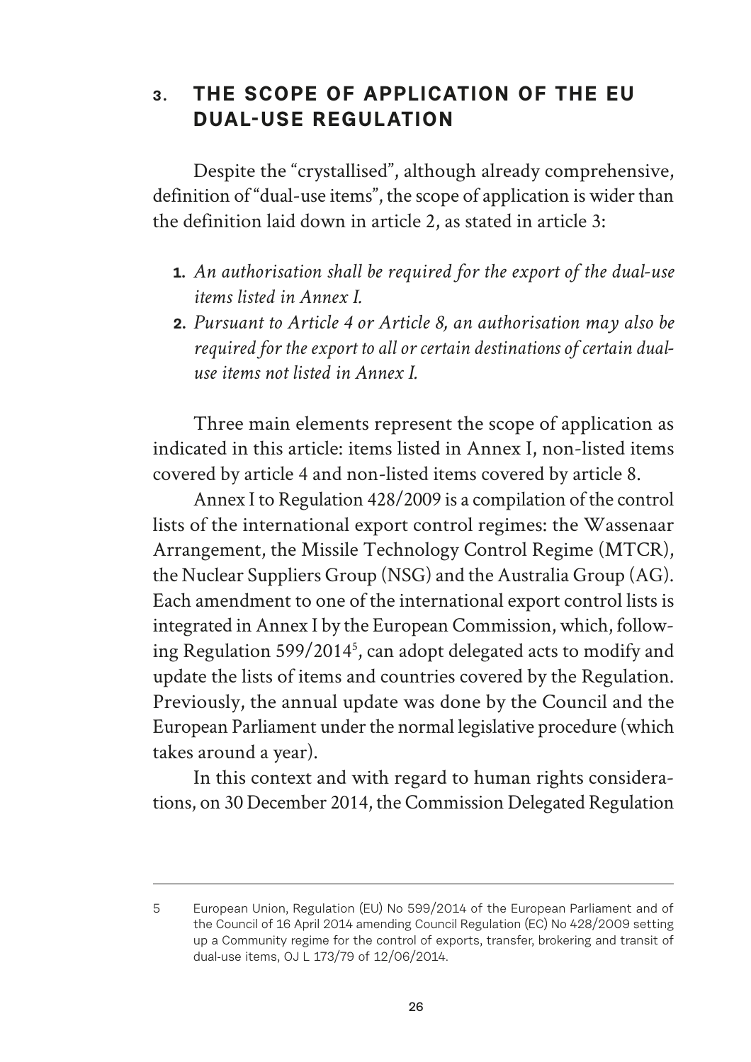## 3. THE SCOPE OF APPLICATION OF THE EU DUAL-USE REGULATION

Despite the "crystallised", although already comprehensive, definition of "dual-use items", the scope of application is wider than the definition laid down in article 2, as stated in article 3:

1. *An authorisation shall be required for the export of the dual-use items listed in Annex I.*
2. *Pursuant to Article 4 or Article 8, an authorisation may also be required for the export to all or certain destinations of certain dual-use items not listed in Annex I.*

Three main elements represent the scope of application as indicated in this article: items listed in Annex I, non-listed items covered by article 4 and non-listed items covered by article 8.

Annex I to Regulation 428/2009 is a compilation of the control lists of the international export control regimes: the Wassenaar Arrangement, the Missile Technology Control Regime (MTCR), the Nuclear Suppliers Group (NSG) and the Australia Group (AG). Each amendment to one of the international export control lists is integrated in Annex I by the European Commission, which, following Regulation 599/2014[5], can adopt delegated acts to modify and update the lists of items and countries covered by the Regulation. Previously, the annual update was done by the Council and the European Parliament under the normal legislative procedure (which takes around a year).

In this context and with regard to human rights considerations, on 30 December 2014, the Commission Delegated Regulation

---

5 European Union, Regulation (EU) No 599/2014 of the European Parliament and of the Council of 16 April 2014 amending Council Regulation (EC) No 428/2009 setting up a Community regime for the control of exports, transfer, brokering and transit of dual-use items, OJ L 173/79 of 12/06/2014.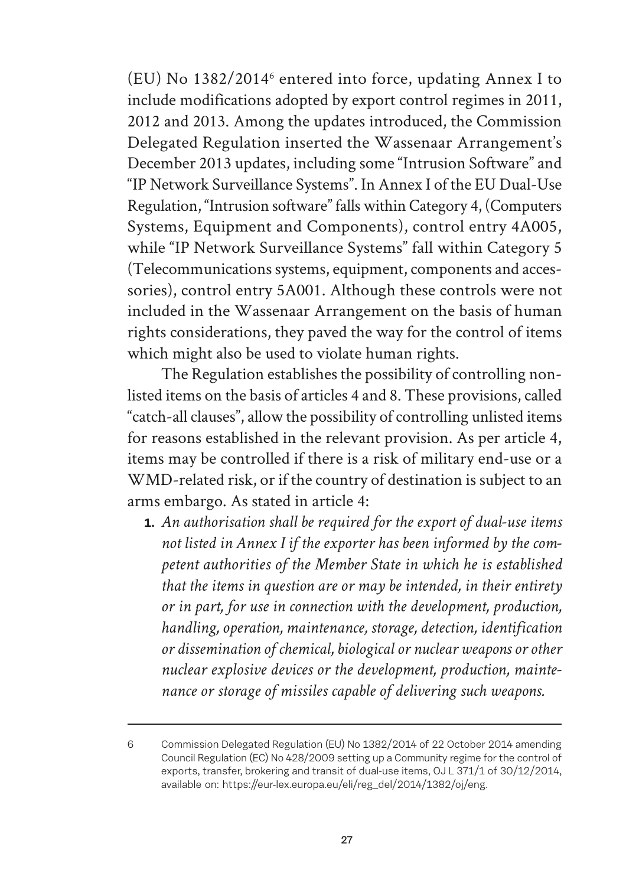(EU) No 1382/2014[6] entered into force, updating Annex I to include modifications adopted by export control regimes in 2011, 2012 and 2013. Among the updates introduced, the Commission Delegated Regulation inserted the Wassenaar Arrangement's December 2013 updates, including some "Intrusion Software" and "IP Network Surveillance Systems". In Annex I of the EU Dual-Use Regulation, "Intrusion software" falls within Category 4, (Computers Systems, Equipment and Components), control entry 4A005, while "IP Network Surveillance Systems" fall within Category 5 (Telecommunications systems, equipment, components and accessories), control entry 5A001. Although these controls were not included in the Wassenaar Arrangement on the basis of human rights considerations, they paved the way for the control of items which might also be used to violate human rights.

The Regulation establishes the possibility of controlling non-listed items on the basis of articles 4 and 8. These provisions, called "catch-all clauses", allow the possibility of controlling unlisted items for reasons established in the relevant provision. As per article 4, items may be controlled if there is a risk of military end-use or a WMD-related risk, or if the country of destination is subject to an arms embargo. As stated in article 4:

1. *An authorisation shall be required for the export of dual-use items not listed in Annex I if the exporter has been informed by the competent authorities of the Member State in which he is established that the items in question are or may be intended, in their entirety or in part, for use in connection with the development, production, handling, operation, maintenance, storage, detection, identification or dissemination of chemical, biological or nuclear weapons or other nuclear explosive devices or the development, production, maintenance or storage of missiles capable of delivering such weapons.*

---

6 Commission Delegated Regulation (EU) No 1382/2014 of 22 October 2014 amending Council Regulation (EC) No 428/2009 setting up a Community regime for the control of exports, transfer, brokering and transit of dual-use items, OJ L 371/1 of 30/12/2014, available on: https://eur-lex.europa.eu/eli/reg_del/2014/1382/oj/eng.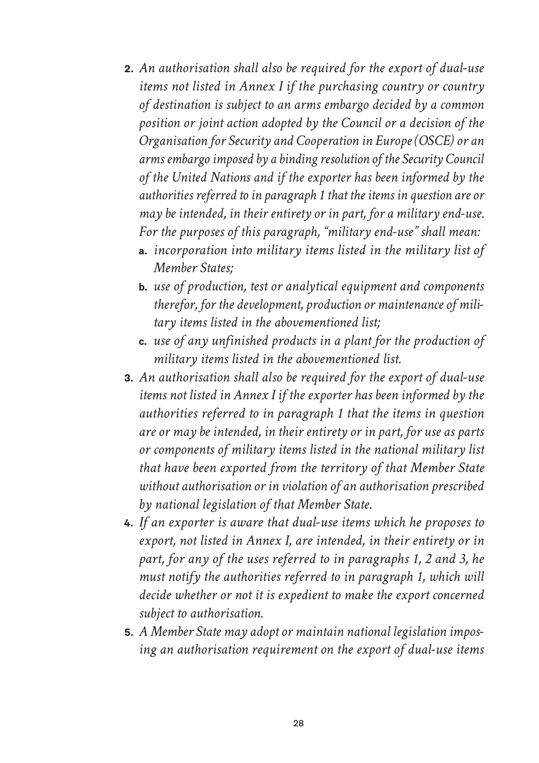2. *An authorisation shall also be required for the export of dual-use items not listed in Annex I if the purchasing country or country of destination is subject to an arms embargo decided by a common position or joint action adopted by the Council or a decision of the Organisation for Security and Cooperation in Europe (OSCE) or an arms embargo imposed by a binding resolution of the Security Council of the United Nations and if the exporter has been informed by the authorities referred to in paragraph 1 that the items in question are or may be intended, in their entirety or in part, for a military end-use. For the purposes of this paragraph, "military end-use" shall mean:*
    a. *incorporation into military items listed in the military list of Member States;*
    b. *use of production, test or analytical equipment and components therefor, for the development, production or maintenance of military items listed in the abovementioned list;*
    c. *use of any unfinished products in a plant for the production of military items listed in the abovementioned list.*
3. *An authorisation shall also be required for the export of dual-use items not listed in Annex I if the exporter has been informed by the authorities referred to in paragraph 1 that the items in question are or may be intended, in their entirety or in part, for use as parts or components of military items listed in the national military list that have been exported from the territory of that Member State without authorisation or in violation of an authorisation prescribed by national legislation of that Member State.*
4. *If an exporter is aware that dual-use items which he proposes to export, not listed in Annex I, are intended, in their entirety or in part, for any of the uses referred to in paragraphs 1, 2 and 3, he must notify the authorities referred to in paragraph 1, which will decide whether or not it is expedient to make the export concerned subject to authorisation.*
5. *A Member State may adopt or maintain national legislation imposing an authorisation requirement on the export of dual-use items*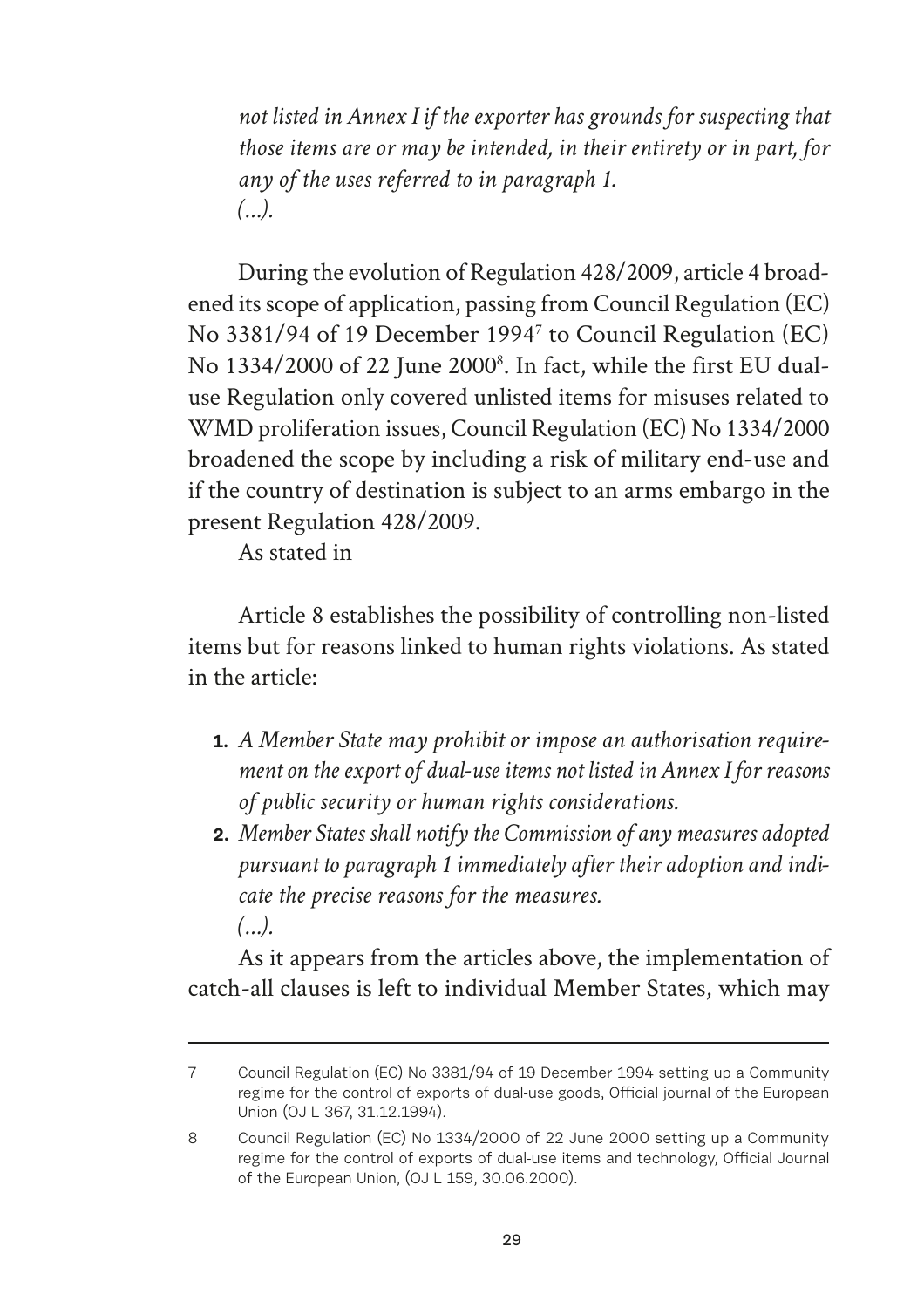*not listed in Annex I if the exporter has grounds for suspecting that those items are or may be intended, in their entirety or in part, for any of the uses referred to in paragraph 1.*
*(...).*

During the evolution of Regulation 428/2009, article 4 broadened its scope of application, passing from Council Regulation (EC) No 3381/94 of 19 December 1994[7] to Council Regulation (EC) No 1334/2000 of 22 June 2000[8]. In fact, while the first EU dual-use Regulation only covered unlisted items for misuses related to WMD proliferation issues, Council Regulation (EC) No 1334/2000 broadened the scope by including a risk of military end-use and if the country of destination is subject to an arms embargo in the present Regulation 428/2009.

As stated in

Article 8 establishes the possibility of controlling non-listed items but for reasons linked to human rights violations. As stated in the article:

1. *A Member State may prohibit or impose an authorisation requirement on the export of dual-use items not listed in Annex I for reasons of public security or human rights considerations.*
2. *Member States shall notify the Commission of any measures adopted pursuant to paragraph 1 immediately after their adoption and indicate the precise reasons for the measures.*
*(...).*

As it appears from the articles above, the implementation of catch-all clauses is left to individual Member States, which may

---

7 Council Regulation (EC) No 3381/94 of 19 December 1994 setting up a Community regime for the control of exports of dual-use goods, Official journal of the European Union (OJ L 367, 31.12.1994).

8 Council Regulation (EC) No 1334/2000 of 22 June 2000 setting up a Community regime for the control of exports of dual-use items and technology, Official Journal of the European Union, (OJ L 159, 30.06.2000).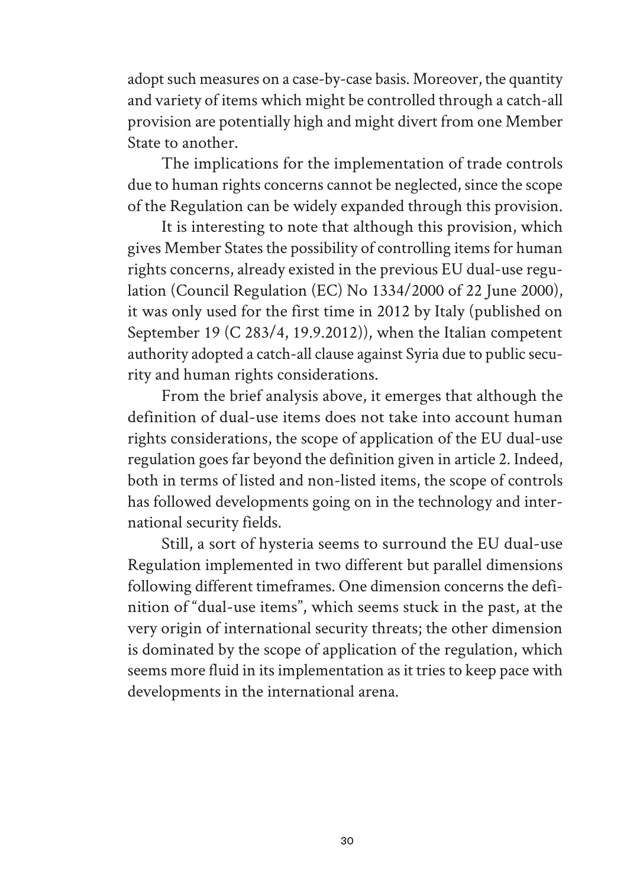adopt such measures on a case-by-case basis. Moreover, the quantity and variety of items which might be controlled through a catch-all provision are potentially high and might divert from one Member State to another.

The implications for the implementation of trade controls due to human rights concerns cannot be neglected, since the scope of the Regulation can be widely expanded through this provision.

It is interesting to note that although this provision, which gives Member States the possibility of controlling items for human rights concerns, already existed in the previous EU dual-use regulation (Council Regulation (EC) No 1334/2000 of 22 June 2000), it was only used for the first time in 2012 by Italy (published on September 19 (C 283/4, 19.9.2012)), when the Italian competent authority adopted a catch-all clause against Syria due to public security and human rights considerations.

From the brief analysis above, it emerges that although the definition of dual-use items does not take into account human rights considerations, the scope of application of the EU dual-use regulation goes far beyond the definition given in article 2. Indeed, both in terms of listed and non-listed items, the scope of controls has followed developments going on in the technology and international security fields.

Still, a sort of hysteria seems to surround the EU dual-use Regulation implemented in two different but parallel dimensions following different timeframes. One dimension concerns the definition of "dual-use items", which seems stuck in the past, at the very origin of international security threats; the other dimension is dominated by the scope of application of the regulation, which seems more fluid in its implementation as it tries to keep pace with developments in the international arena.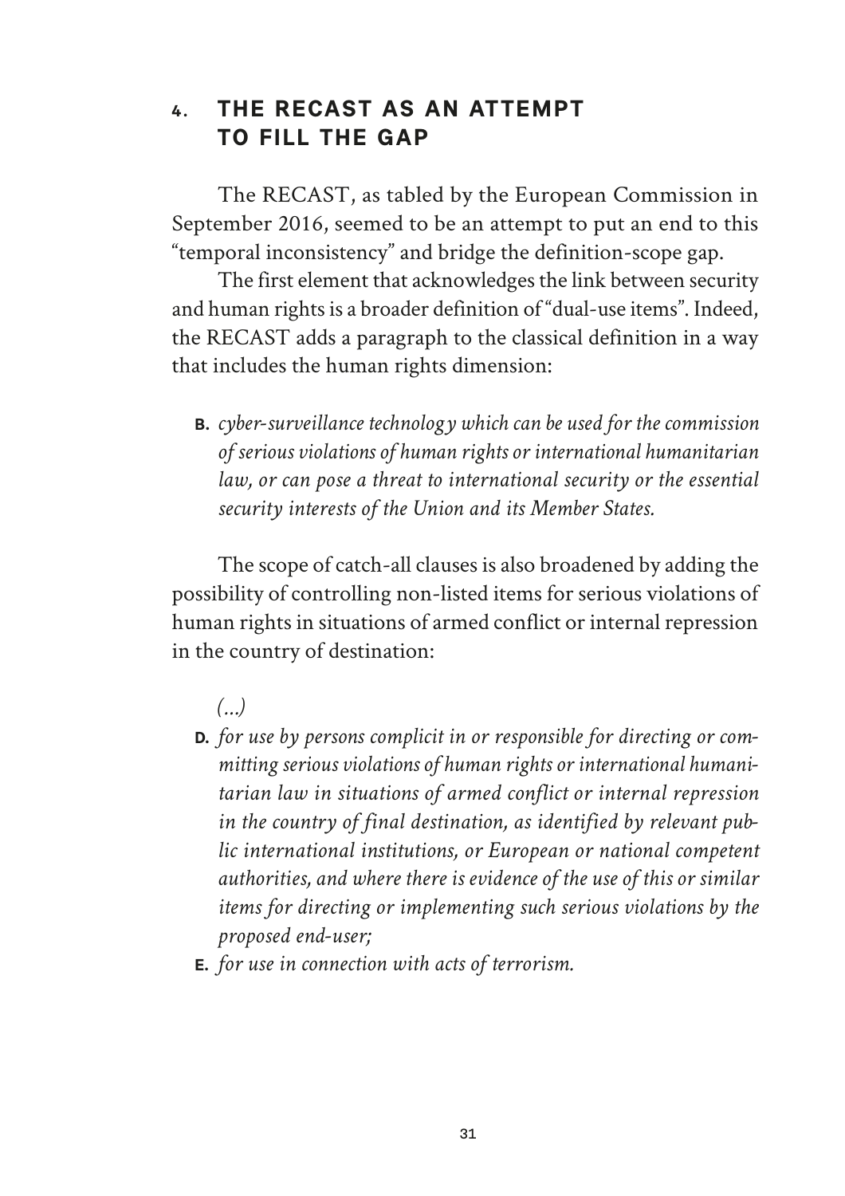## 4. THE RECAST AS AN ATTEMPT TO FILL THE GAP

The RECAST, as tabled by the European Commission in September 2016, seemed to be an attempt to put an end to this "temporal inconsistency" and bridge the definition-scope gap.

The first element that acknowledges the link between security and human rights is a broader definition of "dual-use items". Indeed, the RECAST adds a paragraph to the classical definition in a way that includes the human rights dimension:

**B.** *cyber-surveillance technology which can be used for the commission of serious violations of human rights or international humanitarian law, or can pose a threat to international security or the essential security interests of the Union and its Member States.*

The scope of catch-all clauses is also broadened by adding the possibility of controlling non-listed items for serious violations of human rights in situations of armed conflict or internal repression in the country of destination:

*(...)*

**D.** *for use by persons complicit in or responsible for directing or committing serious violations of human rights or international humanitarian law in situations of armed conflict or internal repression in the country of final destination, as identified by relevant public international institutions, or European or national competent authorities, and where there is evidence of the use of this or similar items for directing or implementing such serious violations by the proposed end-user;*

**E.** *for use in connection with acts of terrorism.*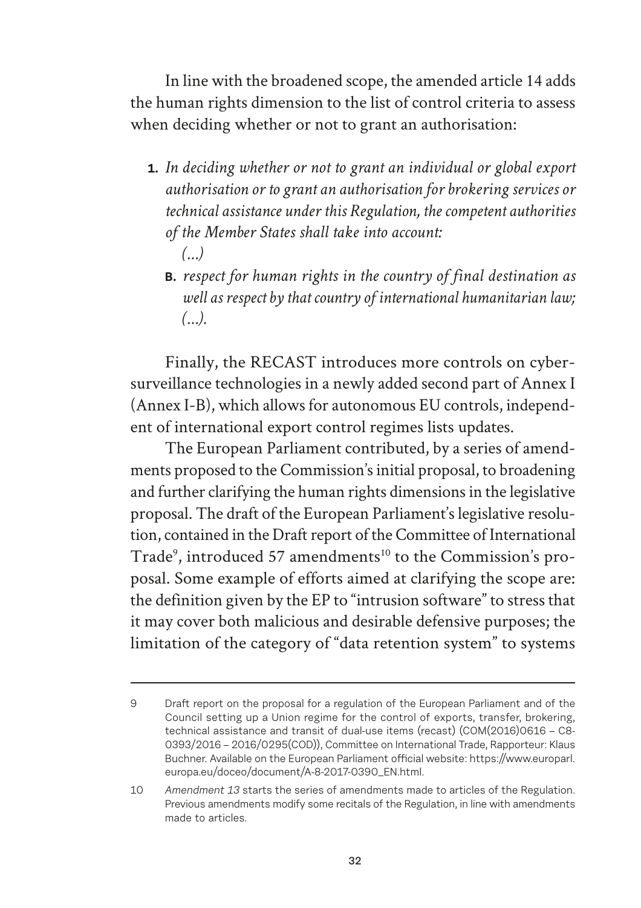In line with the broadened scope, the amended article 14 adds the human rights dimension to the list of control criteria to assess when deciding whether or not to grant an authorisation:

1. *In deciding whether or not to grant an individual or global export authorisation or to grant an authorisation for brokering services or technical assistance under this Regulation, the competent authorities of the Member States shall take into account:*

   *(...)*

   **B.** *respect for human rights in the country of final destination as well as respect by that country of international humanitarian law; (...).*

Finally, the RECAST introduces more controls on cyber-surveillance technologies in a newly added second part of Annex I (Annex I-B), which allows for autonomous EU controls, independent of international export control regimes lists updates.

The European Parliament contributed, by a series of amendments proposed to the Commission's initial proposal, to broadening and further clarifying the human rights dimensions in the legislative proposal. The draft of the European Parliament's legislative resolution, contained in the Draft report of the Committee of International Trade[9], introduced 57 amendments[10] to the Commission's proposal. Some example of efforts aimed at clarifying the scope are: the definition given by the EP to "intrusion software" to stress that it may cover both malicious and desirable defensive purposes; the limitation of the category of "data retention system" to systems

---

9 Draft report on the proposal for a regulation of the European Parliament and of the Council setting up a Union regime for the control of exports, transfer, brokering, technical assistance and transit of dual-use items (recast) (COM(2016)0616 – C8-0393/2016 – 2016/0295(COD)), Committee on International Trade, Rapporteur: Klaus Buchner. Available on the European Parliament official website: https://www.europarl.europa.eu/doceo/document/A-8-2017-0390_EN.html.

10 *Amendment 13* starts the series of amendments made to articles of the Regulation. Previous amendments modify some recitals of the Regulation, in line with amendments made to articles.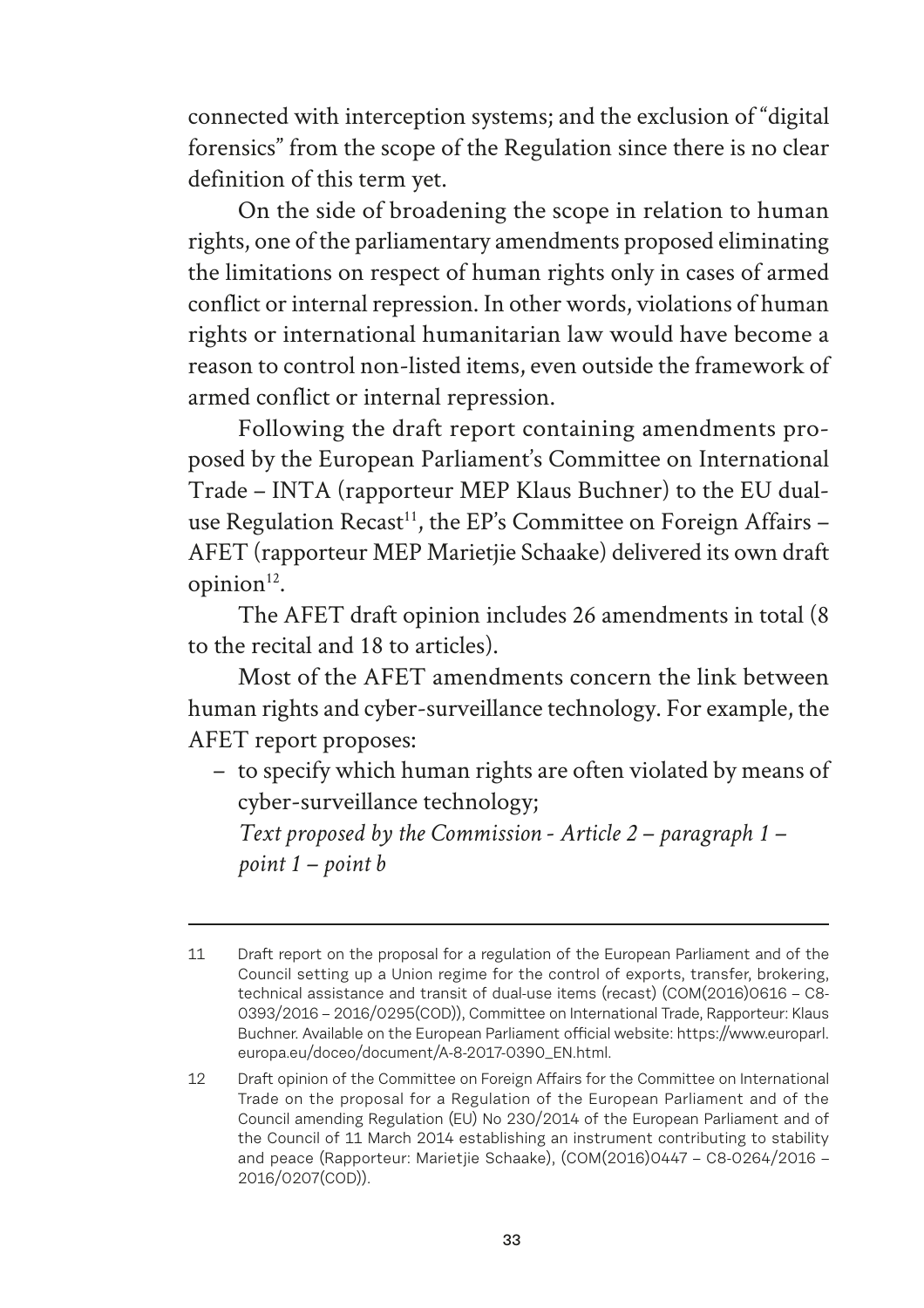connected with interception systems; and the exclusion of "digital forensics" from the scope of the Regulation since there is no clear definition of this term yet.

On the side of broadening the scope in relation to human rights, one of the parliamentary amendments proposed eliminating the limitations on respect of human rights only in cases of armed conflict or internal repression. In other words, violations of human rights or international humanitarian law would have become a reason to control non-listed items, even outside the framework of armed conflict or internal repression.

Following the draft report containing amendments proposed by the European Parliament's Committee on International Trade – INTA (rapporteur MEP Klaus Buchner) to the EU dual-use Regulation Recast[11], the EP's Committee on Foreign Affairs – AFET (rapporteur MEP Marietjie Schaake) delivered its own draft opinion[12].

The AFET draft opinion includes 26 amendments in total (8 to the recital and 18 to articles).

Most of the AFET amendments concern the link between human rights and cyber-surveillance technology. For example, the AFET report proposes:

- to specify which human rights are often violated by means of cyber-surveillance technology;

  *Text proposed by the Commission - Article 2 – paragraph 1 – point 1 – point b*

---

11 Draft report on the proposal for a regulation of the European Parliament and of the Council setting up a Union regime for the control of exports, transfer, brokering, technical assistance and transit of dual-use items (recast) (COM(2016)0616 – C8-0393/2016 – 2016/0295(COD)), Committee on International Trade, Rapporteur: Klaus Buchner. Available on the European Parliament official website: https://www.europarl.europa.eu/doceo/document/A-8-2017-0390_EN.html.

12 Draft opinion of the Committee on Foreign Affairs for the Committee on International Trade on the proposal for a Regulation of the European Parliament and of the Council amending Regulation (EU) No 230/2014 of the European Parliament and of the Council of 11 March 2014 establishing an instrument contributing to stability and peace (Rapporteur: Marietjie Schaake), (COM(2016)0447 – C8-0264/2016 – 2016/0207(COD)).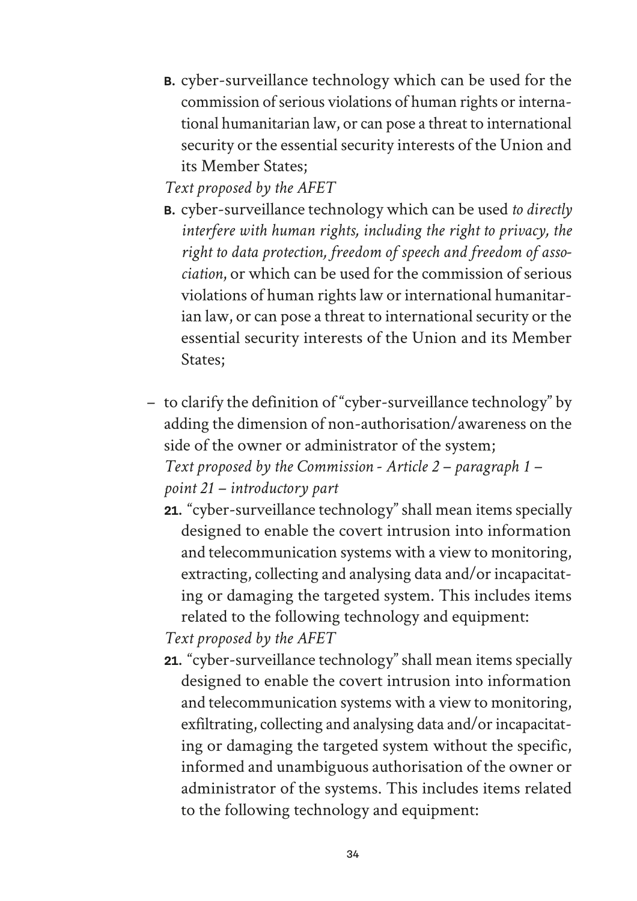**B.** cyber-surveillance technology which can be used for the commission of serious violations of human rights or international humanitarian law, or can pose a threat to international security or the essential security interests of the Union and its Member States;

*Text proposed by the AFET*

**B.** cyber-surveillance technology which can be used *to directly interfere with human rights, including the right to privacy, the right to data protection, freedom of speech and freedom of association*, or which can be used for the commission of serious violations of human rights law or international humanitarian law, or can pose a threat to international security or the essential security interests of the Union and its Member States;

– to clarify the definition of "cyber-surveillance technology" by adding the dimension of non-authorisation/awareness on the side of the owner or administrator of the system;

*Text proposed by the Commission - Article 2 – paragraph 1 – point 21 – introductory part*

**21.** "cyber-surveillance technology" shall mean items specially designed to enable the covert intrusion into information and telecommunication systems with a view to monitoring, extracting, collecting and analysing data and/or incapacitating or damaging the targeted system. This includes items related to the following technology and equipment:

*Text proposed by the AFET*

**21.** "cyber-surveillance technology" shall mean items specially designed to enable the covert intrusion into information and telecommunication systems with a view to monitoring, exfiltrating, collecting and analysing data and/or incapacitating or damaging the targeted system without the specific, informed and unambiguous authorisation of the owner or administrator of the systems. This includes items related to the following technology and equipment: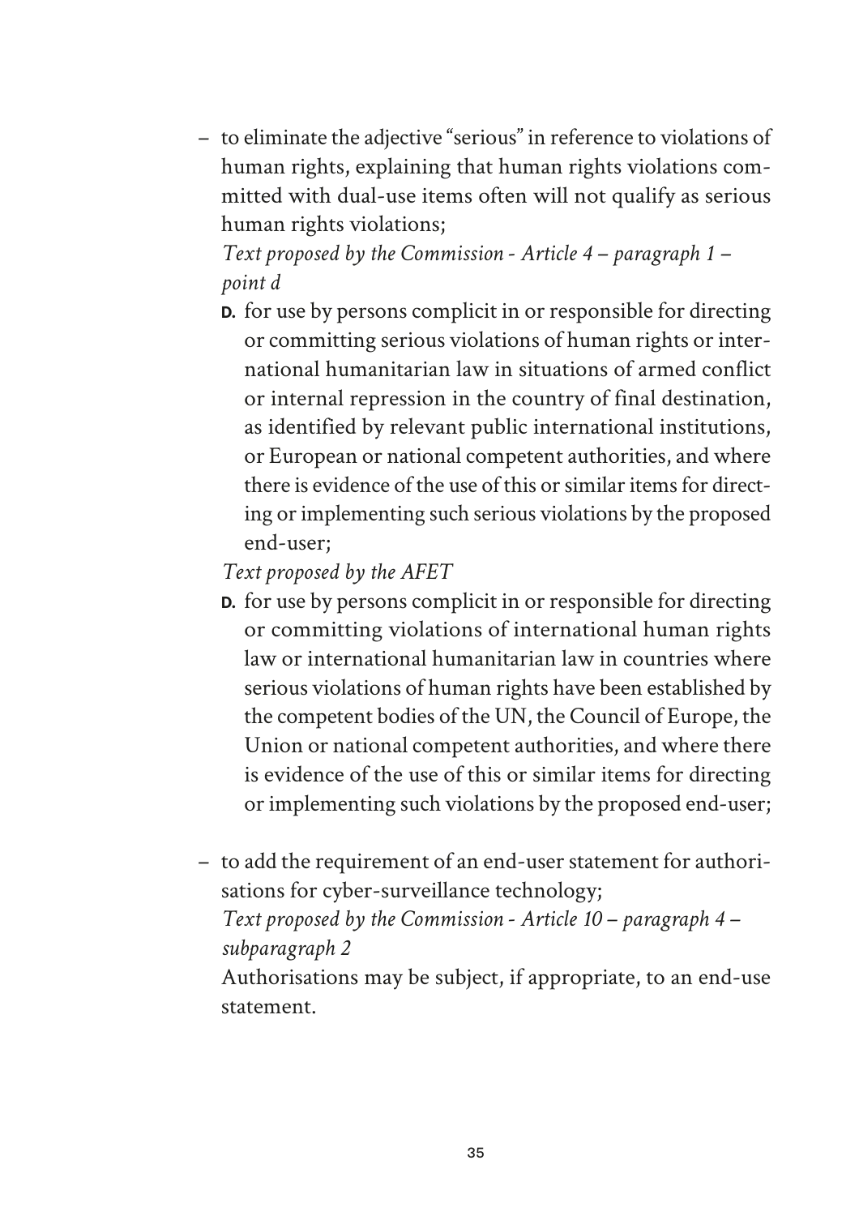- to eliminate the adjective "serious" in reference to violations of human rights, explaining that human rights violations committed with dual-use items often will not qualify as serious human rights violations;

  *Text proposed by the Commission - Article 4 – paragraph 1 – point d*

  **D.** for use by persons complicit in or responsible for directing or committing serious violations of human rights or international humanitarian law in situations of armed conflict or internal repression in the country of final destination, as identified by relevant public international institutions, or European or national competent authorities, and where there is evidence of the use of this or similar items for directing or implementing such serious violations by the proposed end-user;

  *Text proposed by the AFET*

  **D.** for use by persons complicit in or responsible for directing or committing violations of international human rights law or international humanitarian law in countries where serious violations of human rights have been established by the competent bodies of the UN, the Council of Europe, the Union or national competent authorities, and where there is evidence of the use of this or similar items for directing or implementing such violations by the proposed end-user;

- to add the requirement of an end-user statement for authorisations for cyber-surveillance technology;

  *Text proposed by the Commission - Article 10 – paragraph 4 – subparagraph 2*

  Authorisations may be subject, if appropriate, to an end-use statement.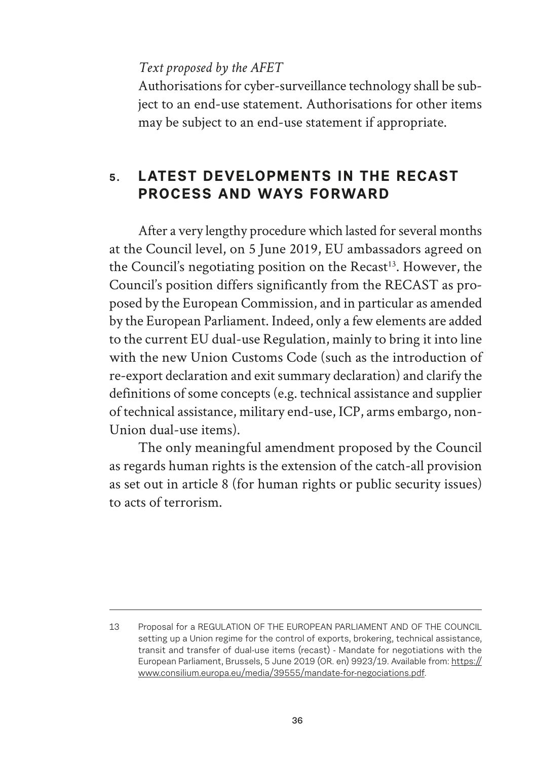*Text proposed by the AFET*

Authorisations for cyber-surveillance technology shall be subject to an end-use statement. Authorisations for other items may be subject to an end-use statement if appropriate.

## 5. LATEST DEVELOPMENTS IN THE RECAST PROCESS AND WAYS FORWARD

After a very lengthy procedure which lasted for several months at the Council level, on 5 June 2019, EU ambassadors agreed on the Council's negotiating position on the Recast[13]. However, the Council's position differs significantly from the RECAST as proposed by the European Commission, and in particular as amended by the European Parliament. Indeed, only a few elements are added to the current EU dual-use Regulation, mainly to bring it into line with the new Union Customs Code (such as the introduction of re-export declaration and exit summary declaration) and clarify the definitions of some concepts (e.g. technical assistance and supplier of technical assistance, military end-use, ICP, arms embargo, non-Union dual-use items).

The only meaningful amendment proposed by the Council as regards human rights is the extension of the catch-all provision as set out in article 8 (for human rights or public security issues) to acts of terrorism.

---

13 Proposal for a REGULATION OF THE EUROPEAN PARLIAMENT AND OF THE COUNCIL setting up a Union regime for the control of exports, brokering, technical assistance, transit and transfer of dual-use items (recast) - Mandate for negotiations with the European Parliament, Brussels, 5 June 2019 (OR. en) 9923/19. Available from: https://www.consilium.europa.eu/media/39555/mandate-for-negociations.pdf.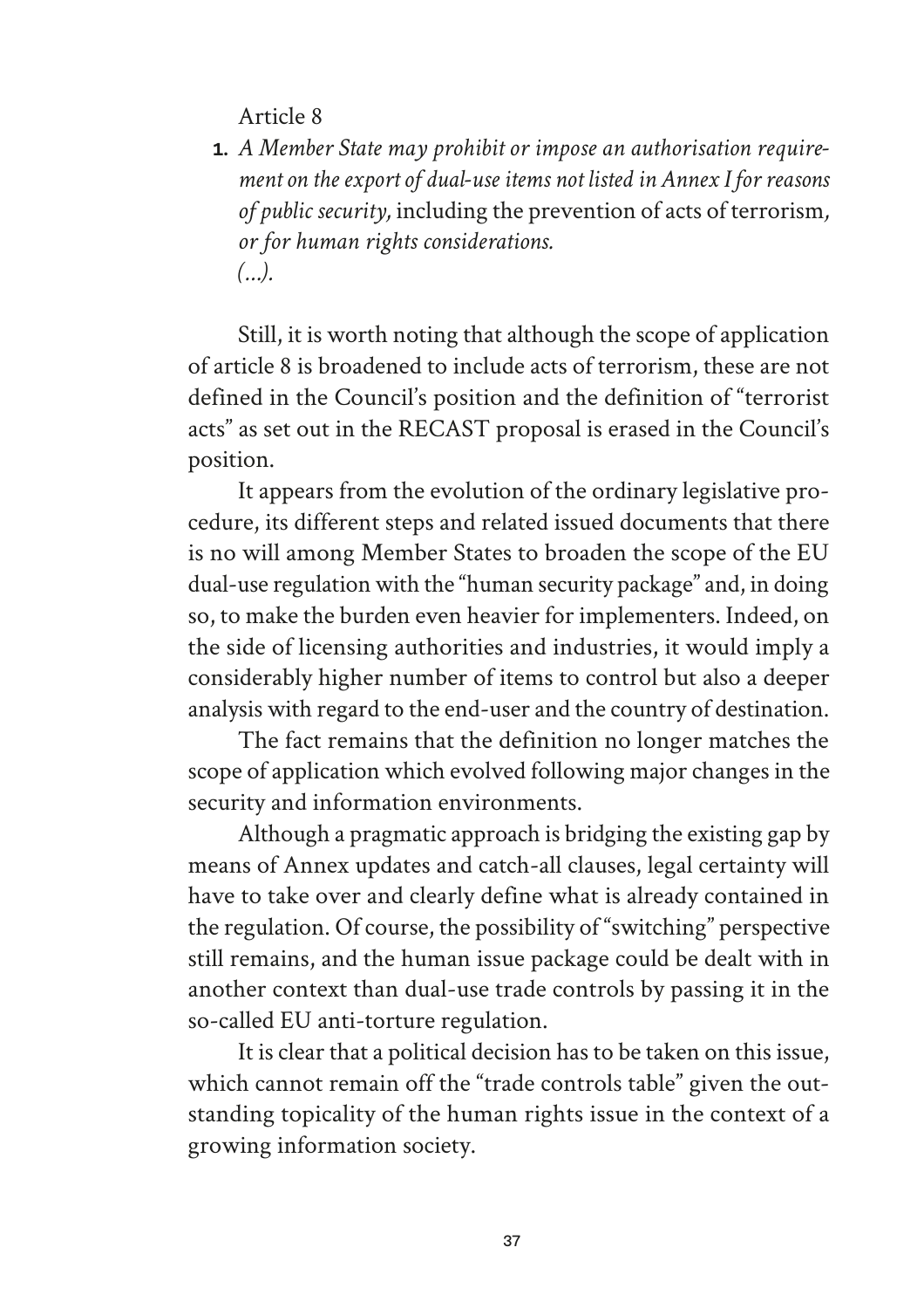Article 8

1. *A Member State may prohibit or impose an authorisation requirement on the export of dual-use items not listed in Annex I for reasons of public security,* including the prevention of acts of terrorism*, or for human rights considerations.*
*(...).*

Still, it is worth noting that although the scope of application of article 8 is broadened to include acts of terrorism, these are not defined in the Council's position and the definition of "terrorist acts" as set out in the RECAST proposal is erased in the Council's position.

It appears from the evolution of the ordinary legislative procedure, its different steps and related issued documents that there is no will among Member States to broaden the scope of the EU dual-use regulation with the "human security package" and, in doing so, to make the burden even heavier for implementers. Indeed, on the side of licensing authorities and industries, it would imply a considerably higher number of items to control but also a deeper analysis with regard to the end-user and the country of destination.

The fact remains that the definition no longer matches the scope of application which evolved following major changes in the security and information environments.

Although a pragmatic approach is bridging the existing gap by means of Annex updates and catch-all clauses, legal certainty will have to take over and clearly define what is already contained in the regulation. Of course, the possibility of "switching" perspective still remains, and the human issue package could be dealt with in another context than dual-use trade controls by passing it in the so-called EU anti-torture regulation.

It is clear that a political decision has to be taken on this issue, which cannot remain off the "trade controls table" given the outstanding topicality of the human rights issue in the context of a growing information society.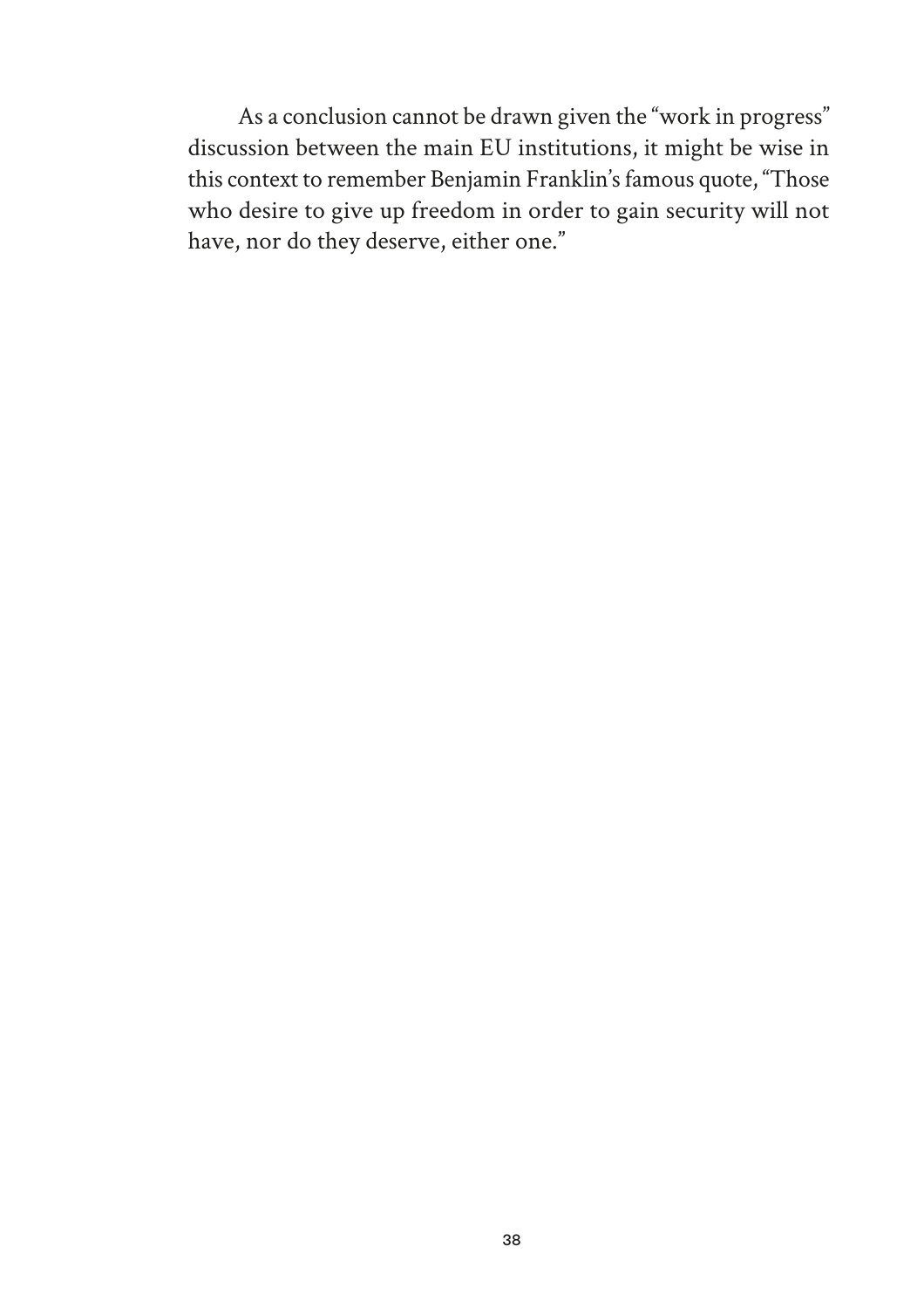As a conclusion cannot be drawn given the "work in progress" discussion between the main EU institutions, it might be wise in this context to remember Benjamin Franklin's famous quote, "Those who desire to give up freedom in order to gain security will not have, nor do they deserve, either one."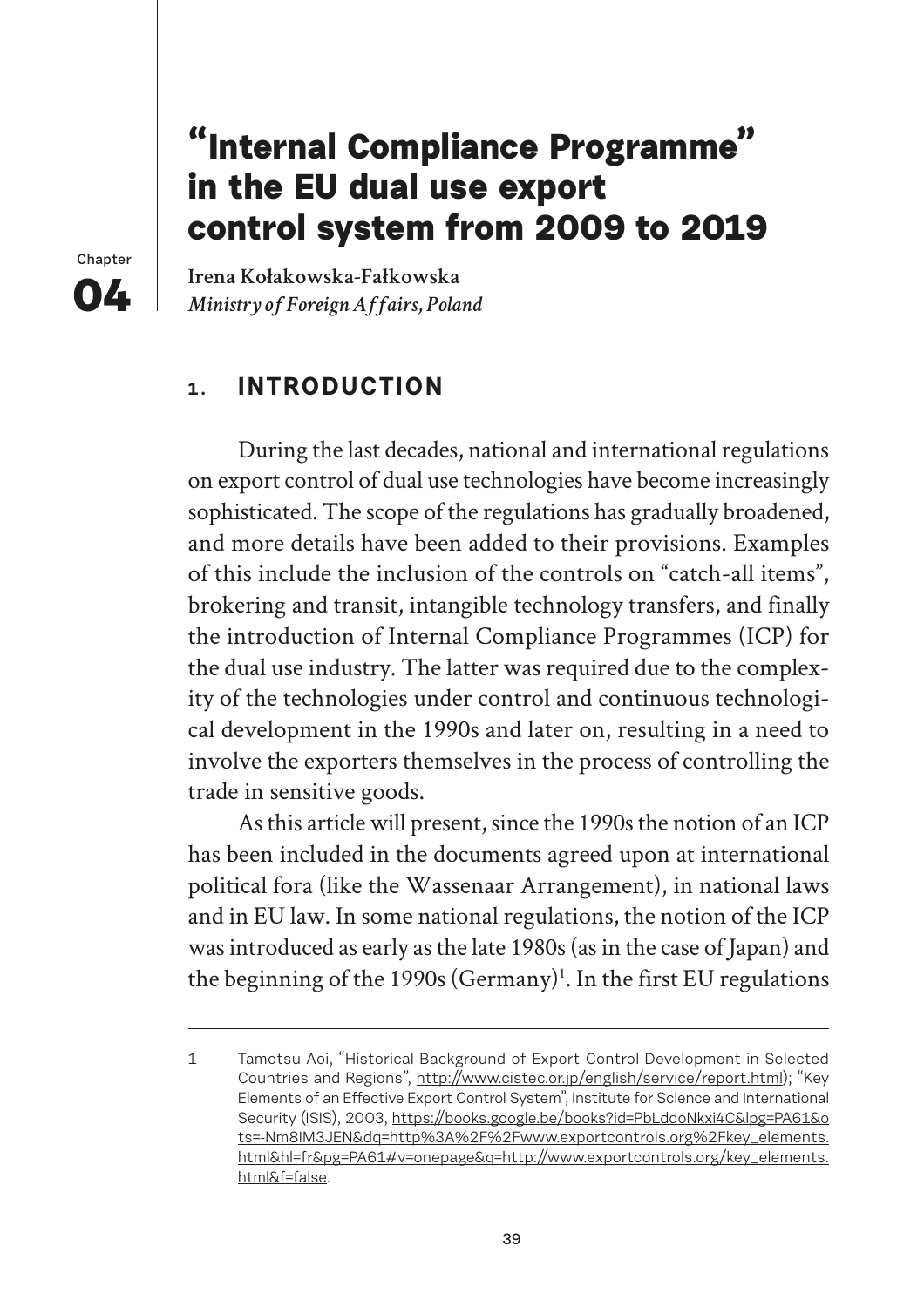Chapter 04

# "Internal Compliance Programme" in the EU dual use export control system from 2009 to 2019

**Irena Kołakowska-Fałkowska**
*Ministry of Foreign Affairs, Poland*

## 1. INTRODUCTION

During the last decades, national and international regulations on export control of dual use technologies have become increasingly sophisticated. The scope of the regulations has gradually broadened, and more details have been added to their provisions. Examples of this include the inclusion of the controls on "catch-all items", brokering and transit, intangible technology transfers, and finally the introduction of Internal Compliance Programmes (ICP) for the dual use industry. The latter was required due to the complexity of the technologies under control and continuous technological development in the 1990s and later on, resulting in a need to involve the exporters themselves in the process of controlling the trade in sensitive goods.

As this article will present, since the 1990s the notion of an ICP has been included in the documents agreed upon at international political fora (like the Wassenaar Arrangement), in national laws and in EU law. In some national regulations, the notion of the ICP was introduced as early as the late 1980s (as in the case of Japan) and the beginning of the 1990s (Germany)[1]. In the first EU regulations

---

1 Tamotsu Aoi, "Historical Background of Export Control Development in Selected Countries and Regions", http://www.cistec.or.jp/english/service/report.html); "Key Elements of an Effective Export Control System", Institute for Science and International Security (ISIS), 2003, https://books.google.be/books?id=PbLddoNkxi4C&lpg=PA61&ots=-Nm8IM3JEN&dq=http%3A%2F%2Fwww.exportcontrols.org%2Fkey_elements.html&hl=fr&pg=PA61#v=onepage&q=http://www.exportcontrols.org/key_elements.html&f=false.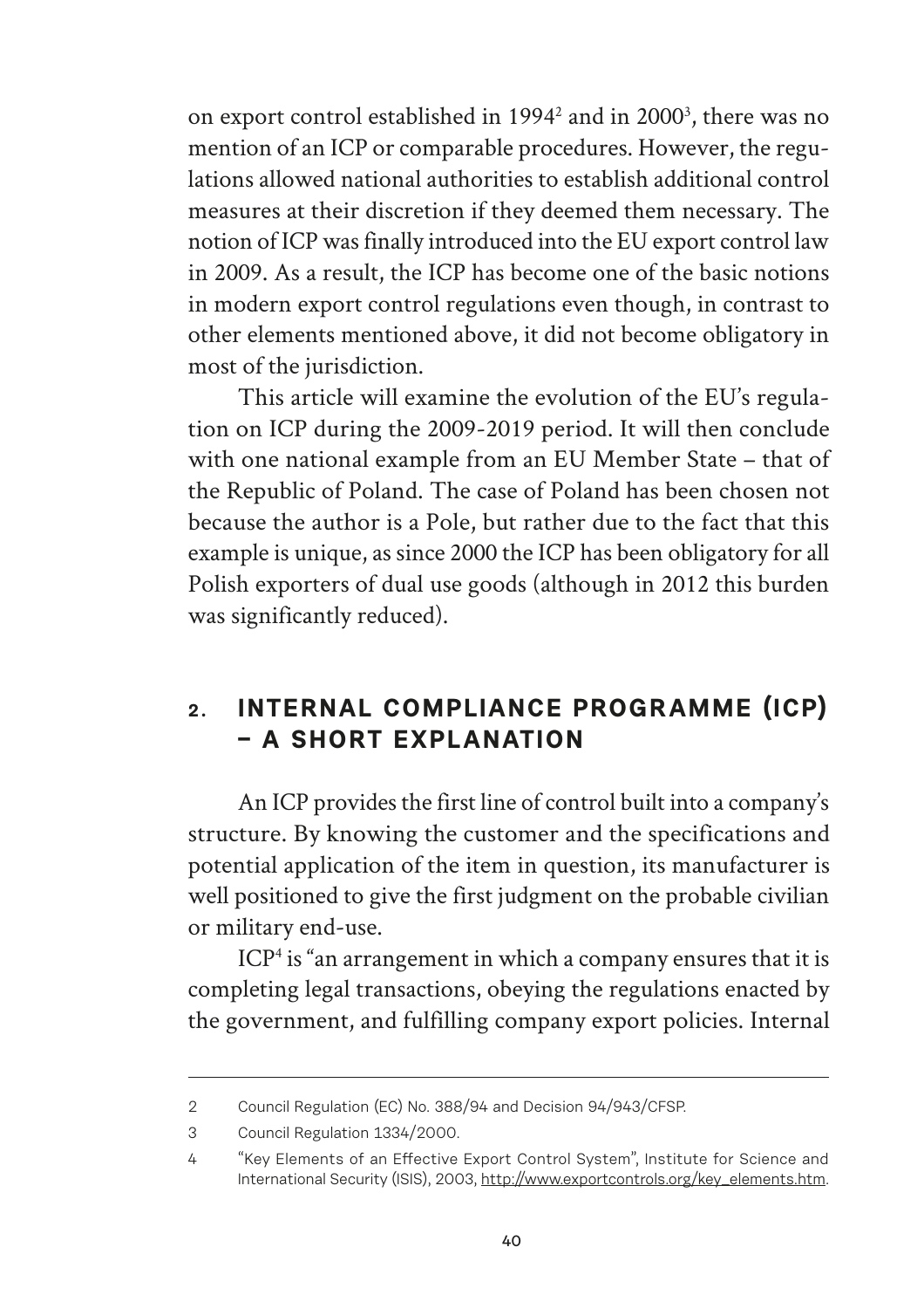on export control established in 1994[2] and in 2000[3], there was no mention of an ICP or comparable procedures. However, the regulations allowed national authorities to establish additional control measures at their discretion if they deemed them necessary. The notion of ICP was finally introduced into the EU export control law in 2009. As a result, the ICP has become one of the basic notions in modern export control regulations even though, in contrast to other elements mentioned above, it did not become obligatory in most of the jurisdiction.

This article will examine the evolution of the EU's regulation on ICP during the 2009-2019 period. It will then conclude with one national example from an EU Member State – that of the Republic of Poland. The case of Poland has been chosen not because the author is a Pole, but rather due to the fact that this example is unique, as since 2000 the ICP has been obligatory for all Polish exporters of dual use goods (although in 2012 this burden was significantly reduced).

## 2. INTERNAL COMPLIANCE PROGRAMME (ICP) – A SHORT EXPLANATION

An ICP provides the first line of control built into a company's structure. By knowing the customer and the specifications and potential application of the item in question, its manufacturer is well positioned to give the first judgment on the probable civilian or military end-use.

ICP[4] is "an arrangement in which a company ensures that it is completing legal transactions, obeying the regulations enacted by the government, and fulfilling company export policies. Internal

---

2 Council Regulation (EC) No. 388/94 and Decision 94/943/CFSP.

3 Council Regulation 1334/2000.

4 "Key Elements of an Effective Export Control System", Institute for Science and International Security (ISIS), 2003, http://www.exportcontrols.org/key_elements.htm.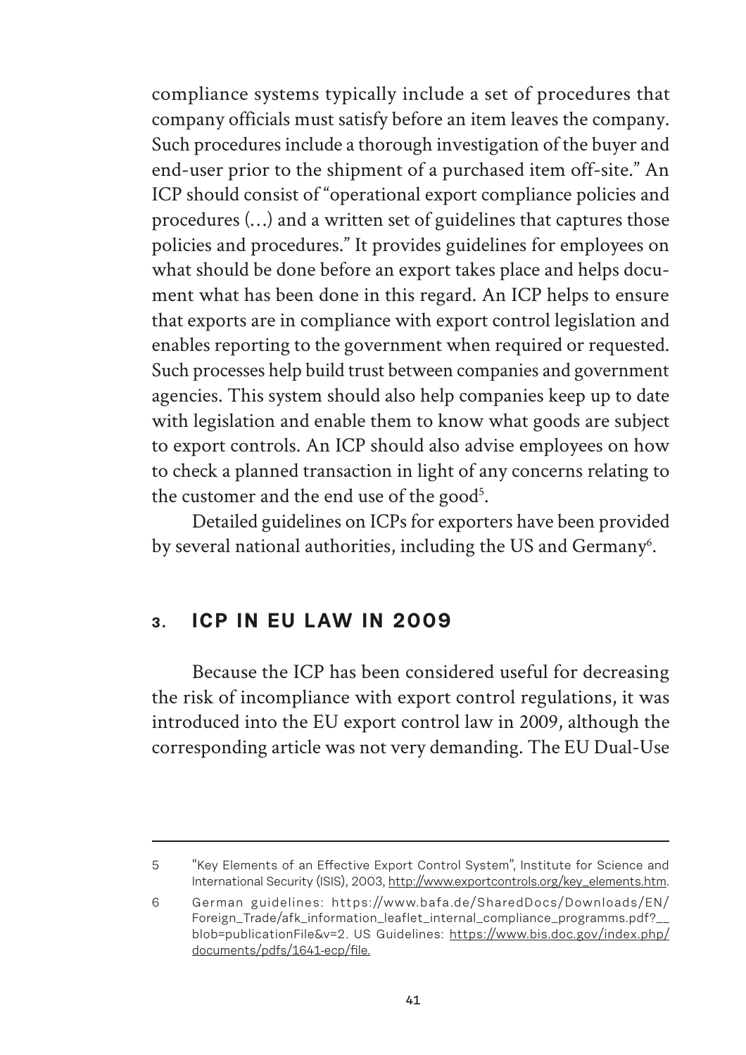compliance systems typically include a set of procedures that company officials must satisfy before an item leaves the company. Such procedures include a thorough investigation of the buyer and end-user prior to the shipment of a purchased item off-site." An ICP should consist of "operational export compliance policies and procedures (…) and a written set of guidelines that captures those policies and procedures." It provides guidelines for employees on what should be done before an export takes place and helps document what has been done in this regard. An ICP helps to ensure that exports are in compliance with export control legislation and enables reporting to the government when required or requested. Such processes help build trust between companies and government agencies. This system should also help companies keep up to date with legislation and enable them to know what goods are subject to export controls. An ICP should also advise employees on how to check a planned transaction in light of any concerns relating to the customer and the end use of the good[5].

Detailed guidelines on ICPs for exporters have been provided by several national authorities, including the US and Germany[6].

## 3. ICP IN EU LAW IN 2009

Because the ICP has been considered useful for decreasing the risk of incompliance with export control regulations, it was introduced into the EU export control law in 2009, although the corresponding article was not very demanding. The EU Dual-Use

---

5 "Key Elements of an Effective Export Control System", Institute for Science and International Security (ISIS), 2003, http://www.exportcontrols.org/key_elements.htm.

6 German guidelines: https://www.bafa.de/SharedDocs/Downloads/EN/Foreign_Trade/afk_information_leaflet_internal_compliance_programms.pdf?__blob=publicationFile&v=2. US Guidelines: https://www.bis.doc.gov/index.php/documents/pdfs/1641-ecp/file.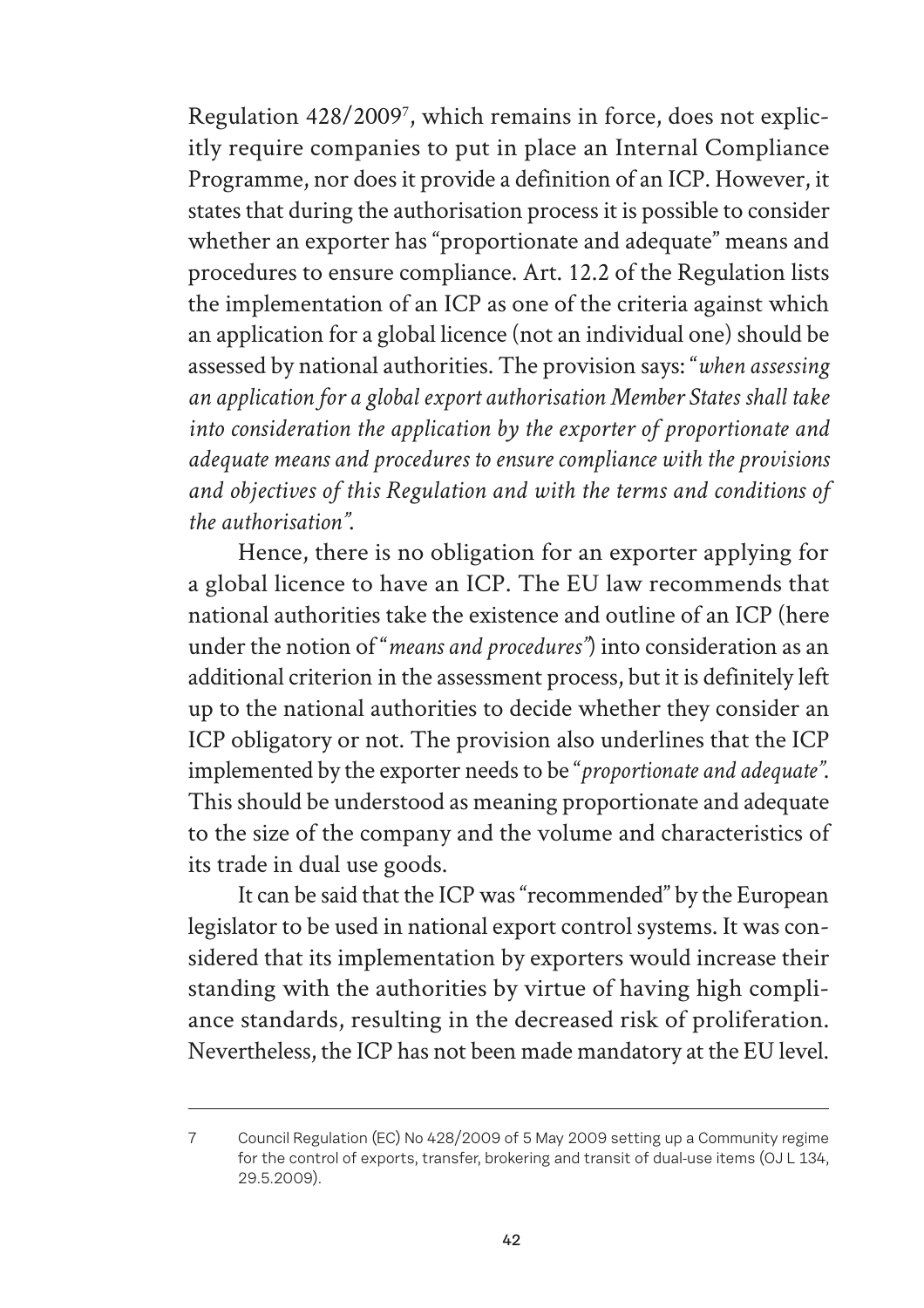Regulation 428/2009[7], which remains in force, does not explicitly require companies to put in place an Internal Compliance Programme, nor does it provide a definition of an ICP. However, it states that during the authorisation process it is possible to consider whether an exporter has "proportionate and adequate" means and procedures to ensure compliance. Art. 12.2 of the Regulation lists the implementation of an ICP as one of the criteria against which an application for a global licence (not an individual one) should be assessed by national authorities. The provision says: "*when assessing an application for a global export authorisation Member States shall take into consideration the application by the exporter of proportionate and adequate means and procedures to ensure compliance with the provisions and objectives of this Regulation and with the terms and conditions of the authorisation"*.

Hence, there is no obligation for an exporter applying for a global licence to have an ICP. The EU law recommends that national authorities take the existence and outline of an ICP (here under the notion of "*means and procedures*") into consideration as an additional criterion in the assessment process, but it is definitely left up to the national authorities to decide whether they consider an ICP obligatory or not. The provision also underlines that the ICP implemented by the exporter needs to be "*proportionate and adequate"*. This should be understood as meaning proportionate and adequate to the size of the company and the volume and characteristics of its trade in dual use goods.

It can be said that the ICP was "recommended" by the European legislator to be used in national export control systems. It was considered that its implementation by exporters would increase their standing with the authorities by virtue of having high compliance standards, resulting in the decreased risk of proliferation. Nevertheless, the ICP has not been made mandatory at the EU level.

---

7 Council Regulation (EC) No 428/2009 of 5 May 2009 setting up a Community regime for the control of exports, transfer, brokering and transit of dual-use items (OJ L 134, 29.5.2009).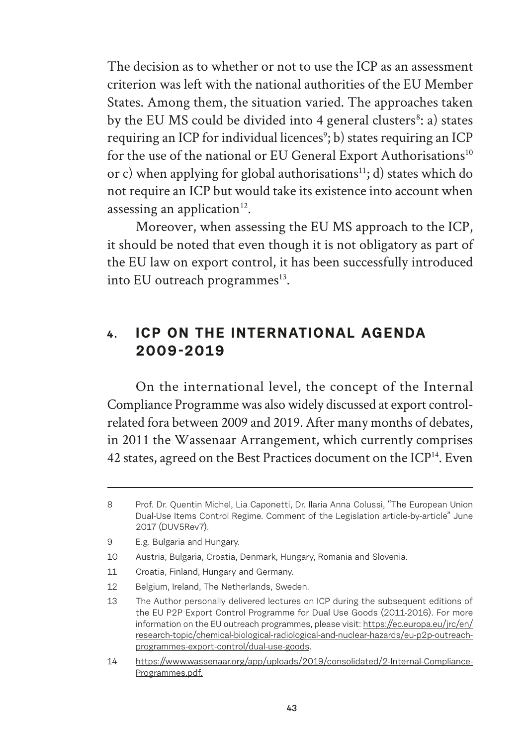The decision as to whether or not to use the ICP as an assessment criterion was left with the national authorities of the EU Member States. Among them, the situation varied. The approaches taken by the EU MS could be divided into 4 general clusters[8]: a) states requiring an ICP for individual licences[9]; b) states requiring an ICP for the use of the national or EU General Export Authorisations[10] or c) when applying for global authorisations[11]; d) states which do not require an ICP but would take its existence into account when assessing an application[12].

Moreover, when assessing the EU MS approach to the ICP, it should be noted that even though it is not obligatory as part of the EU law on export control, it has been successfully introduced into EU outreach programmes[13].

## 4. ICP ON THE INTERNATIONAL AGENDA 2009-2019

On the international level, the concept of the Internal Compliance Programme was also widely discussed at export control-related fora between 2009 and 2019. After many months of debates, in 2011 the Wassenaar Arrangement, which currently comprises 42 states, agreed on the Best Practices document on the ICP[14]. Even

---

8 Prof. Dr. Quentin Michel, Lia Caponetti, Dr. Ilaria Anna Colussi, "The European Union Dual-Use Items Control Regime. Comment of the Legislation article-by-article" June 2017 (DUV5Rev7).

9 E.g. Bulgaria and Hungary.

10 Austria, Bulgaria, Croatia, Denmark, Hungary, Romania and Slovenia.

11 Croatia, Finland, Hungary and Germany.

12 Belgium, Ireland, The Netherlands, Sweden.

13 The Author personally delivered lectures on ICP during the subsequent editions of the EU P2P Export Control Programme for Dual Use Goods (2011-2016). For more information on the EU outreach programmes, please visit: https://ec.europa.eu/jrc/en/research-topic/chemical-biological-radiological-and-nuclear-hazards/eu-p2p-outreach-programmes-export-control/dual-use-goods.

14 https://www.wassenaar.org/app/uploads/2019/consolidated/2-Internal-Compliance-Programmes.pdf.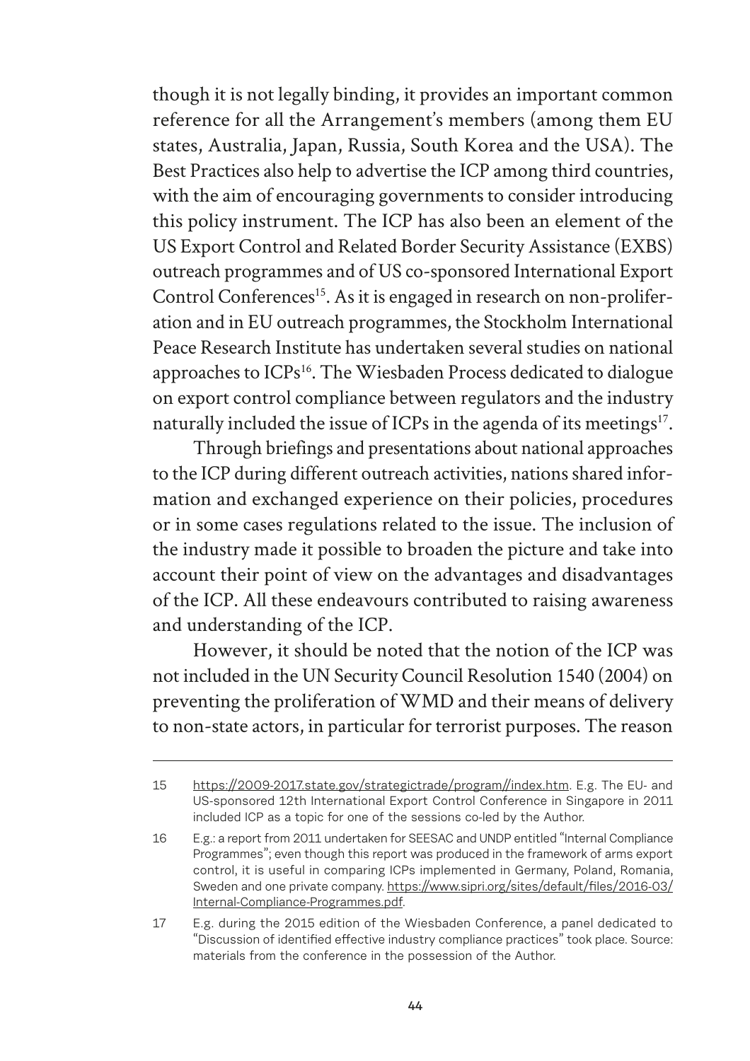though it is not legally binding, it provides an important common reference for all the Arrangement's members (among them EU states, Australia, Japan, Russia, South Korea and the USA). The Best Practices also help to advertise the ICP among third countries, with the aim of encouraging governments to consider introducing this policy instrument. The ICP has also been an element of the US Export Control and Related Border Security Assistance (EXBS) outreach programmes and of US co-sponsored International Export Control Conferences[15]. As it is engaged in research on non-proliferation and in EU outreach programmes, the Stockholm International Peace Research Institute has undertaken several studies on national approaches to ICPs[16]. The Wiesbaden Process dedicated to dialogue on export control compliance between regulators and the industry naturally included the issue of ICPs in the agenda of its meetings[17].

Through briefings and presentations about national approaches to the ICP during different outreach activities, nations shared information and exchanged experience on their policies, procedures or in some cases regulations related to the issue. The inclusion of the industry made it possible to broaden the picture and take into account their point of view on the advantages and disadvantages of the ICP. All these endeavours contributed to raising awareness and understanding of the ICP.

However, it should be noted that the notion of the ICP was not included in the UN Security Council Resolution 1540 (2004) on preventing the proliferation of WMD and their means of delivery to non-state actors, in particular for terrorist purposes. The reason

---

15 https://2009-2017.state.gov/strategictrade/program//index.htm. E.g. The EU- and US-sponsored 12th International Export Control Conference in Singapore in 2011 included ICP as a topic for one of the sessions co-led by the Author.

16 E.g.: a report from 2011 undertaken for SEESAC and UNDP entitled "Internal Compliance Programmes"; even though this report was produced in the framework of arms export control, it is useful in comparing ICPs implemented in Germany, Poland, Romania, Sweden and one private company. https://www.sipri.org/sites/default/files/2016-03/Internal-Compliance-Programmes.pdf.

17 E.g. during the 2015 edition of the Wiesbaden Conference, a panel dedicated to "Discussion of identified effective industry compliance practices" took place. Source: materials from the conference in the possession of the Author.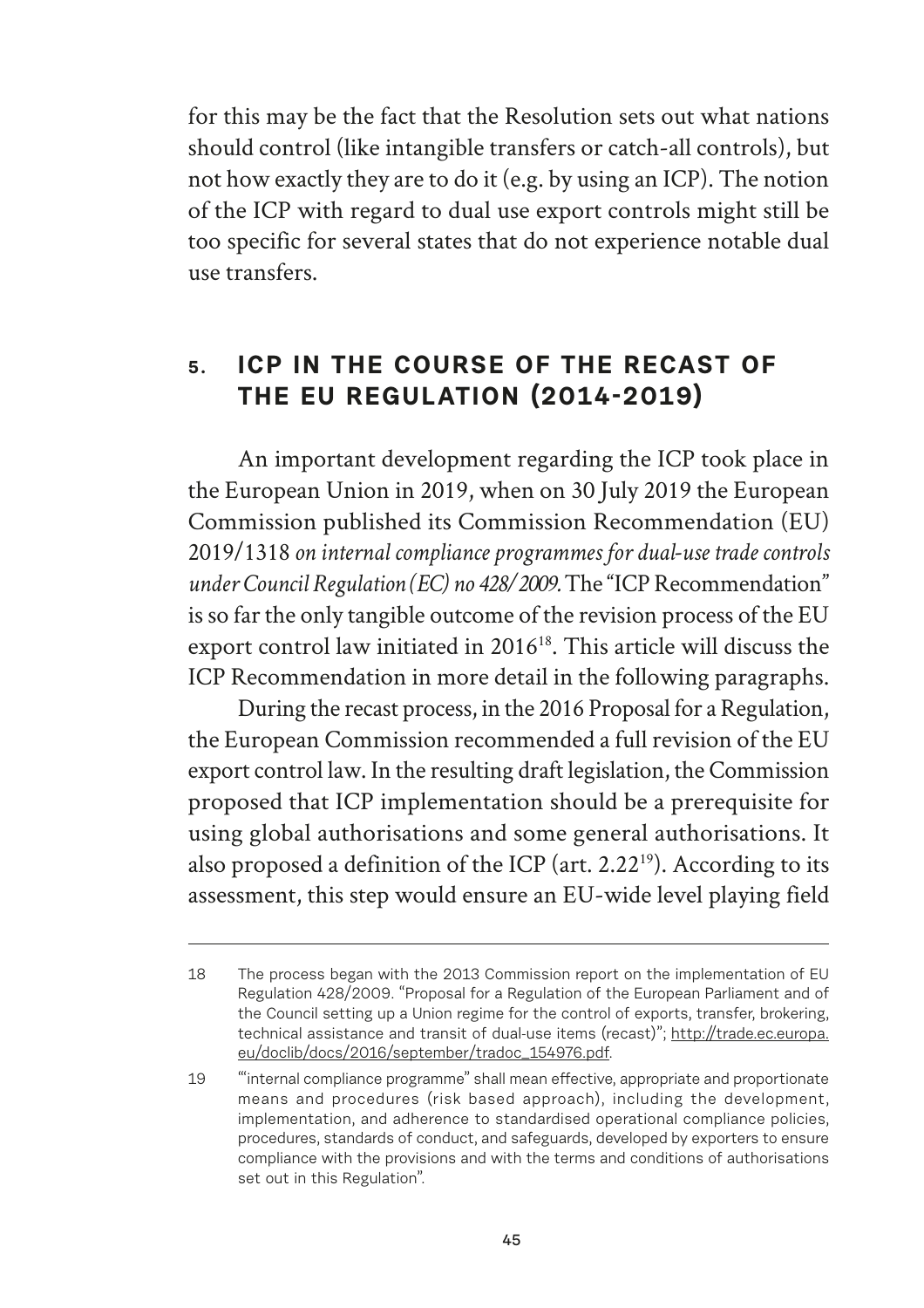for this may be the fact that the Resolution sets out what nations should control (like intangible transfers or catch-all controls), but not how exactly they are to do it (e.g. by using an ICP). The notion of the ICP with regard to dual use export controls might still be too specific for several states that do not experience notable dual use transfers.

## 5. ICP IN THE COURSE OF THE RECAST OF THE EU REGULATION (2014-2019)

An important development regarding the ICP took place in the European Union in 2019, when on 30 July 2019 the European Commission published its Commission Recommendation (EU) 2019/1318 *on internal compliance programmes for dual-use trade controls under Council Regulation (EC) no 428/2009.* The "ICP Recommendation" is so far the only tangible outcome of the revision process of the EU export control law initiated in 2016[18]. This article will discuss the ICP Recommendation in more detail in the following paragraphs.

During the recast process, in the 2016 Proposal for a Regulation, the European Commission recommended a full revision of the EU export control law. In the resulting draft legislation, the Commission proposed that ICP implementation should be a prerequisite for using global authorisations and some general authorisations. It also proposed a definition of the ICP (art. 2.22[19]). According to its assessment, this step would ensure an EU-wide level playing field

---

18 The process began with the 2013 Commission report on the implementation of EU Regulation 428/2009. "Proposal for a Regulation of the European Parliament and of the Council setting up a Union regime for the control of exports, transfer, brokering, technical assistance and transit of dual-use items (recast)"; http://trade.ec.europa.eu/doclib/docs/2016/september/tradoc_154976.pdf.

19 "'internal compliance programme" shall mean effective, appropriate and proportionate means and procedures (risk based approach), including the development, implementation, and adherence to standardised operational compliance policies, procedures, standards of conduct, and safeguards, developed by exporters to ensure compliance with the provisions and with the terms and conditions of authorisations set out in this Regulation".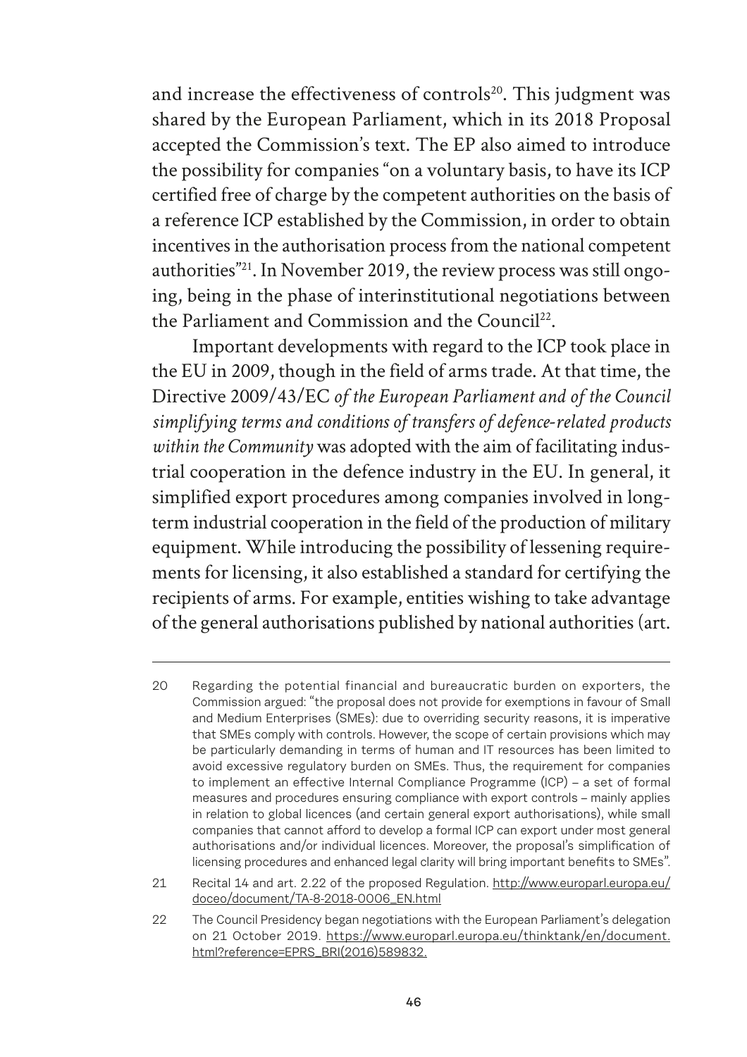and increase the effectiveness of controls[20]. This judgment was shared by the European Parliament, which in its 2018 Proposal accepted the Commission's text. The EP also aimed to introduce the possibility for companies "on a voluntary basis, to have its ICP certified free of charge by the competent authorities on the basis of a reference ICP established by the Commission, in order to obtain incentives in the authorisation process from the national competent authorities"[21]. In November 2019, the review process was still ongoing, being in the phase of interinstitutional negotiations between the Parliament and Commission and the Council[22].

Important developments with regard to the ICP took place in the EU in 2009, though in the field of arms trade. At that time, the Directive 2009/43/EC *of the European Parliament and of the Council simplifying terms and conditions of transfers of defence-related products within the Community* was adopted with the aim of facilitating industrial cooperation in the defence industry in the EU. In general, it simplified export procedures among companies involved in long-term industrial cooperation in the field of the production of military equipment. While introducing the possibility of lessening requirements for licensing, it also established a standard for certifying the recipients of arms. For example, entities wishing to take advantage of the general authorisations published by national authorities (art.

---

20 Regarding the potential financial and bureaucratic burden on exporters, the Commission argued: "the proposal does not provide for exemptions in favour of Small and Medium Enterprises (SMEs): due to overriding security reasons, it is imperative that SMEs comply with controls. However, the scope of certain provisions which may be particularly demanding in terms of human and IT resources has been limited to avoid excessive regulatory burden on SMEs. Thus, the requirement for companies to implement an effective Internal Compliance Programme (ICP) – a set of formal measures and procedures ensuring compliance with export controls – mainly applies in relation to global licences (and certain general export authorisations), while small companies that cannot afford to develop a formal ICP can export under most general authorisations and/or individual licences. Moreover, the proposal's simplification of licensing procedures and enhanced legal clarity will bring important benefits to SMEs".

21 Recital 14 and art. 2.22 of the proposed Regulation. http://www.europarl.europa.eu/doceo/document/TA-8-2018-0006_EN.html

22 The Council Presidency began negotiations with the European Parliament's delegation on 21 October 2019. https://www.europarl.europa.eu/thinktank/en/document.html?reference=EPRS_BRI(2016)589832.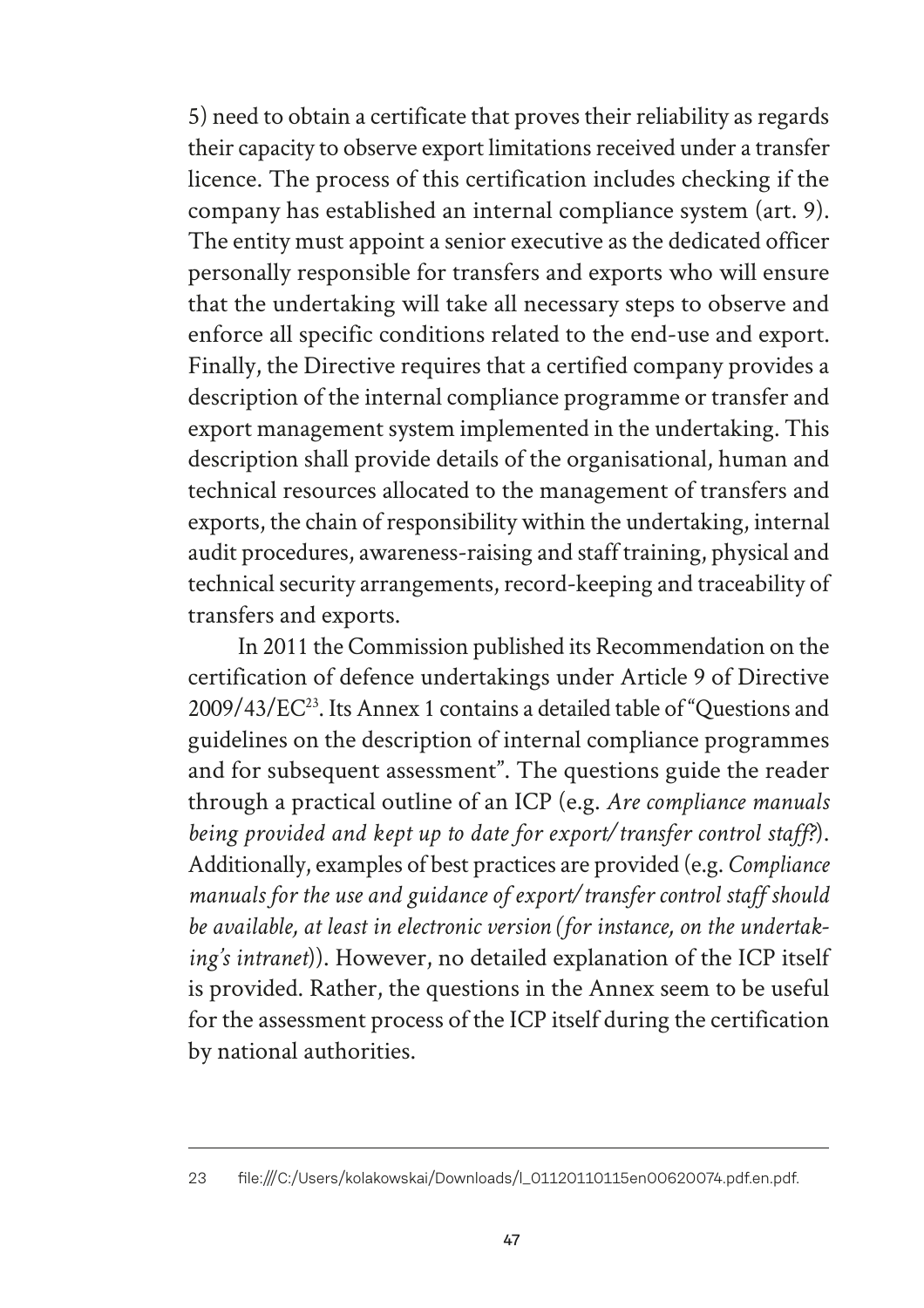5) need to obtain a certificate that proves their reliability as regards their capacity to observe export limitations received under a transfer licence. The process of this certification includes checking if the company has established an internal compliance system (art. 9). The entity must appoint a senior executive as the dedicated officer personally responsible for transfers and exports who will ensure that the undertaking will take all necessary steps to observe and enforce all specific conditions related to the end-use and export. Finally, the Directive requires that a certified company provides a description of the internal compliance programme or transfer and export management system implemented in the undertaking. This description shall provide details of the organisational, human and technical resources allocated to the management of transfers and exports, the chain of responsibility within the undertaking, internal audit procedures, awareness-raising and staff training, physical and technical security arrangements, record-keeping and traceability of transfers and exports.

In 2011 the Commission published its Recommendation on the certification of defence undertakings under Article 9 of Directive 2009/43/EC[23]. Its Annex 1 contains a detailed table of "Questions and guidelines on the description of internal compliance programmes and for subsequent assessment". The questions guide the reader through a practical outline of an ICP (e.g. *Are compliance manuals being provided and kept up to date for export/transfer control staff?*). Additionally, examples of best practices are provided (e.g. *Compliance manuals for the use and guidance of export/transfer control staff should be available, at least in electronic version (for instance, on the undertaking's intranet)*). However, no detailed explanation of the ICP itself is provided. Rather, the questions in the Annex seem to be useful for the assessment process of the ICP itself during the certification by national authorities.

---

23 file:///C:/Users/kolakowskai/Downloads/l_01120110115en00620074.pdf.en.pdf.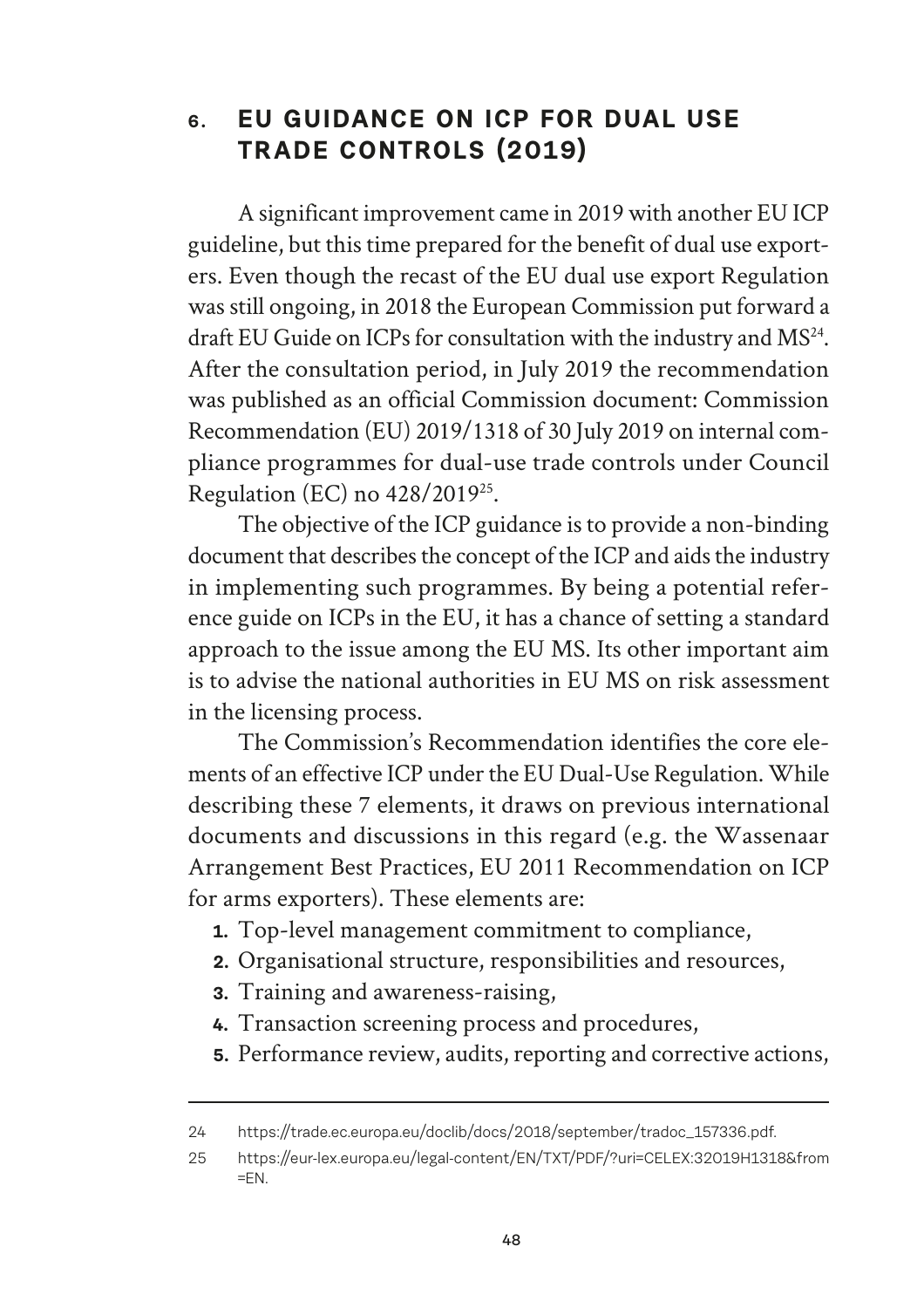## 6. EU GUIDANCE ON ICP FOR DUAL USE TRADE CONTROLS (2019)

A significant improvement came in 2019 with another EU ICP guideline, but this time prepared for the benefit of dual use exporters. Even though the recast of the EU dual use export Regulation was still ongoing, in 2018 the European Commission put forward a draft EU Guide on ICPs for consultation with the industry and MS[24]. After the consultation period, in July 2019 the recommendation was published as an official Commission document: Commission Recommendation (EU) 2019/1318 of 30 July 2019 on internal compliance programmes for dual-use trade controls under Council Regulation (EC) no 428/2019[25].

The objective of the ICP guidance is to provide a non-binding document that describes the concept of the ICP and aids the industry in implementing such programmes. By being a potential reference guide on ICPs in the EU, it has a chance of setting a standard approach to the issue among the EU MS. Its other important aim is to advise the national authorities in EU MS on risk assessment in the licensing process.

The Commission's Recommendation identifies the core elements of an effective ICP under the EU Dual-Use Regulation. While describing these 7 elements, it draws on previous international documents and discussions in this regard (e.g. the Wassenaar Arrangement Best Practices, EU 2011 Recommendation on ICP for arms exporters). These elements are:

1. Top-level management commitment to compliance,
2. Organisational structure, responsibilities and resources,
3. Training and awareness-raising,
4. Transaction screening process and procedures,
5. Performance review, audits, reporting and corrective actions,

---

24 https://trade.ec.europa.eu/doclib/docs/2018/september/tradoc_157336.pdf.

25 https://eur-lex.europa.eu/legal-content/EN/TXT/PDF/?uri=CELEX:32019H1318&from=EN.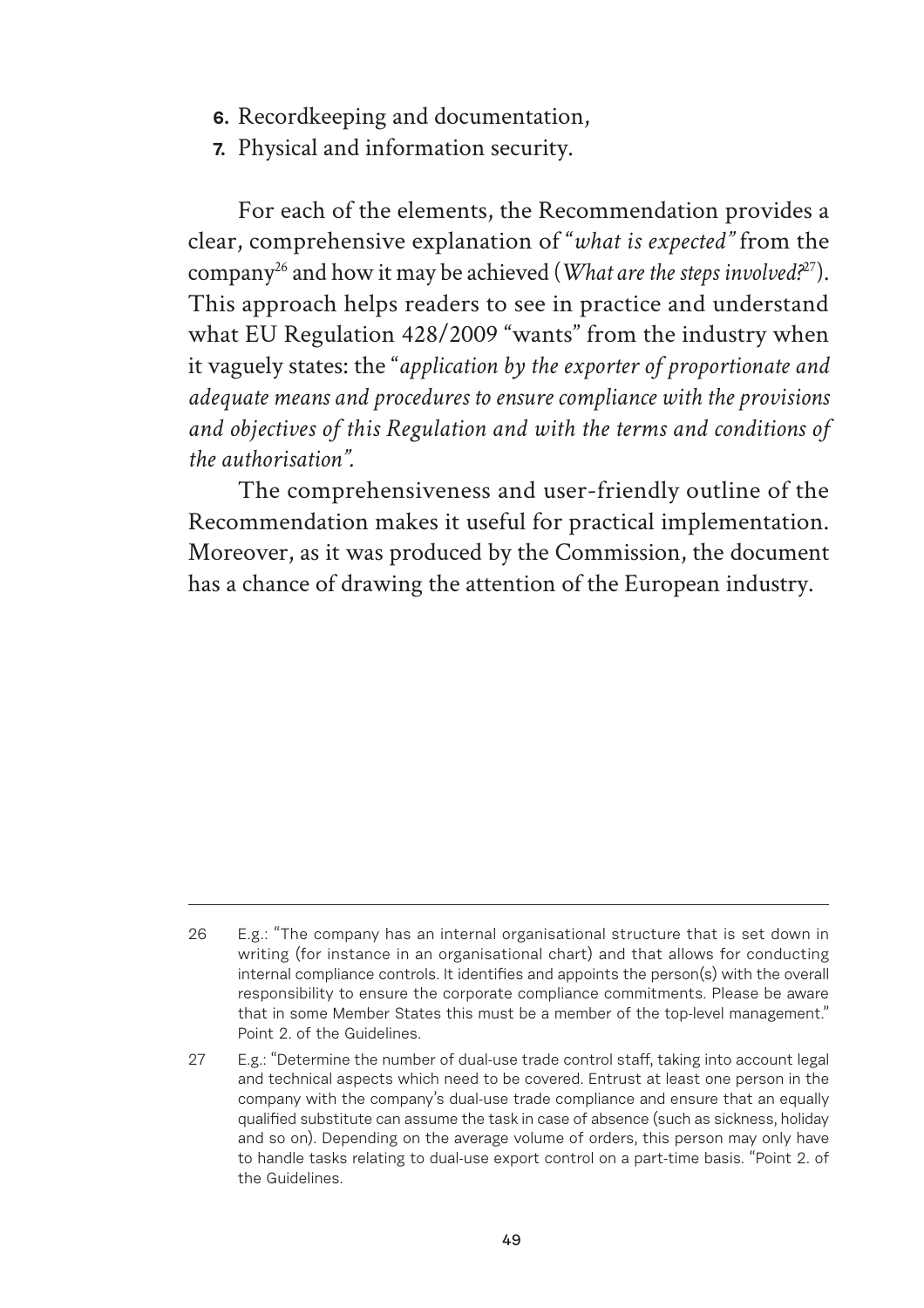6. Recordkeeping and documentation,
7. Physical and information security.

For each of the elements, the Recommendation provides a clear, comprehensive explanation of "*what is expected"* from the company[26] and how it may be achieved (*What are the steps involved?*[27]). This approach helps readers to see in practice and understand what EU Regulation 428/2009 "wants" from the industry when it vaguely states: the "*application by the exporter of proportionate and adequate means and procedures to ensure compliance with the provisions and objectives of this Regulation and with the terms and conditions of the authorisation".*

The comprehensiveness and user-friendly outline of the Recommendation makes it useful for practical implementation. Moreover, as it was produced by the Commission, the document has a chance of drawing the attention of the European industry.

---

26 E.g.: "The company has an internal organisational structure that is set down in writing (for instance in an organisational chart) and that allows for conducting internal compliance controls. It identifies and appoints the person(s) with the overall responsibility to ensure the corporate compliance commitments. Please be aware that in some Member States this must be a member of the top-level management." Point 2. of the Guidelines.

27 E.g.: "Determine the number of dual-use trade control staff, taking into account legal and technical aspects which need to be covered. Entrust at least one person in the company with the company's dual-use trade compliance and ensure that an equally qualified substitute can assume the task in case of absence (such as sickness, holiday and so on). Depending on the average volume of orders, this person may only have to handle tasks relating to dual-use export control on a part-time basis. "Point 2. of the Guidelines.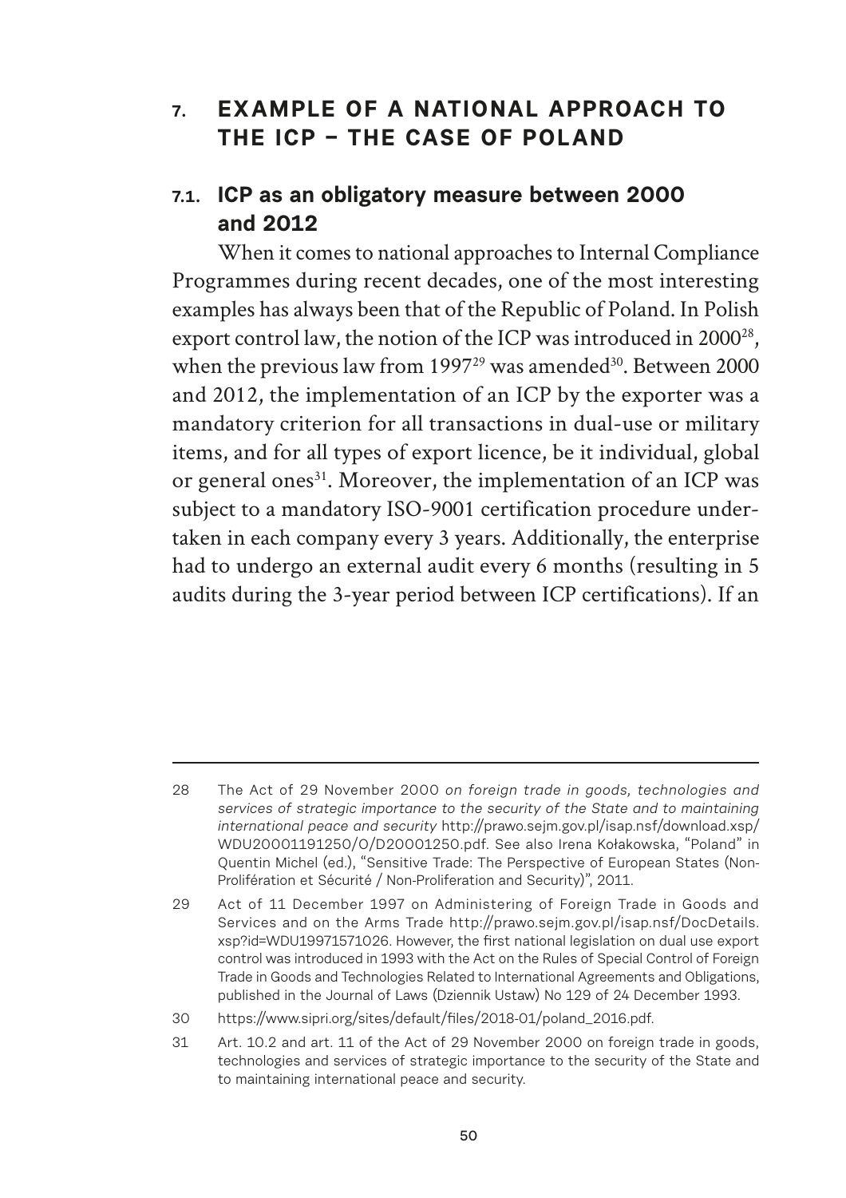# 7. EXAMPLE OF A NATIONAL APPROACH TO THE ICP – THE CASE OF POLAND

## 7.1. ICP as an obligatory measure between 2000 and 2012

When it comes to national approaches to Internal Compliance Programmes during recent decades, one of the most interesting examples has always been that of the Republic of Poland. In Polish export control law, the notion of the ICP was introduced in 2000[28], when the previous law from 1997[29] was amended[30]. Between 2000 and 2012, the implementation of an ICP by the exporter was a mandatory criterion for all transactions in dual-use or military items, and for all types of export licence, be it individual, global or general ones[31]. Moreover, the implementation of an ICP was subject to a mandatory ISO-9001 certification procedure undertaken in each company every 3 years. Additionally, the enterprise had to undergo an external audit every 6 months (resulting in 5 audits during the 3-year period between ICP certifications). If an

---

28 The Act of 29 November 2000 *on foreign trade in goods, technologies and services of strategic importance to the security of the State and to maintaining international peace and security* http://prawo.sejm.gov.pl/isap.nsf/download.xsp/WDU20001191250/O/D20001250.pdf. See also Irena Kołakowska, "Poland" in Quentin Michel (ed.), "Sensitive Trade: The Perspective of European States (Non-Prolifération et Sécurité / Non-Proliferation and Security)", 2011.

29 Act of 11 December 1997 on Administering of Foreign Trade in Goods and Services and on the Arms Trade http://prawo.sejm.gov.pl/isap.nsf/DocDetails.xsp?id=WDU19971571026. However, the first national legislation on dual use export control was introduced in 1993 with the Act on the Rules of Special Control of Foreign Trade in Goods and Technologies Related to International Agreements and Obligations, published in the Journal of Laws (Dziennik Ustaw) No 129 of 24 December 1993.

30 https://www.sipri.org/sites/default/files/2018-01/poland_2016.pdf.

31 Art. 10.2 and art. 11 of the Act of 29 November 2000 on foreign trade in goods, technologies and services of strategic importance to the security of the State and to maintaining international peace and security.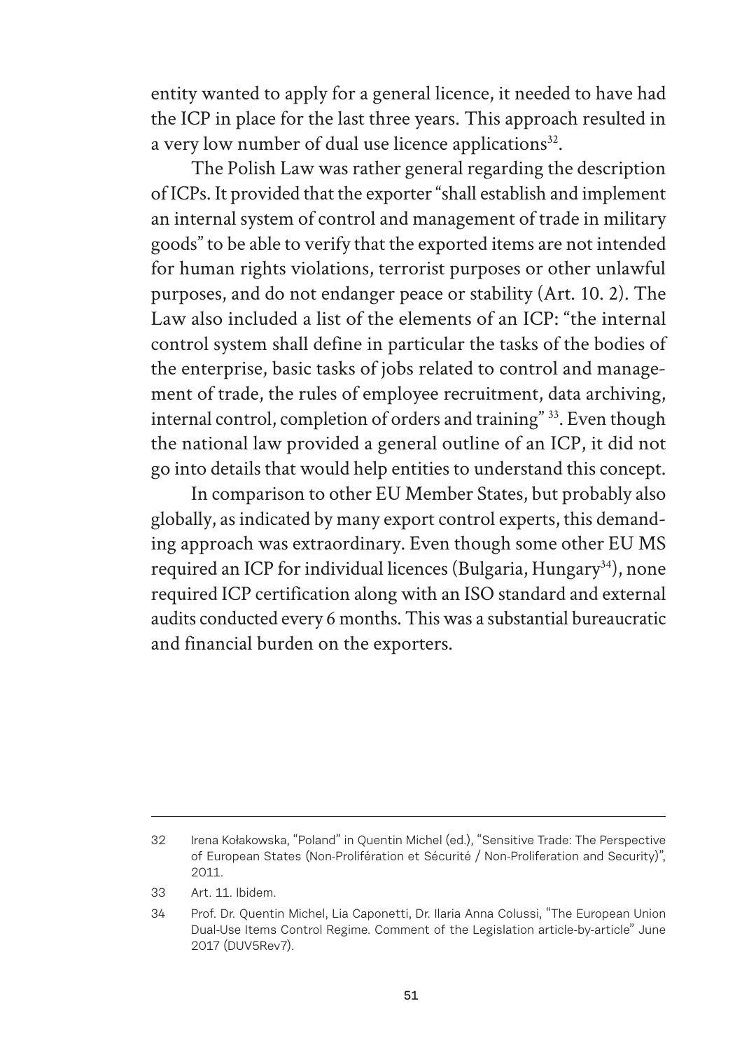entity wanted to apply for a general licence, it needed to have had the ICP in place for the last three years. This approach resulted in a very low number of dual use licence applications[32].

The Polish Law was rather general regarding the description of ICPs. It provided that the exporter "shall establish and implement an internal system of control and management of trade in military goods" to be able to verify that the exported items are not intended for human rights violations, terrorist purposes or other unlawful purposes, and do not endanger peace or stability (Art. 10. 2). The Law also included a list of the elements of an ICP: "the internal control system shall define in particular the tasks of the bodies of the enterprise, basic tasks of jobs related to control and management of trade, the rules of employee recruitment, data archiving, internal control, completion of orders and training" [33]. Even though the national law provided a general outline of an ICP, it did not go into details that would help entities to understand this concept.

In comparison to other EU Member States, but probably also globally, as indicated by many export control experts, this demanding approach was extraordinary. Even though some other EU MS required an ICP for individual licences (Bulgaria, Hungary[34]), none required ICP certification along with an ISO standard and external audits conducted every 6 months. This was a substantial bureaucratic and financial burden on the exporters.

---

32 Irena Kołakowska, "Poland" in Quentin Michel (ed.), "Sensitive Trade: The Perspective of European States (Non-Prolifération et Sécurité / Non-Proliferation and Security)", 2011.

33 Art. 11. Ibidem.

34 Prof. Dr. Quentin Michel, Lia Caponetti, Dr. Ilaria Anna Colussi, "The European Union Dual-Use Items Control Regime. Comment of the Legislation article-by-article" June 2017 (DUV5Rev7).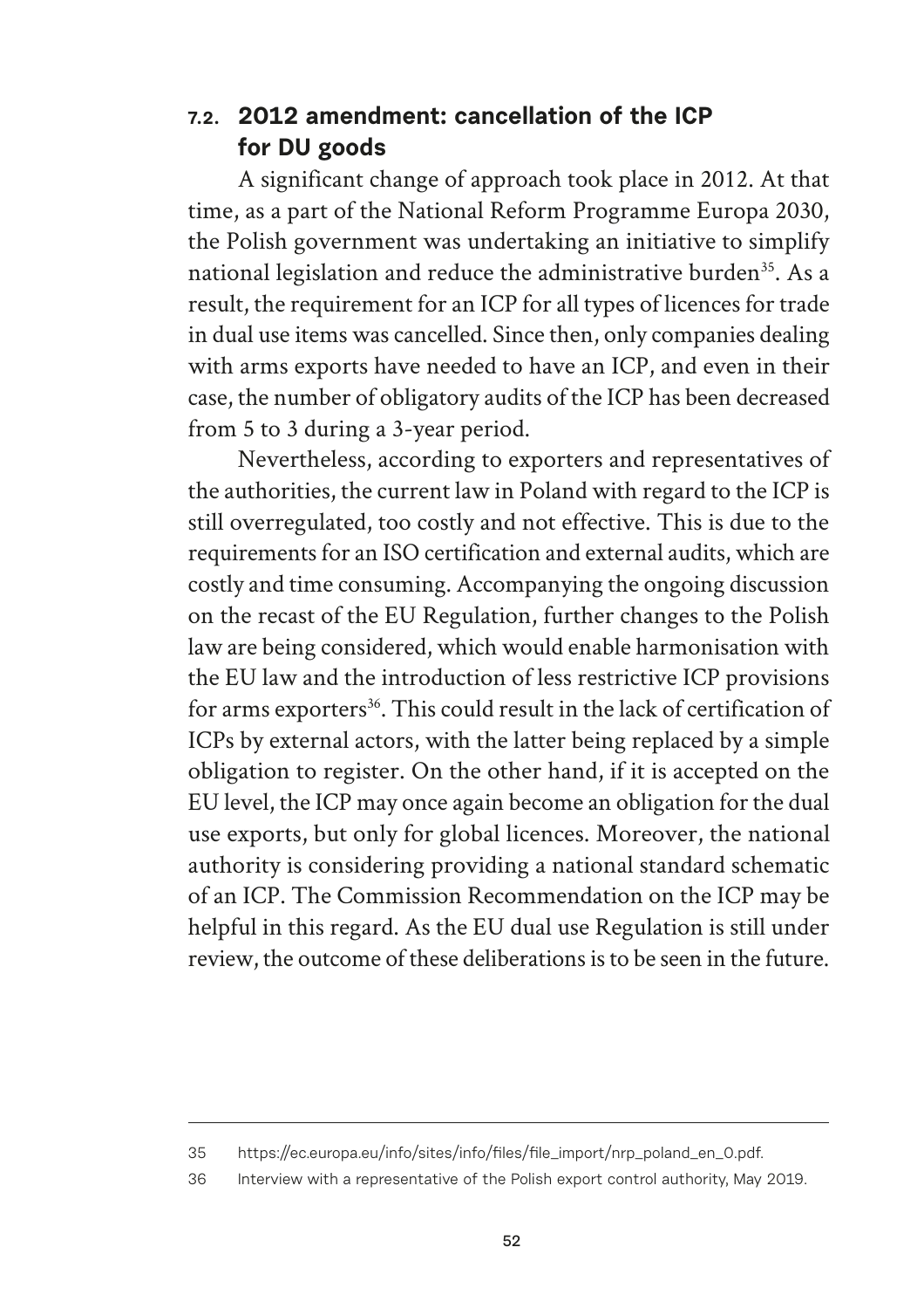## 7.2. 2012 amendment: cancellation of the ICP for DU goods

A significant change of approach took place in 2012. At that time, as a part of the National Reform Programme Europa 2030, the Polish government was undertaking an initiative to simplify national legislation and reduce the administrative burden[35]. As a result, the requirement for an ICP for all types of licences for trade in dual use items was cancelled. Since then, only companies dealing with arms exports have needed to have an ICP, and even in their case, the number of obligatory audits of the ICP has been decreased from 5 to 3 during a 3-year period.

Nevertheless, according to exporters and representatives of the authorities, the current law in Poland with regard to the ICP is still overregulated, too costly and not effective. This is due to the requirements for an ISO certification and external audits, which are costly and time consuming. Accompanying the ongoing discussion on the recast of the EU Regulation, further changes to the Polish law are being considered, which would enable harmonisation with the EU law and the introduction of less restrictive ICP provisions for arms exporters[36]. This could result in the lack of certification of ICPs by external actors, with the latter being replaced by a simple obligation to register. On the other hand, if it is accepted on the EU level, the ICP may once again become an obligation for the dual use exports, but only for global licences. Moreover, the national authority is considering providing a national standard schematic of an ICP. The Commission Recommendation on the ICP may be helpful in this regard. As the EU dual use Regulation is still under review, the outcome of these deliberations is to be seen in the future.

---

35 https://ec.europa.eu/info/sites/info/files/file_import/nrp_poland_en_0.pdf.

36 Interview with a representative of the Polish export control authority, May 2019.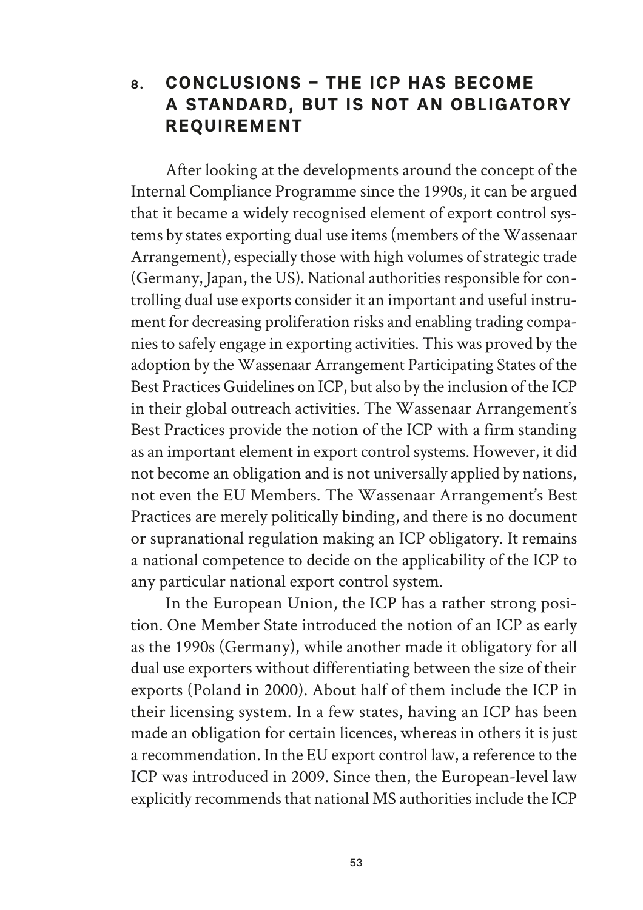## 8. CONCLUSIONS – THE ICP HAS BECOME A STANDARD, BUT IS NOT AN OBLIGATORY REQUIREMENT

After looking at the developments around the concept of the Internal Compliance Programme since the 1990s, it can be argued that it became a widely recognised element of export control systems by states exporting dual use items (members of the Wassenaar Arrangement), especially those with high volumes of strategic trade (Germany, Japan, the US). National authorities responsible for controlling dual use exports consider it an important and useful instrument for decreasing proliferation risks and enabling trading companies to safely engage in exporting activities. This was proved by the adoption by the Wassenaar Arrangement Participating States of the Best Practices Guidelines on ICP, but also by the inclusion of the ICP in their global outreach activities. The Wassenaar Arrangement's Best Practices provide the notion of the ICP with a firm standing as an important element in export control systems. However, it did not become an obligation and is not universally applied by nations, not even the EU Members. The Wassenaar Arrangement's Best Practices are merely politically binding, and there is no document or supranational regulation making an ICP obligatory. It remains a national competence to decide on the applicability of the ICP to any particular national export control system.

In the European Union, the ICP has a rather strong position. One Member State introduced the notion of an ICP as early as the 1990s (Germany), while another made it obligatory for all dual use exporters without differentiating between the size of their exports (Poland in 2000). About half of them include the ICP in their licensing system. In a few states, having an ICP has been made an obligation for certain licences, whereas in others it is just a recommendation. In the EU export control law, a reference to the ICP was introduced in 2009. Since then, the European-level law explicitly recommends that national MS authorities include the ICP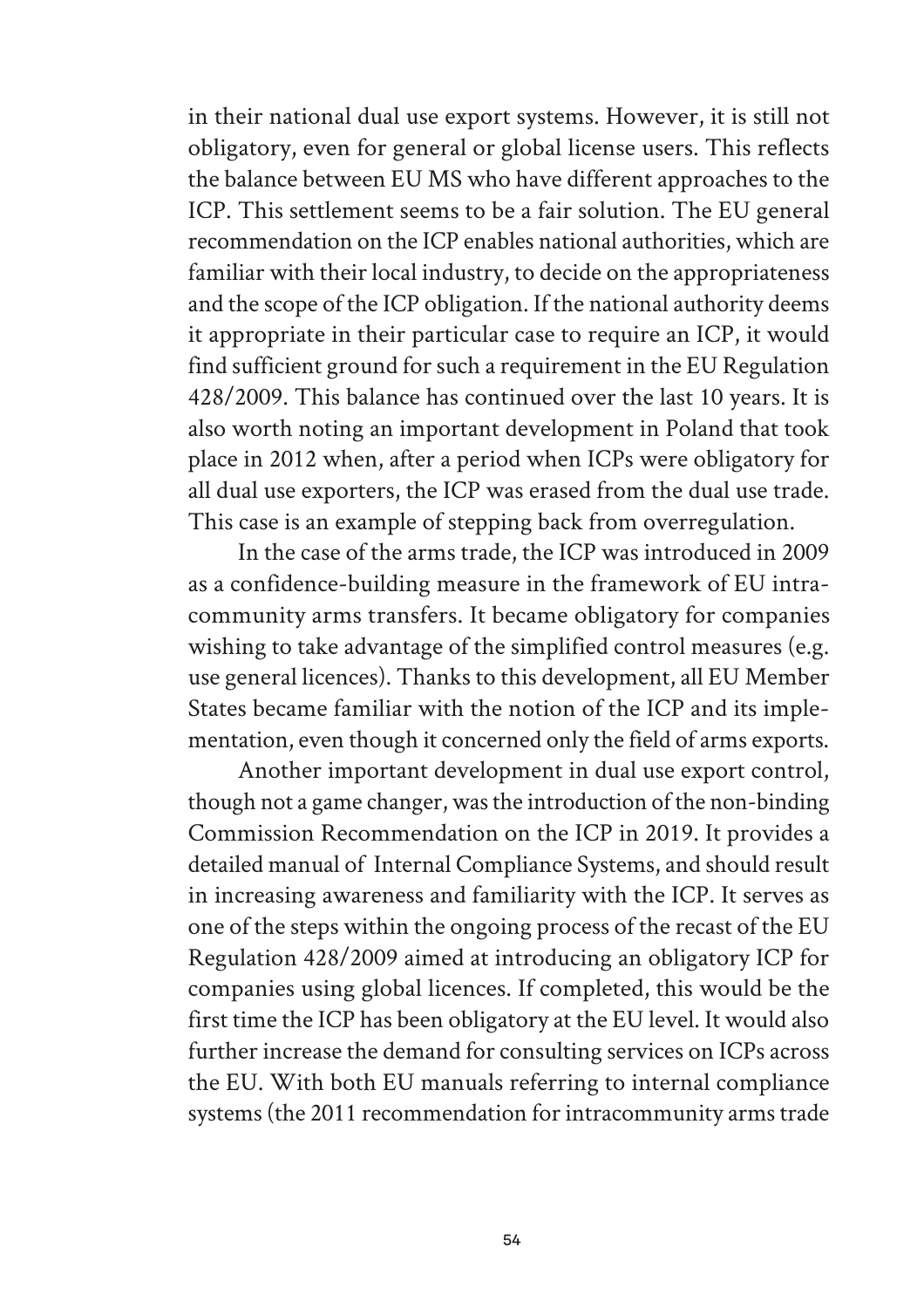in their national dual use export systems. However, it is still not obligatory, even for general or global license users. This reflects the balance between EU MS who have different approaches to the ICP. This settlement seems to be a fair solution. The EU general recommendation on the ICP enables national authorities, which are familiar with their local industry, to decide on the appropriateness and the scope of the ICP obligation. If the national authority deems it appropriate in their particular case to require an ICP, it would find sufficient ground for such a requirement in the EU Regulation 428/2009. This balance has continued over the last 10 years. It is also worth noting an important development in Poland that took place in 2012 when, after a period when ICPs were obligatory for all dual use exporters, the ICP was erased from the dual use trade. This case is an example of stepping back from overregulation.

In the case of the arms trade, the ICP was introduced in 2009 as a confidence-building measure in the framework of EU intra-community arms transfers. It became obligatory for companies wishing to take advantage of the simplified control measures (e.g. use general licences). Thanks to this development, all EU Member States became familiar with the notion of the ICP and its implementation, even though it concerned only the field of arms exports.

Another important development in dual use export control, though not a game changer, was the introduction of the non-binding Commission Recommendation on the ICP in 2019. It provides a detailed manual of Internal Compliance Systems, and should result in increasing awareness and familiarity with the ICP. It serves as one of the steps within the ongoing process of the recast of the EU Regulation 428/2009 aimed at introducing an obligatory ICP for companies using global licences. If completed, this would be the first time the ICP has been obligatory at the EU level. It would also further increase the demand for consulting services on ICPs across the EU. With both EU manuals referring to internal compliance systems (the 2011 recommendation for intracommunity arms trade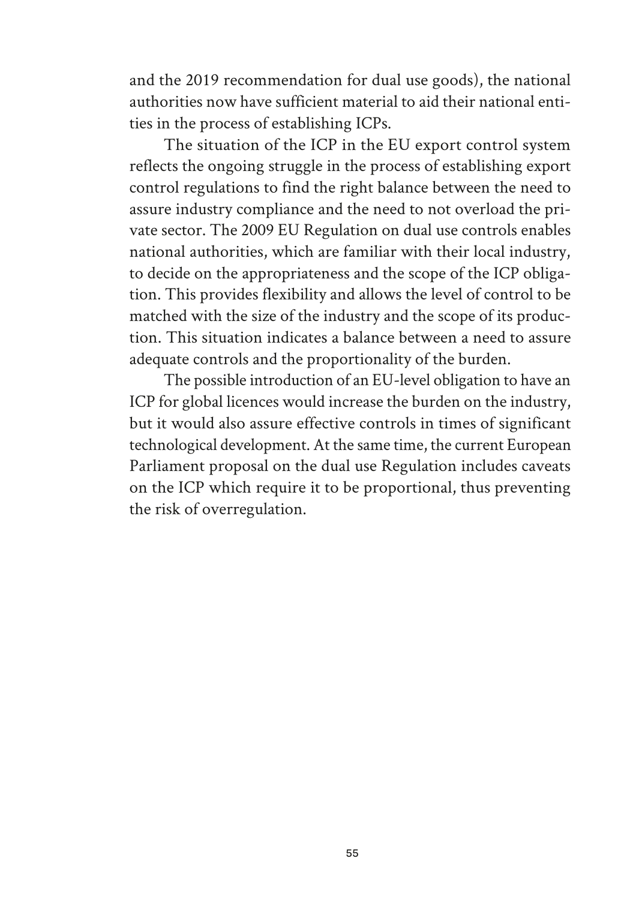and the 2019 recommendation for dual use goods), the national authorities now have sufficient material to aid their national entities in the process of establishing ICPs.

The situation of the ICP in the EU export control system reflects the ongoing struggle in the process of establishing export control regulations to find the right balance between the need to assure industry compliance and the need to not overload the private sector. The 2009 EU Regulation on dual use controls enables national authorities, which are familiar with their local industry, to decide on the appropriateness and the scope of the ICP obligation. This provides flexibility and allows the level of control to be matched with the size of the industry and the scope of its production. This situation indicates a balance between a need to assure adequate controls and the proportionality of the burden.

The possible introduction of an EU-level obligation to have an ICP for global licences would increase the burden on the industry, but it would also assure effective controls in times of significant technological development. At the same time, the current European Parliament proposal on the dual use Regulation includes caveats on the ICP which require it to be proportional, thus preventing the risk of overregulation.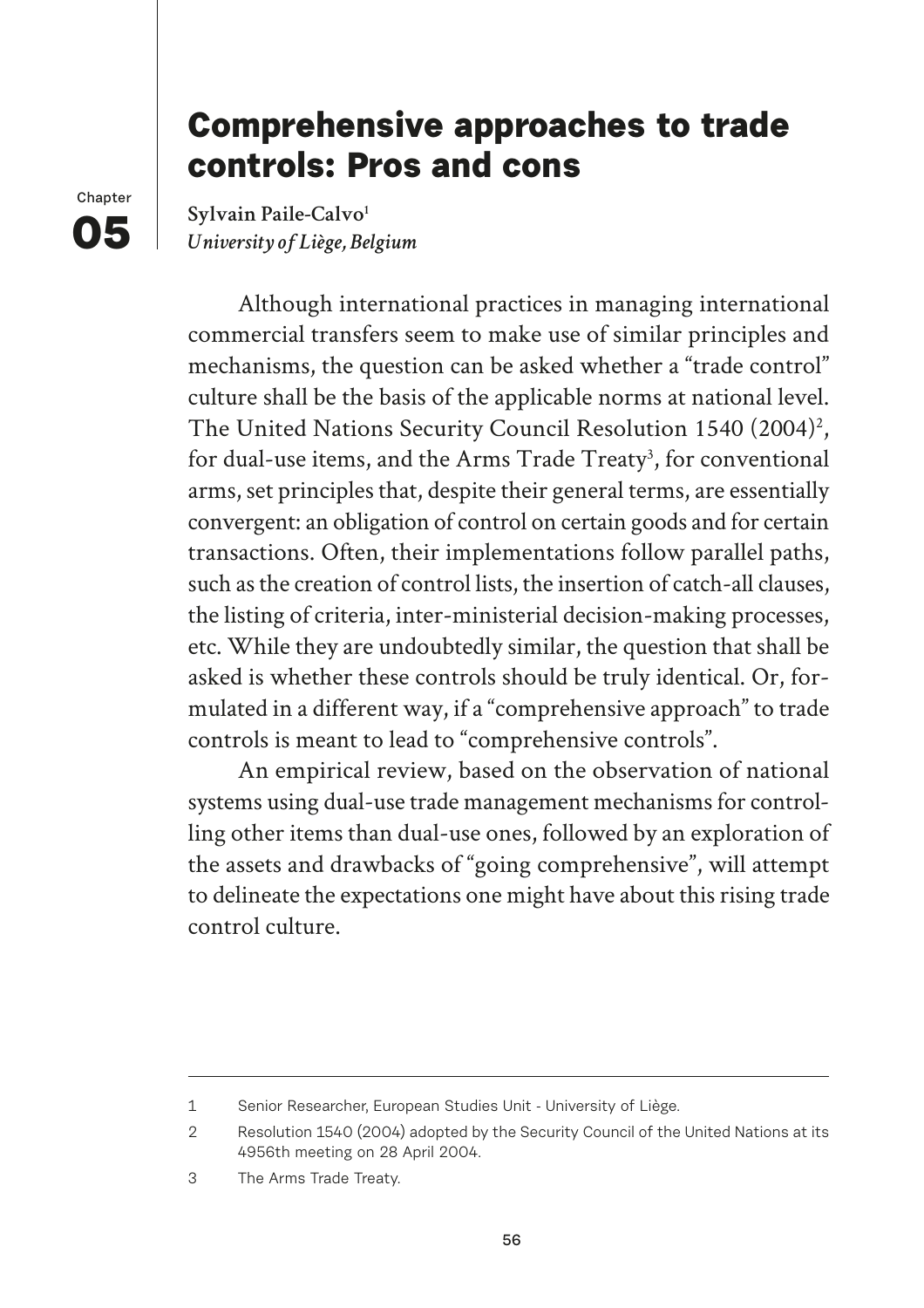Chapter **05**

# Comprehensive approaches to trade controls: Pros and cons

**Sylvain Paile-Calvo**[1]
*University of Liège, Belgium*

Although international practices in managing international commercial transfers seem to make use of similar principles and mechanisms, the question can be asked whether a "trade control" culture shall be the basis of the applicable norms at national level. The United Nations Security Council Resolution 1540 (2004)[2], for dual-use items, and the Arms Trade Treaty[3], for conventional arms, set principles that, despite their general terms, are essentially convergent: an obligation of control on certain goods and for certain transactions. Often, their implementations follow parallel paths, such as the creation of control lists, the insertion of catch-all clauses, the listing of criteria, inter-ministerial decision-making processes, etc. While they are undoubtedly similar, the question that shall be asked is whether these controls should be truly identical. Or, formulated in a different way, if a "comprehensive approach" to trade controls is meant to lead to "comprehensive controls".

An empirical review, based on the observation of national systems using dual-use trade management mechanisms for controlling other items than dual-use ones, followed by an exploration of the assets and drawbacks of "going comprehensive", will attempt to delineate the expectations one might have about this rising trade control culture.

---

1 Senior Researcher, European Studies Unit - University of Liège.

2 Resolution 1540 (2004) adopted by the Security Council of the United Nations at its 4956th meeting on 28 April 2004.

3 The Arms Trade Treaty.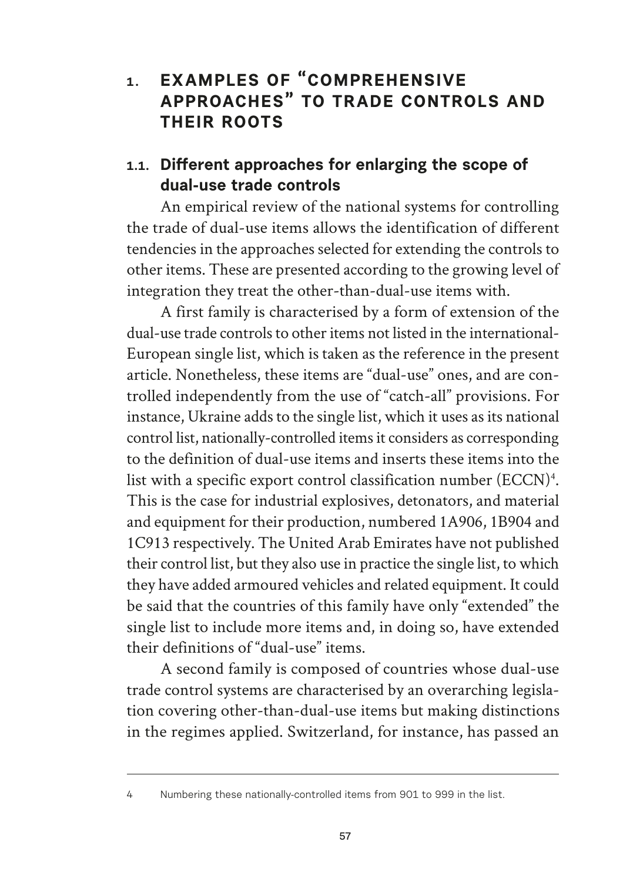# 1. EXAMPLES OF "COMPREHENSIVE APPROACHES" TO TRADE CONTROLS AND THEIR ROOTS

## 1.1. Different approaches for enlarging the scope of dual-use trade controls

An empirical review of the national systems for controlling the trade of dual-use items allows the identification of different tendencies in the approaches selected for extending the controls to other items. These are presented according to the growing level of integration they treat the other-than-dual-use items with.

A first family is characterised by a form of extension of the dual-use trade controls to other items not listed in the international-European single list, which is taken as the reference in the present article. Nonetheless, these items are "dual-use" ones, and are controlled independently from the use of "catch-all" provisions. For instance, Ukraine adds to the single list, which it uses as its national control list, nationally-controlled items it considers as corresponding to the definition of dual-use items and inserts these items into the list with a specific export control classification number (ECCN)[4]. This is the case for industrial explosives, detonators, and material and equipment for their production, numbered 1A906, 1B904 and 1C913 respectively. The United Arab Emirates have not published their control list, but they also use in practice the single list, to which they have added armoured vehicles and related equipment. It could be said that the countries of this family have only "extended" the single list to include more items and, in doing so, have extended their definitions of "dual-use" items.

A second family is composed of countries whose dual-use trade control systems are characterised by an overarching legislation covering other-than-dual-use items but making distinctions in the regimes applied. Switzerland, for instance, has passed an

---

4 Numbering these nationally-controlled items from 901 to 999 in the list.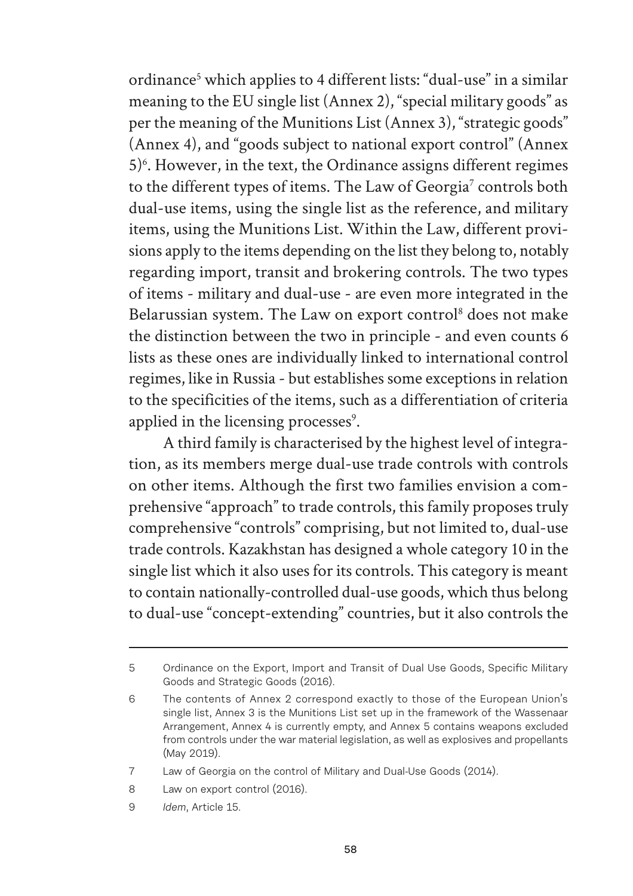ordinance[5] which applies to 4 different lists: "dual-use" in a similar meaning to the EU single list (Annex 2), "special military goods" as per the meaning of the Munitions List (Annex 3), "strategic goods" (Annex 4), and "goods subject to national export control" (Annex 5)[6]. However, in the text, the Ordinance assigns different regimes to the different types of items. The Law of Georgia[7] controls both dual-use items, using the single list as the reference, and military items, using the Munitions List. Within the Law, different provisions apply to the items depending on the list they belong to, notably regarding import, transit and brokering controls. The two types of items - military and dual-use - are even more integrated in the Belarussian system. The Law on export control[8] does not make the distinction between the two in principle - and even counts 6 lists as these ones are individually linked to international control regimes, like in Russia - but establishes some exceptions in relation to the specificities of the items, such as a differentiation of criteria applied in the licensing processes[9].

A third family is characterised by the highest level of integration, as its members merge dual-use trade controls with controls on other items. Although the first two families envision a comprehensive "approach" to trade controls, this family proposes truly comprehensive "controls" comprising, but not limited to, dual-use trade controls. Kazakhstan has designed a whole category 10 in the single list which it also uses for its controls. This category is meant to contain nationally-controlled dual-use goods, which thus belong to dual-use "concept-extending" countries, but it also controls the

---

5 Ordinance on the Export, Import and Transit of Dual Use Goods, Specific Military Goods and Strategic Goods (2016).

6 The contents of Annex 2 correspond exactly to those of the European Union's single list, Annex 3 is the Munitions List set up in the framework of the Wassenaar Arrangement, Annex 4 is currently empty, and Annex 5 contains weapons excluded from controls under the war material legislation, as well as explosives and propellants (May 2019).

7 Law of Georgia on the control of Military and Dual-Use Goods (2014).

8 Law on export control (2016).

9 *Idem*, Article 15.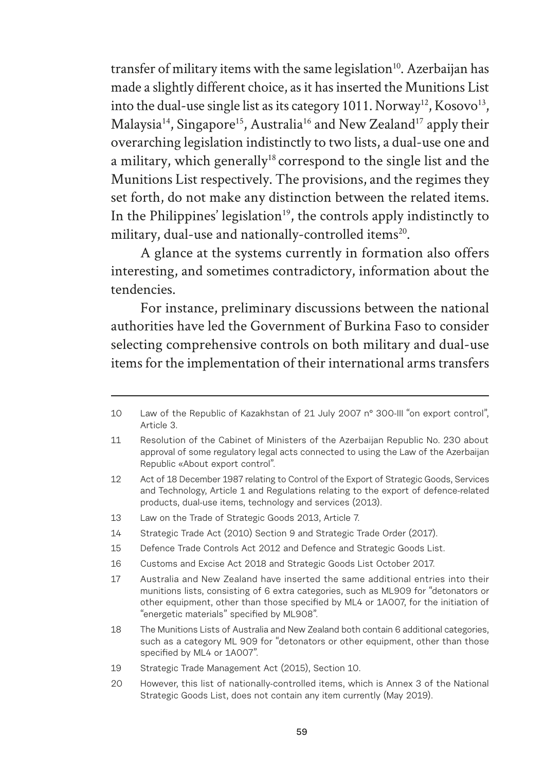transfer of military items with the same legislation[10]. Azerbaijan has made a slightly different choice, as it has inserted the Munitions List into the dual-use single list as its category 10[11]. Norway[12], Kosovo[13], Malaysia[14], Singapore[15], Australia[16] and New Zealand[17] apply their overarching legislation indistinctly to two lists, a dual-use one and a military, which generally[18] correspond to the single list and the Munitions List respectively. The provisions, and the regimes they set forth, do not make any distinction between the related items. In the Philippines' legislation[19], the controls apply indistinctly to military, dual-use and nationally-controlled items[20].

A glance at the systems currently in formation also offers interesting, and sometimes contradictory, information about the tendencies.

For instance, preliminary discussions between the national authorities have led the Government of Burkina Faso to consider selecting comprehensive controls on both military and dual-use items for the implementation of their international arms transfers

---

10 Law of the Republic of Kazakhstan of 21 July 2007 n° 300-III "on export control", Article 3.

11 Resolution of the Cabinet of Ministers of the Azerbaijan Republic No. 230 about approval of some regulatory legal acts connected to using the Law of the Azerbaijan Republic «About export control".

12 Act of 18 December 1987 relating to Control of the Export of Strategic Goods, Services and Technology, Article 1 and Regulations relating to the export of defence-related products, dual-use items, technology and services (2013).

13 Law on the Trade of Strategic Goods 2013, Article 7.

14 Strategic Trade Act (2010) Section 9 and Strategic Trade Order (2017).

15 Defence Trade Controls Act 2012 and Defence and Strategic Goods List.

16 Customs and Excise Act 2018 and Strategic Goods List October 2017.

17 Australia and New Zealand have inserted the same additional entries into their munitions lists, consisting of 6 extra categories, such as ML909 for "detonators or other equipment, other than those specified by ML4 or 1A007, for the initiation of "energetic materials" specified by ML908".

18 The Munitions Lists of Australia and New Zealand both contain 6 additional categories, such as a category ML 909 for "detonators or other equipment, other than those specified by ML4 or 1A007".

19 Strategic Trade Management Act (2015), Section 10.

20 However, this list of nationally-controlled items, which is Annex 3 of the National Strategic Goods List, does not contain any item currently (May 2019).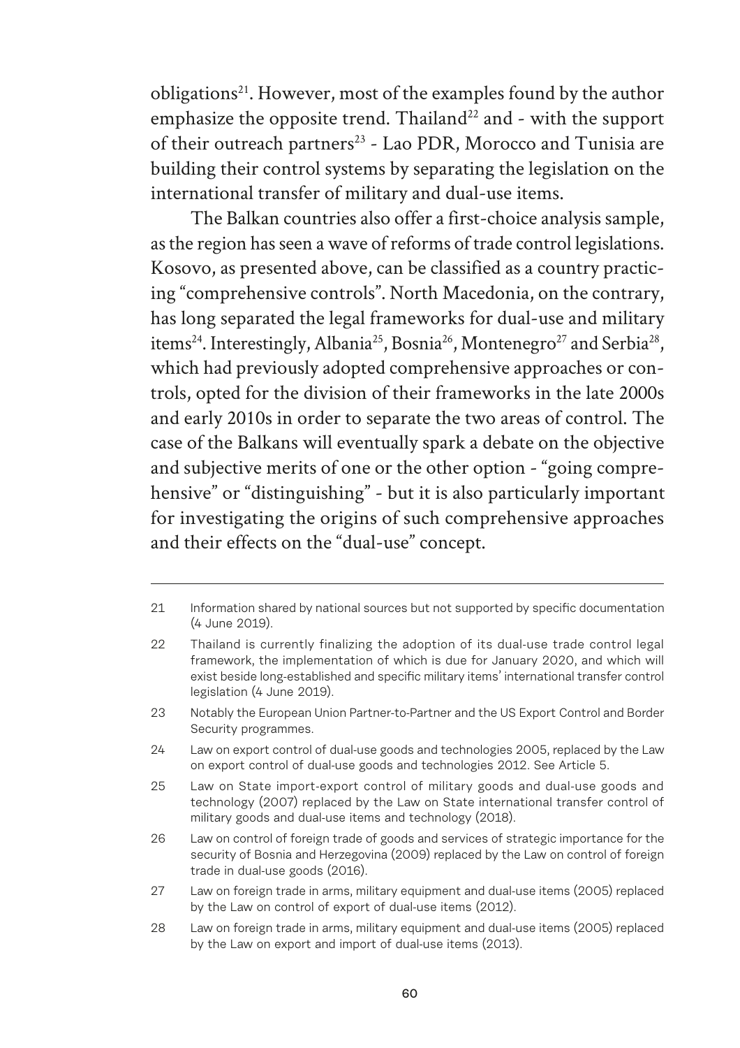obligations[21]. However, most of the examples found by the author emphasize the opposite trend. Thailand[22] and - with the support of their outreach partners[23] - Lao PDR, Morocco and Tunisia are building their control systems by separating the legislation on the international transfer of military and dual-use items.

The Balkan countries also offer a first-choice analysis sample, as the region has seen a wave of reforms of trade control legislations. Kosovo, as presented above, can be classified as a country practicing "comprehensive controls". North Macedonia, on the contrary, has long separated the legal frameworks for dual-use and military items[24]. Interestingly, Albania[25], Bosnia[26], Montenegro[27] and Serbia[28], which had previously adopted comprehensive approaches or controls, opted for the division of their frameworks in the late 2000s and early 2010s in order to separate the two areas of control. The case of the Balkans will eventually spark a debate on the objective and subjective merits of one or the other option - "going comprehensive" or "distinguishing" - but it is also particularly important for investigating the origins of such comprehensive approaches and their effects on the "dual-use" concept.

---

21 Information shared by national sources but not supported by specific documentation (4 June 2019).

22 Thailand is currently finalizing the adoption of its dual-use trade control legal framework, the implementation of which is due for January 2020, and which will exist beside long-established and specific military items' international transfer control legislation (4 June 2019).

23 Notably the European Union Partner-to-Partner and the US Export Control and Border Security programmes.

24 Law on export control of dual-use goods and technologies 2005, replaced by the Law on export control of dual-use goods and technologies 2012. See Article 5.

25 Law on State import-export control of military goods and dual-use goods and technology (2007) replaced by the Law on State international transfer control of military goods and dual-use items and technology (2018).

26 Law on control of foreign trade of goods and services of strategic importance for the security of Bosnia and Herzegovina (2009) replaced by the Law on control of foreign trade in dual-use goods (2016).

27 Law on foreign trade in arms, military equipment and dual-use items (2005) replaced by the Law on control of export of dual-use items (2012).

28 Law on foreign trade in arms, military equipment and dual-use items (2005) replaced by the Law on export and import of dual-use items (2013).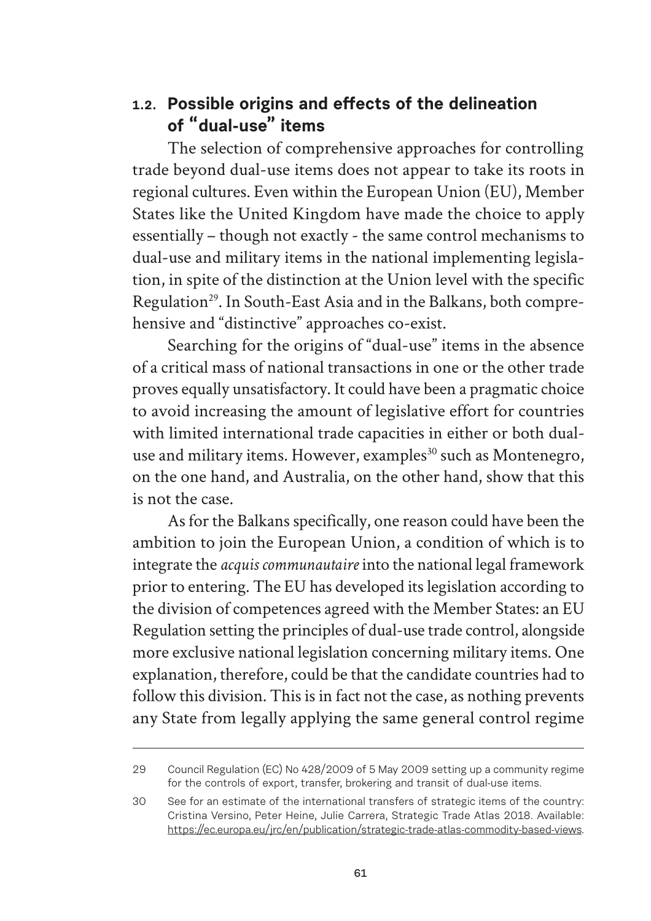## 1.2. Possible origins and effects of the delineation of "dual-use" items

The selection of comprehensive approaches for controlling trade beyond dual-use items does not appear to take its roots in regional cultures. Even within the European Union (EU), Member States like the United Kingdom have made the choice to apply essentially – though not exactly - the same control mechanisms to dual-use and military items in the national implementing legislation, in spite of the distinction at the Union level with the specific Regulation[29]. In South-East Asia and in the Balkans, both comprehensive and "distinctive" approaches co-exist.

Searching for the origins of "dual-use" items in the absence of a critical mass of national transactions in one or the other trade proves equally unsatisfactory. It could have been a pragmatic choice to avoid increasing the amount of legislative effort for countries with limited international trade capacities in either or both dual-use and military items. However, examples[30] such as Montenegro, on the one hand, and Australia, on the other hand, show that this is not the case.

As for the Balkans specifically, one reason could have been the ambition to join the European Union, a condition of which is to integrate the *acquis communautaire* into the national legal framework prior to entering. The EU has developed its legislation according to the division of competences agreed with the Member States: an EU Regulation setting the principles of dual-use trade control, alongside more exclusive national legislation concerning military items. One explanation, therefore, could be that the candidate countries had to follow this division. This is in fact not the case, as nothing prevents any State from legally applying the same general control regime

---

29 Council Regulation (EC) No 428/2009 of 5 May 2009 setting up a community regime for the controls of export, transfer, brokering and transit of dual-use items.

30 See for an estimate of the international transfers of strategic items of the country: Cristina Versino, Peter Heine, Julie Carrera, Strategic Trade Atlas 2018. Available: https://ec.europa.eu/jrc/en/publication/strategic-trade-atlas-commodity-based-views.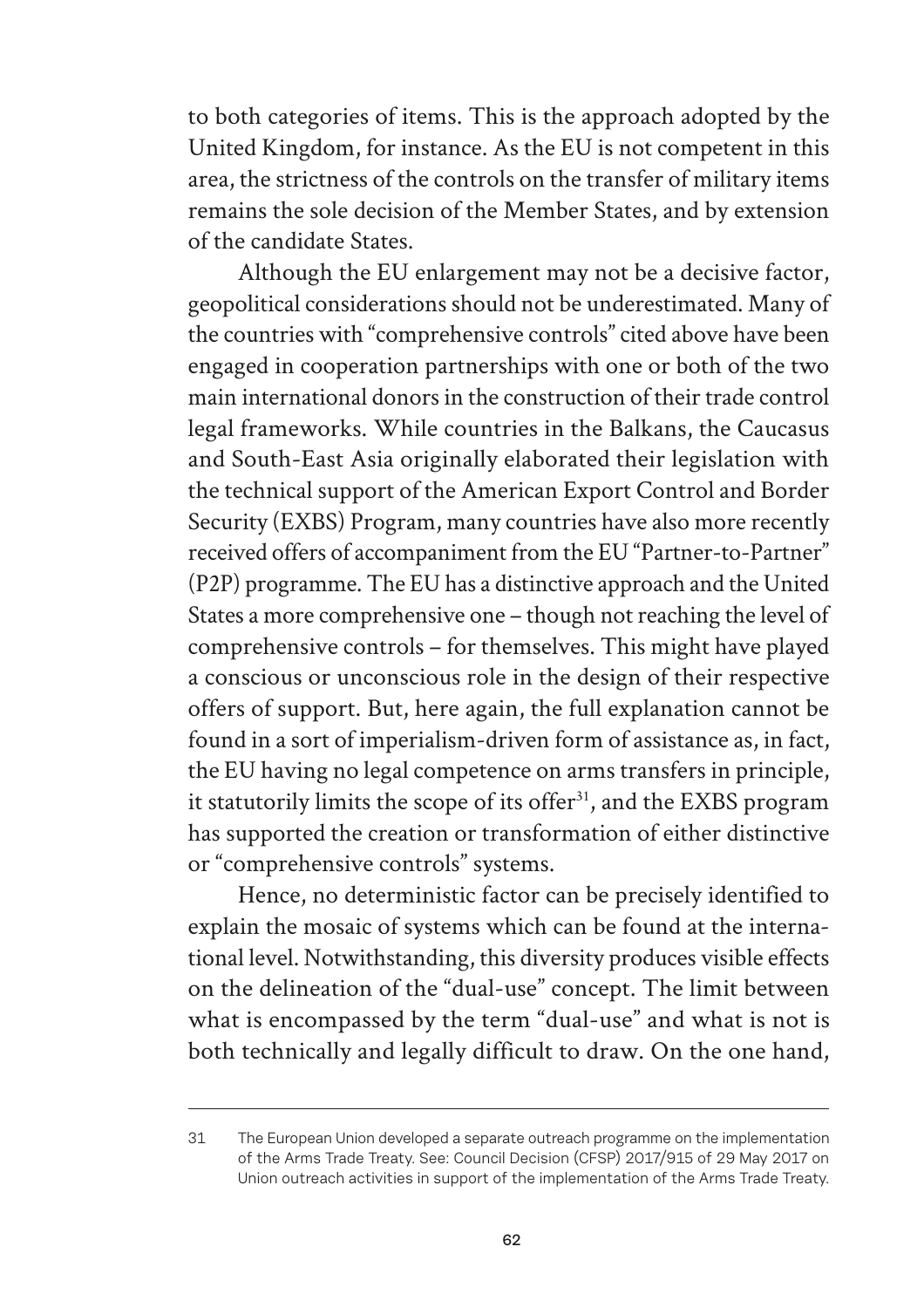to both categories of items. This is the approach adopted by the United Kingdom, for instance. As the EU is not competent in this area, the strictness of the controls on the transfer of military items remains the sole decision of the Member States, and by extension of the candidate States.

Although the EU enlargement may not be a decisive factor, geopolitical considerations should not be underestimated. Many of the countries with "comprehensive controls" cited above have been engaged in cooperation partnerships with one or both of the two main international donors in the construction of their trade control legal frameworks. While countries in the Balkans, the Caucasus and South-East Asia originally elaborated their legislation with the technical support of the American Export Control and Border Security (EXBS) Program, many countries have also more recently received offers of accompaniment from the EU "Partner-to-Partner" (P2P) programme. The EU has a distinctive approach and the United States a more comprehensive one – though not reaching the level of comprehensive controls – for themselves. This might have played a conscious or unconscious role in the design of their respective offers of support. But, here again, the full explanation cannot be found in a sort of imperialism-driven form of assistance as, in fact, the EU having no legal competence on arms transfers in principle, it statutorily limits the scope of its offer[31], and the EXBS program has supported the creation or transformation of either distinctive or "comprehensive controls" systems.

Hence, no deterministic factor can be precisely identified to explain the mosaic of systems which can be found at the international level. Notwithstanding, this diversity produces visible effects on the delineation of the "dual-use" concept. The limit between what is encompassed by the term "dual-use" and what is not is both technically and legally difficult to draw. On the one hand,

---

31 The European Union developed a separate outreach programme on the implementation of the Arms Trade Treaty. See: Council Decision (CFSP) 2017/915 of 29 May 2017 on Union outreach activities in support of the implementation of the Arms Trade Treaty.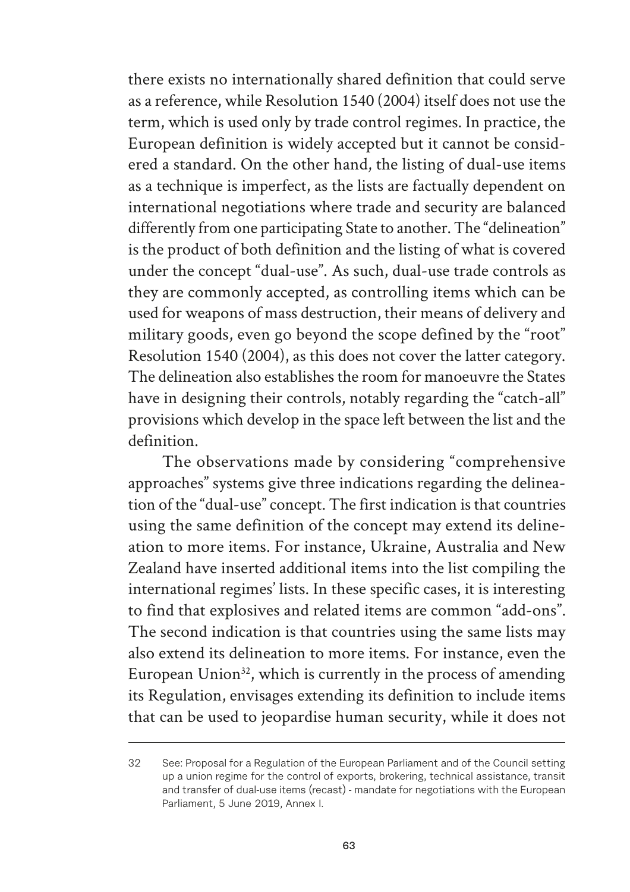there exists no internationally shared definition that could serve as a reference, while Resolution 1540 (2004) itself does not use the term, which is used only by trade control regimes. In practice, the European definition is widely accepted but it cannot be considered a standard. On the other hand, the listing of dual-use items as a technique is imperfect, as the lists are factually dependent on international negotiations where trade and security are balanced differently from one participating State to another. The "delineation" is the product of both definition and the listing of what is covered under the concept "dual-use". As such, dual-use trade controls as they are commonly accepted, as controlling items which can be used for weapons of mass destruction, their means of delivery and military goods, even go beyond the scope defined by the "root" Resolution 1540 (2004), as this does not cover the latter category. The delineation also establishes the room for manoeuvre the States have in designing their controls, notably regarding the "catch-all" provisions which develop in the space left between the list and the definition.

The observations made by considering "comprehensive approaches" systems give three indications regarding the delineation of the "dual-use" concept. The first indication is that countries using the same definition of the concept may extend its delineation to more items. For instance, Ukraine, Australia and New Zealand have inserted additional items into the list compiling the international regimes' lists. In these specific cases, it is interesting to find that explosives and related items are common "add-ons". The second indication is that countries using the same lists may also extend its delineation to more items. For instance, even the European Union[32], which is currently in the process of amending its Regulation, envisages extending its definition to include items that can be used to jeopardise human security, while it does not

---

[32] See: Proposal for a Regulation of the European Parliament and of the Council setting up a union regime for the control of exports, brokering, technical assistance, transit and transfer of dual-use items (recast) - mandate for negotiations with the European Parliament, 5 June 2019, Annex I.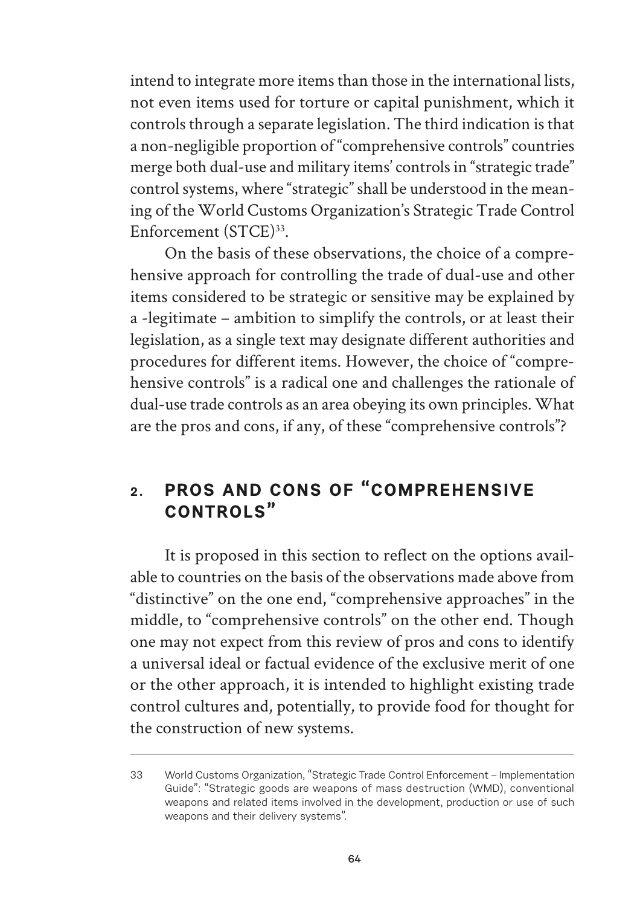intend to integrate more items than those in the international lists, not even items used for torture or capital punishment, which it controls through a separate legislation. The third indication is that a non-negligible proportion of "comprehensive controls" countries merge both dual-use and military items' controls in "strategic trade" control systems, where "strategic" shall be understood in the meaning of the World Customs Organization's Strategic Trade Control Enforcement (STCE)[33].

On the basis of these observations, the choice of a comprehensive approach for controlling the trade of dual-use and other items considered to be strategic or sensitive may be explained by a -legitimate – ambition to simplify the controls, or at least their legislation, as a single text may designate different authorities and procedures for different items. However, the choice of "comprehensive controls" is a radical one and challenges the rationale of dual-use trade controls as an area obeying its own principles. What are the pros and cons, if any, of these "comprehensive controls"?

## 2. PROS AND CONS OF "COMPREHENSIVE CONTROLS"

It is proposed in this section to reflect on the options available to countries on the basis of the observations made above from "distinctive" on the one end, "comprehensive approaches" in the middle, to "comprehensive controls" on the other end. Though one may not expect from this review of pros and cons to identify a universal ideal or factual evidence of the exclusive merit of one or the other approach, it is intended to highlight existing trade control cultures and, potentially, to provide food for thought for the construction of new systems.

---

33 World Customs Organization, "Strategic Trade Control Enforcement – Implementation Guide": "Strategic goods are weapons of mass destruction (WMD), conventional weapons and related items involved in the development, production or use of such weapons and their delivery systems".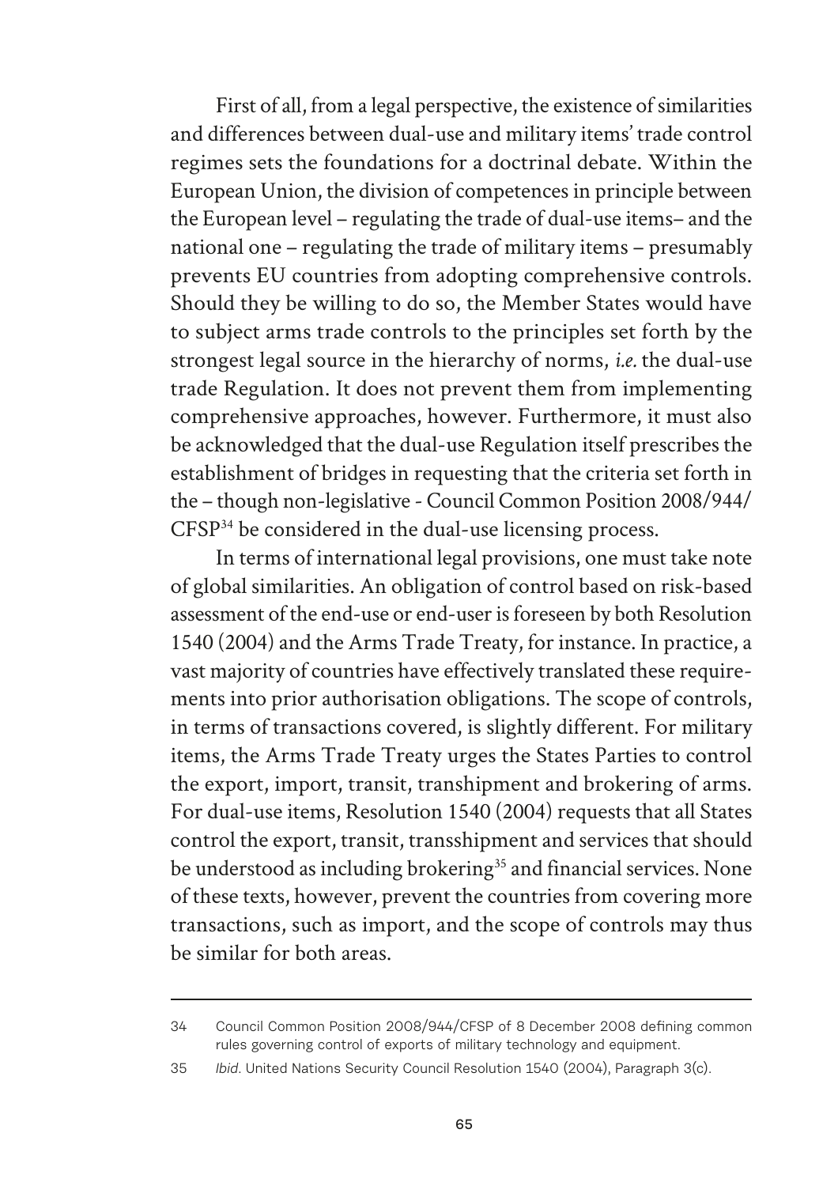First of all, from a legal perspective, the existence of similarities and differences between dual-use and military items' trade control regimes sets the foundations for a doctrinal debate. Within the European Union, the division of competences in principle between the European level – regulating the trade of dual-use items– and the national one – regulating the trade of military items – presumably prevents EU countries from adopting comprehensive controls. Should they be willing to do so, the Member States would have to subject arms trade controls to the principles set forth by the strongest legal source in the hierarchy of norms, *i.e.* the dual-use trade Regulation. It does not prevent them from implementing comprehensive approaches, however. Furthermore, it must also be acknowledged that the dual-use Regulation itself prescribes the establishment of bridges in requesting that the criteria set forth in the – though non-legislative - Council Common Position 2008/944/CFSP[34] be considered in the dual-use licensing process.

In terms of international legal provisions, one must take note of global similarities. An obligation of control based on risk-based assessment of the end-use or end-user is foreseen by both Resolution 1540 (2004) and the Arms Trade Treaty, for instance. In practice, a vast majority of countries have effectively translated these requirements into prior authorisation obligations. The scope of controls, in terms of transactions covered, is slightly different. For military items, the Arms Trade Treaty urges the States Parties to control the export, import, transit, transhipment and brokering of arms. For dual-use items, Resolution 1540 (2004) requests that all States control the export, transit, transshipment and services that should be understood as including brokering[35] and financial services. None of these texts, however, prevent the countries from covering more transactions, such as import, and the scope of controls may thus be similar for both areas.

---

34 Council Common Position 2008/944/CFSP of 8 December 2008 defining common rules governing control of exports of military technology and equipment.

35 *Ibid*. United Nations Security Council Resolution 1540 (2004), Paragraph 3(c).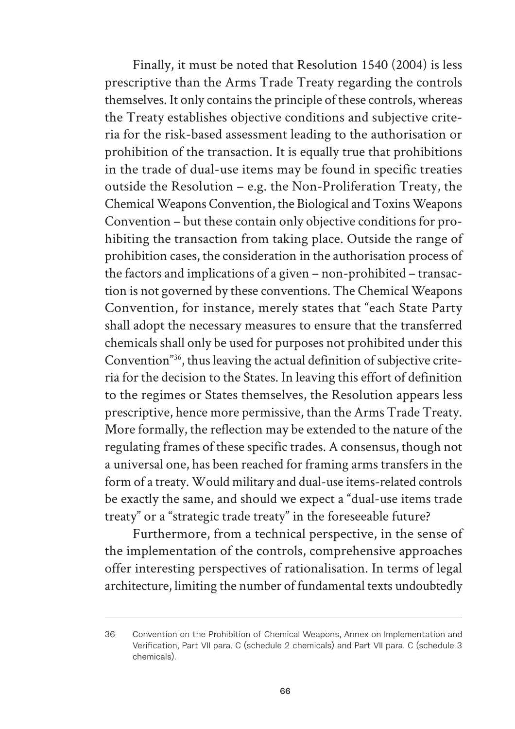Finally, it must be noted that Resolution 1540 (2004) is less prescriptive than the Arms Trade Treaty regarding the controls themselves. It only contains the principle of these controls, whereas the Treaty establishes objective conditions and subjective criteria for the risk-based assessment leading to the authorisation or prohibition of the transaction. It is equally true that prohibitions in the trade of dual-use items may be found in specific treaties outside the Resolution – e.g. the Non-Proliferation Treaty, the Chemical Weapons Convention, the Biological and Toxins Weapons Convention – but these contain only objective conditions for prohibiting the transaction from taking place. Outside the range of prohibition cases, the consideration in the authorisation process of the factors and implications of a given – non-prohibited – transaction is not governed by these conventions. The Chemical Weapons Convention, for instance, merely states that "each State Party shall adopt the necessary measures to ensure that the transferred chemicals shall only be used for purposes not prohibited under this Convention"[36], thus leaving the actual definition of subjective criteria for the decision to the States. In leaving this effort of definition to the regimes or States themselves, the Resolution appears less prescriptive, hence more permissive, than the Arms Trade Treaty. More formally, the reflection may be extended to the nature of the regulating frames of these specific trades. A consensus, though not a universal one, has been reached for framing arms transfers in the form of a treaty. Would military and dual-use items-related controls be exactly the same, and should we expect a "dual-use items trade treaty" or a "strategic trade treaty" in the foreseeable future?

Furthermore, from a technical perspective, in the sense of the implementation of the controls, comprehensive approaches offer interesting perspectives of rationalisation. In terms of legal architecture, limiting the number of fundamental texts undoubtedly

---

36 Convention on the Prohibition of Chemical Weapons, Annex on Implementation and Verification, Part VII para. C (schedule 2 chemicals) and Part VII para. C (schedule 3 chemicals).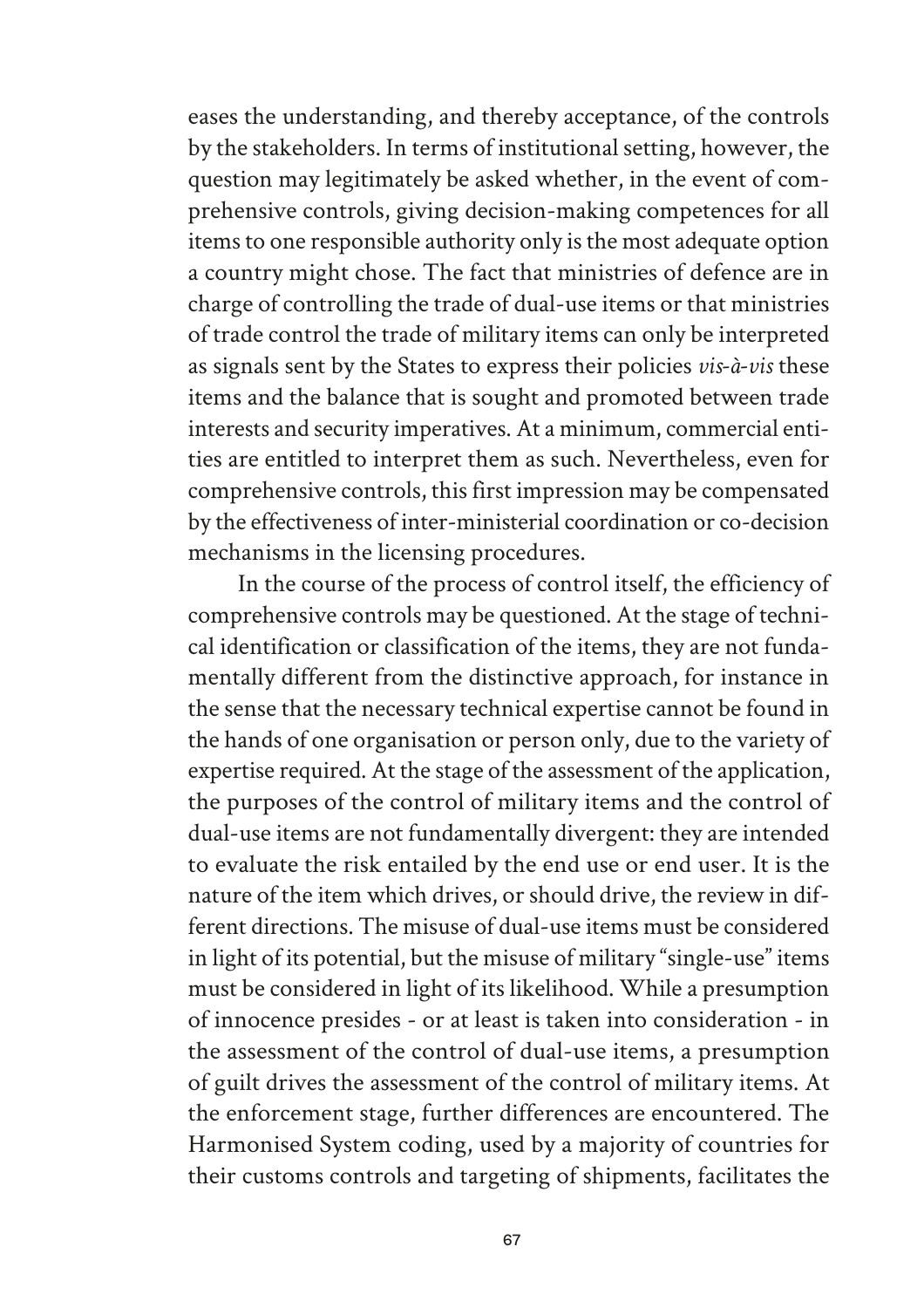eases the understanding, and thereby acceptance, of the controls by the stakeholders. In terms of institutional setting, however, the question may legitimately be asked whether, in the event of comprehensive controls, giving decision-making competences for all items to one responsible authority only is the most adequate option a country might chose. The fact that ministries of defence are in charge of controlling the trade of dual-use items or that ministries of trade control the trade of military items can only be interpreted as signals sent by the States to express their policies *vis-à-vis* these items and the balance that is sought and promoted between trade interests and security imperatives. At a minimum, commercial entities are entitled to interpret them as such. Nevertheless, even for comprehensive controls, this first impression may be compensated by the effectiveness of inter-ministerial coordination or co-decision mechanisms in the licensing procedures.

In the course of the process of control itself, the efficiency of comprehensive controls may be questioned. At the stage of technical identification or classification of the items, they are not fundamentally different from the distinctive approach, for instance in the sense that the necessary technical expertise cannot be found in the hands of one organisation or person only, due to the variety of expertise required. At the stage of the assessment of the application, the purposes of the control of military items and the control of dual-use items are not fundamentally divergent: they are intended to evaluate the risk entailed by the end use or end user. It is the nature of the item which drives, or should drive, the review in different directions. The misuse of dual-use items must be considered in light of its potential, but the misuse of military "single-use" items must be considered in light of its likelihood. While a presumption of innocence presides - or at least is taken into consideration - in the assessment of the control of dual-use items, a presumption of guilt drives the assessment of the control of military items. At the enforcement stage, further differences are encountered. The Harmonised System coding, used by a majority of countries for their customs controls and targeting of shipments, facilitates the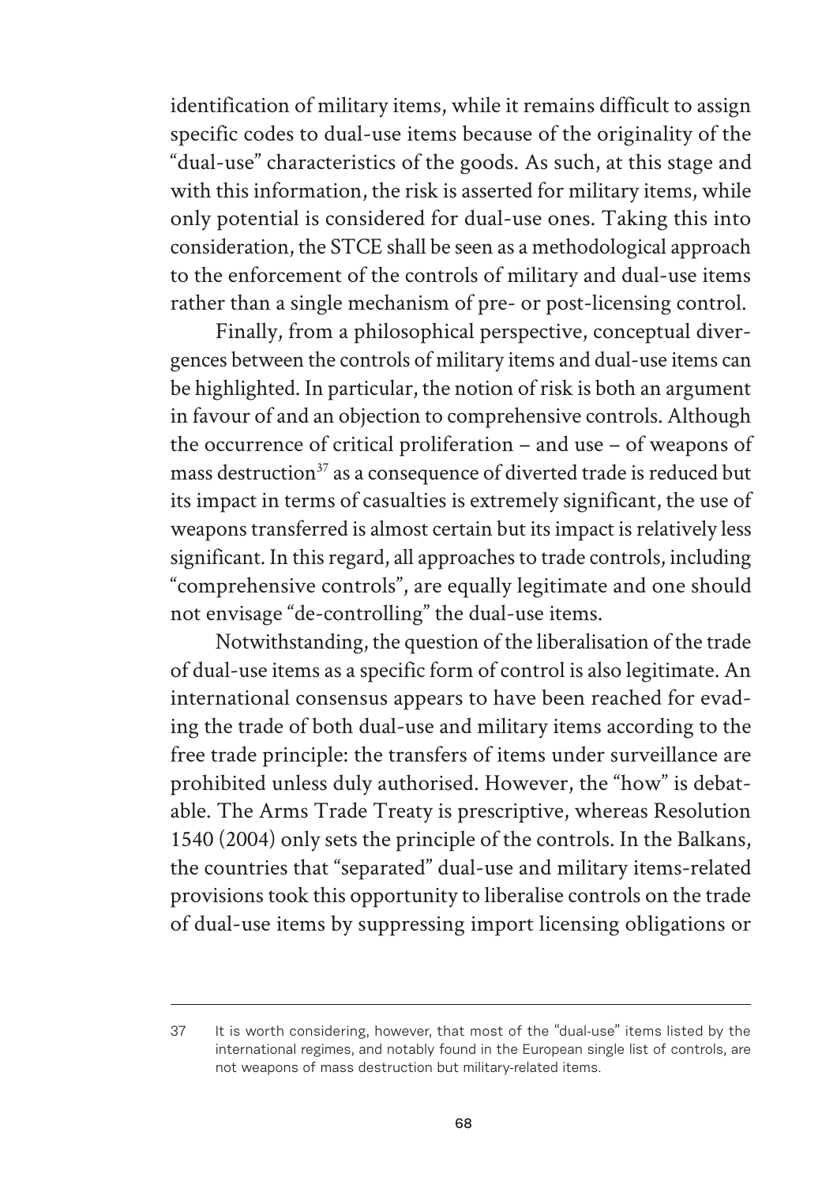identification of military items, while it remains difficult to assign specific codes to dual-use items because of the originality of the "dual-use" characteristics of the goods. As such, at this stage and with this information, the risk is asserted for military items, while only potential is considered for dual-use ones. Taking this into consideration, the STCE shall be seen as a methodological approach to the enforcement of the controls of military and dual-use items rather than a single mechanism of pre- or post-licensing control.

Finally, from a philosophical perspective, conceptual divergences between the controls of military items and dual-use items can be highlighted. In particular, the notion of risk is both an argument in favour of and an objection to comprehensive controls. Although the occurrence of critical proliferation – and use – of weapons of mass destruction[37] as a consequence of diverted trade is reduced but its impact in terms of casualties is extremely significant, the use of weapons transferred is almost certain but its impact is relatively less significant. In this regard, all approaches to trade controls, including "comprehensive controls", are equally legitimate and one should not envisage "de-controlling" the dual-use items.

Notwithstanding, the question of the liberalisation of the trade of dual-use items as a specific form of control is also legitimate. An international consensus appears to have been reached for evading the trade of both dual-use and military items according to the free trade principle: the transfers of items under surveillance are prohibited unless duly authorised. However, the "how" is debatable. The Arms Trade Treaty is prescriptive, whereas Resolution 1540 (2004) only sets the principle of the controls. In the Balkans, the countries that "separated" dual-use and military items-related provisions took this opportunity to liberalise controls on the trade of dual-use items by suppressing import licensing obligations or

---

37 It is worth considering, however, that most of the "dual-use" items listed by the international regimes, and notably found in the European single list of controls, are not weapons of mass destruction but military-related items.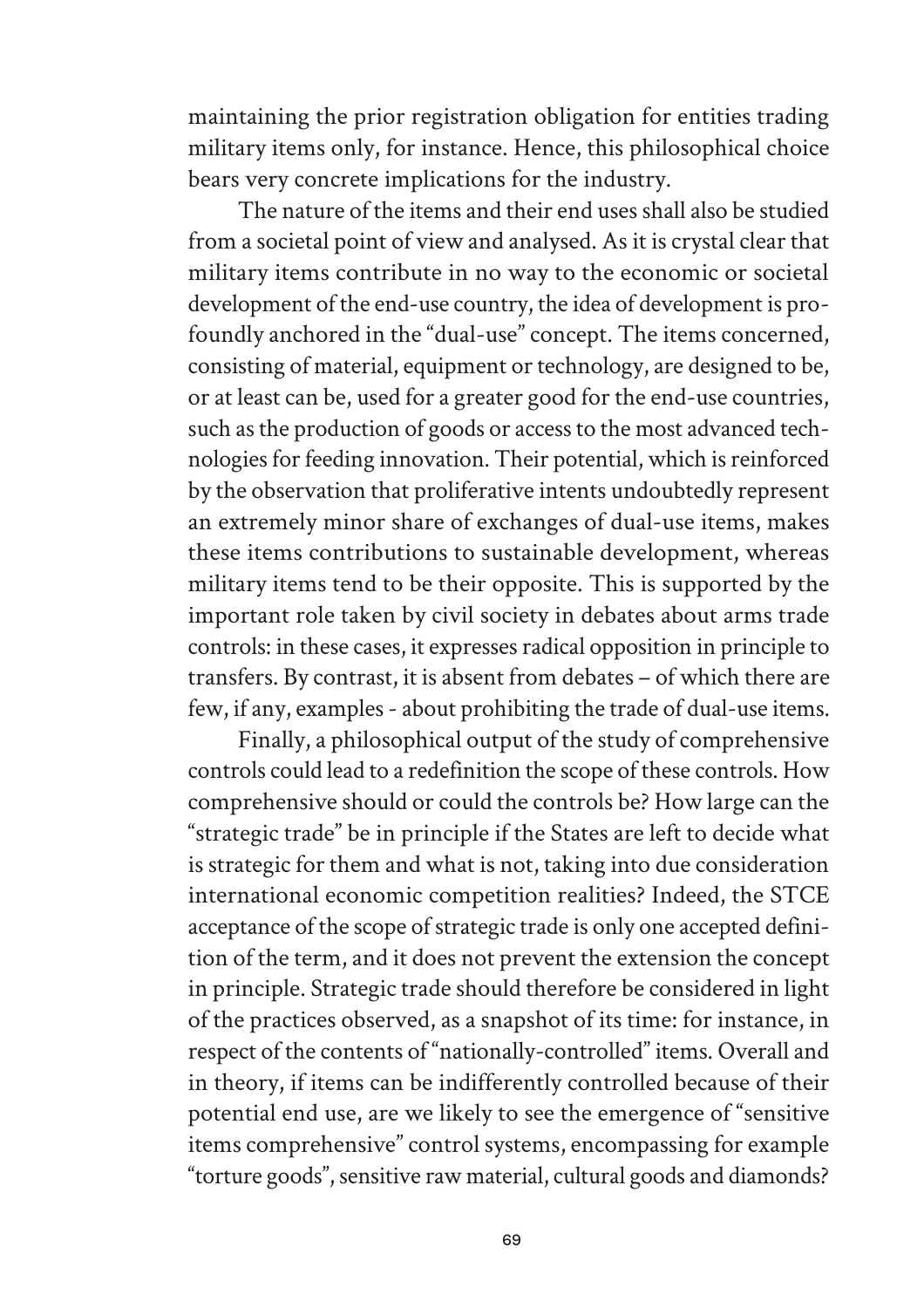maintaining the prior registration obligation for entities trading military items only, for instance. Hence, this philosophical choice bears very concrete implications for the industry.

The nature of the items and their end uses shall also be studied from a societal point of view and analysed. As it is crystal clear that military items contribute in no way to the economic or societal development of the end-use country, the idea of development is profoundly anchored in the "dual-use" concept. The items concerned, consisting of material, equipment or technology, are designed to be, or at least can be, used for a greater good for the end-use countries, such as the production of goods or access to the most advanced technologies for feeding innovation. Their potential, which is reinforced by the observation that proliferative intents undoubtedly represent an extremely minor share of exchanges of dual-use items, makes these items contributions to sustainable development, whereas military items tend to be their opposite. This is supported by the important role taken by civil society in debates about arms trade controls: in these cases, it expresses radical opposition in principle to transfers. By contrast, it is absent from debates – of which there are few, if any, examples - about prohibiting the trade of dual-use items.

Finally, a philosophical output of the study of comprehensive controls could lead to a redefinition the scope of these controls. How comprehensive should or could the controls be? How large can the "strategic trade" be in principle if the States are left to decide what is strategic for them and what is not, taking into due consideration international economic competition realities? Indeed, the STCE acceptance of the scope of strategic trade is only one accepted definition of the term, and it does not prevent the extension the concept in principle. Strategic trade should therefore be considered in light of the practices observed, as a snapshot of its time: for instance, in respect of the contents of "nationally-controlled" items. Overall and in theory, if items can be indifferently controlled because of their potential end use, are we likely to see the emergence of "sensitive items comprehensive" control systems, encompassing for example "torture goods", sensitive raw material, cultural goods and diamonds?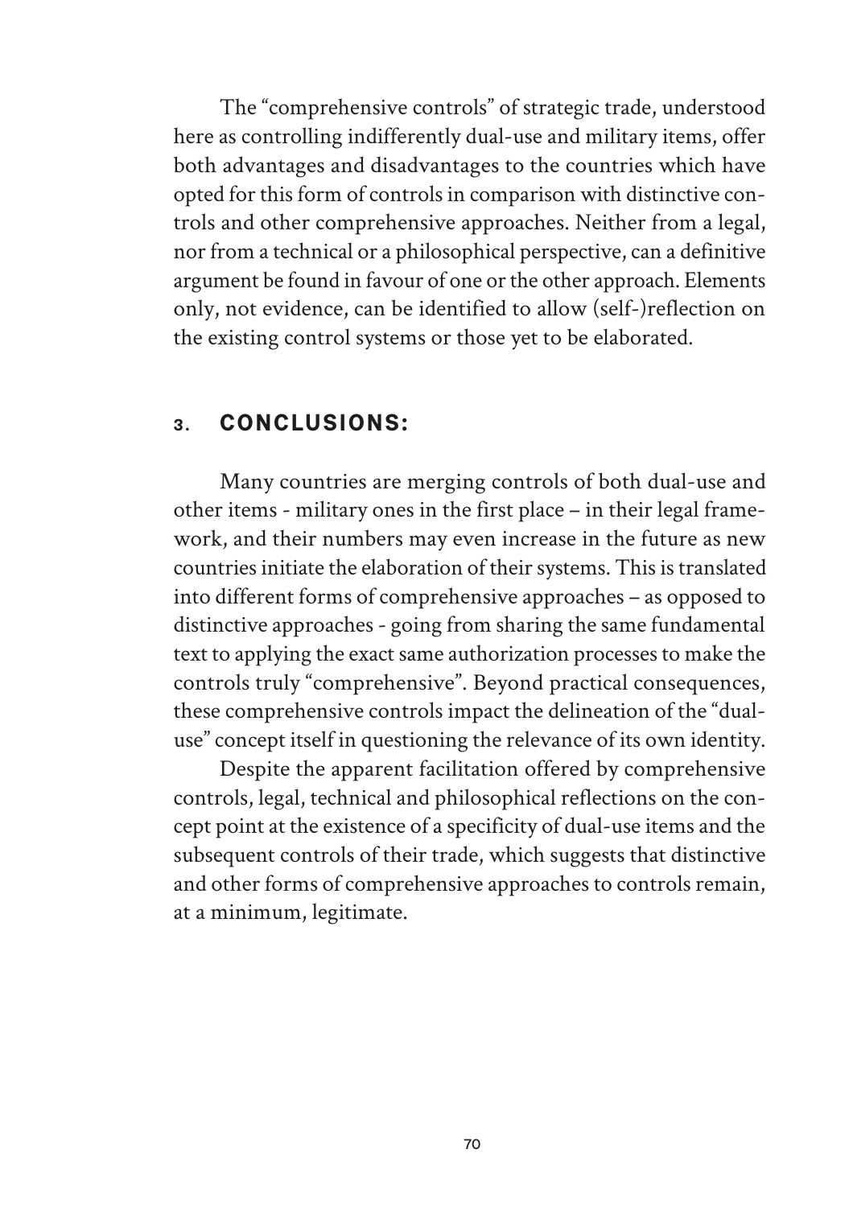The "comprehensive controls" of strategic trade, understood here as controlling indifferently dual-use and military items, offer both advantages and disadvantages to the countries which have opted for this form of controls in comparison with distinctive controls and other comprehensive approaches. Neither from a legal, nor from a technical or a philosophical perspective, can a definitive argument be found in favour of one or the other approach. Elements only, not evidence, can be identified to allow (self-)reflection on the existing control systems or those yet to be elaborated.

## 3. CONCLUSIONS:

Many countries are merging controls of both dual-use and other items - military ones in the first place – in their legal framework, and their numbers may even increase in the future as new countries initiate the elaboration of their systems. This is translated into different forms of comprehensive approaches – as opposed to distinctive approaches - going from sharing the same fundamental text to applying the exact same authorization processes to make the controls truly "comprehensive". Beyond practical consequences, these comprehensive controls impact the delineation of the "dual-use" concept itself in questioning the relevance of its own identity.

Despite the apparent facilitation offered by comprehensive controls, legal, technical and philosophical reflections on the concept point at the existence of a specificity of dual-use items and the subsequent controls of their trade, which suggests that distinctive and other forms of comprehensive approaches to controls remain, at a minimum, legitimate.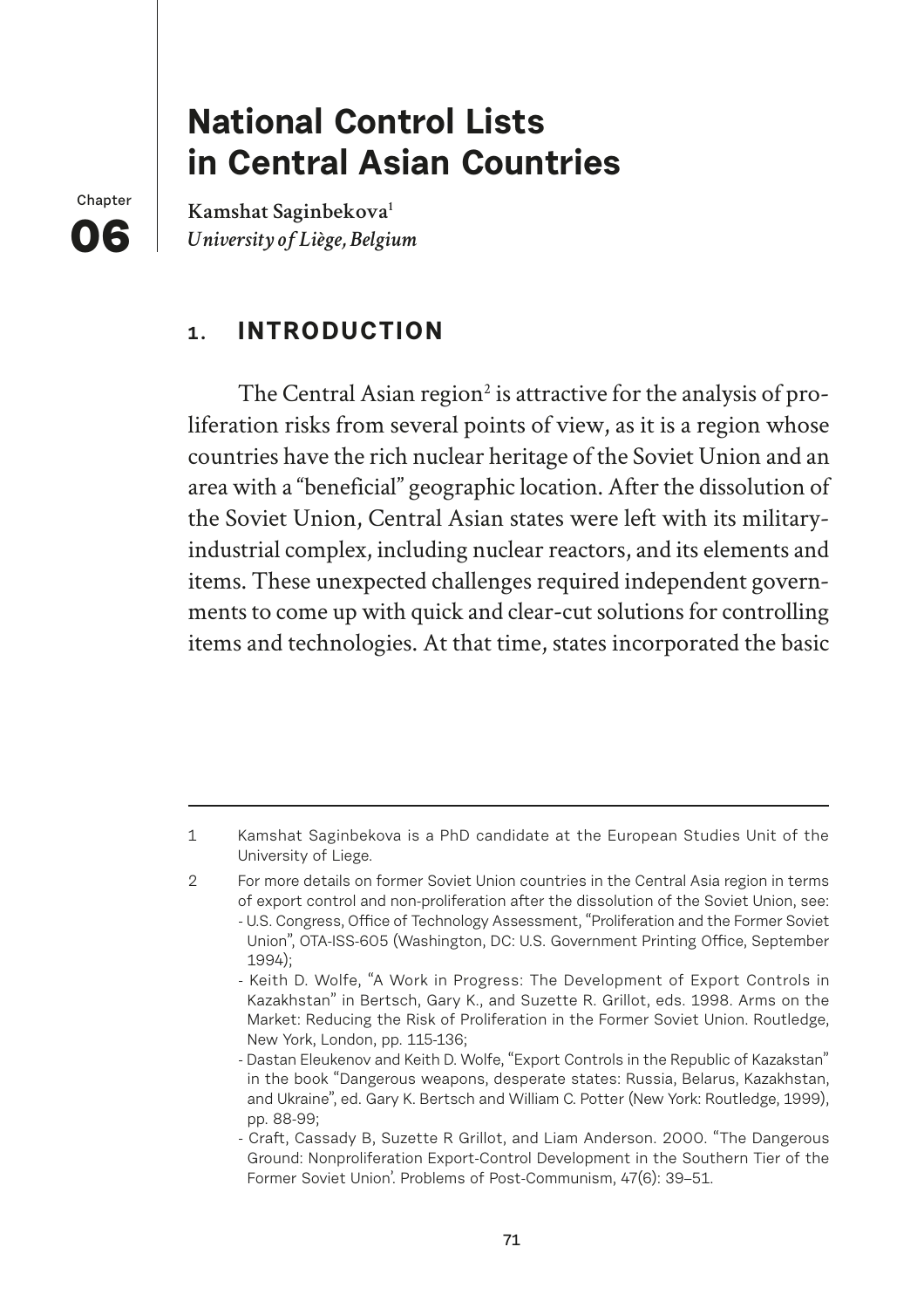Chapter **06**

# National Control Lists in Central Asian Countries

**Kamshat Saginbekova**[1]
*University of Liège, Belgium*

## 1. INTRODUCTION

The Central Asian region[2] is attractive for the analysis of proliferation risks from several points of view, as it is a region whose countries have the rich nuclear heritage of the Soviet Union and an area with a "beneficial" geographic location. After the dissolution of the Soviet Union, Central Asian states were left with its military-industrial complex, including nuclear reactors, and its elements and items. These unexpected challenges required independent governments to come up with quick and clear-cut solutions for controlling items and technologies. At that time, states incorporated the basic

---

1 Kamshat Saginbekova is a PhD candidate at the European Studies Unit of the University of Liege.

2 For more details on former Soviet Union countries in the Central Asia region in terms of export control and non-proliferation after the dissolution of the Soviet Union, see:
- U.S. Congress, Office of Technology Assessment, "Proliferation and the Former Soviet Union", OTA-ISS-605 (Washington, DC: U.S. Government Printing Office, September 1994);
- Keith D. Wolfe, "A Work in Progress: The Development of Export Controls in Kazakhstan" in Bertsch, Gary K., and Suzette R. Grillot, eds. 1998. Arms on the Market: Reducing the Risk of Proliferation in the Former Soviet Union. Routledge, New York, London, pp. 115-136;
- Dastan Eleukenov and Keith D. Wolfe, "Export Controls in the Republic of Kazakstan" in the book "Dangerous weapons, desperate states: Russia, Belarus, Kazakhstan, and Ukraine", ed. Gary K. Bertsch and William C. Potter (New York: Routledge, 1999), pp. 88-99;
- Craft, Cassady B, Suzette R Grillot, and Liam Anderson. 2000. "The Dangerous Ground: Nonproliferation Export-Control Development in the Southern Tier of the Former Soviet Union'. Problems of Post-Communism, 47(6): 39–51.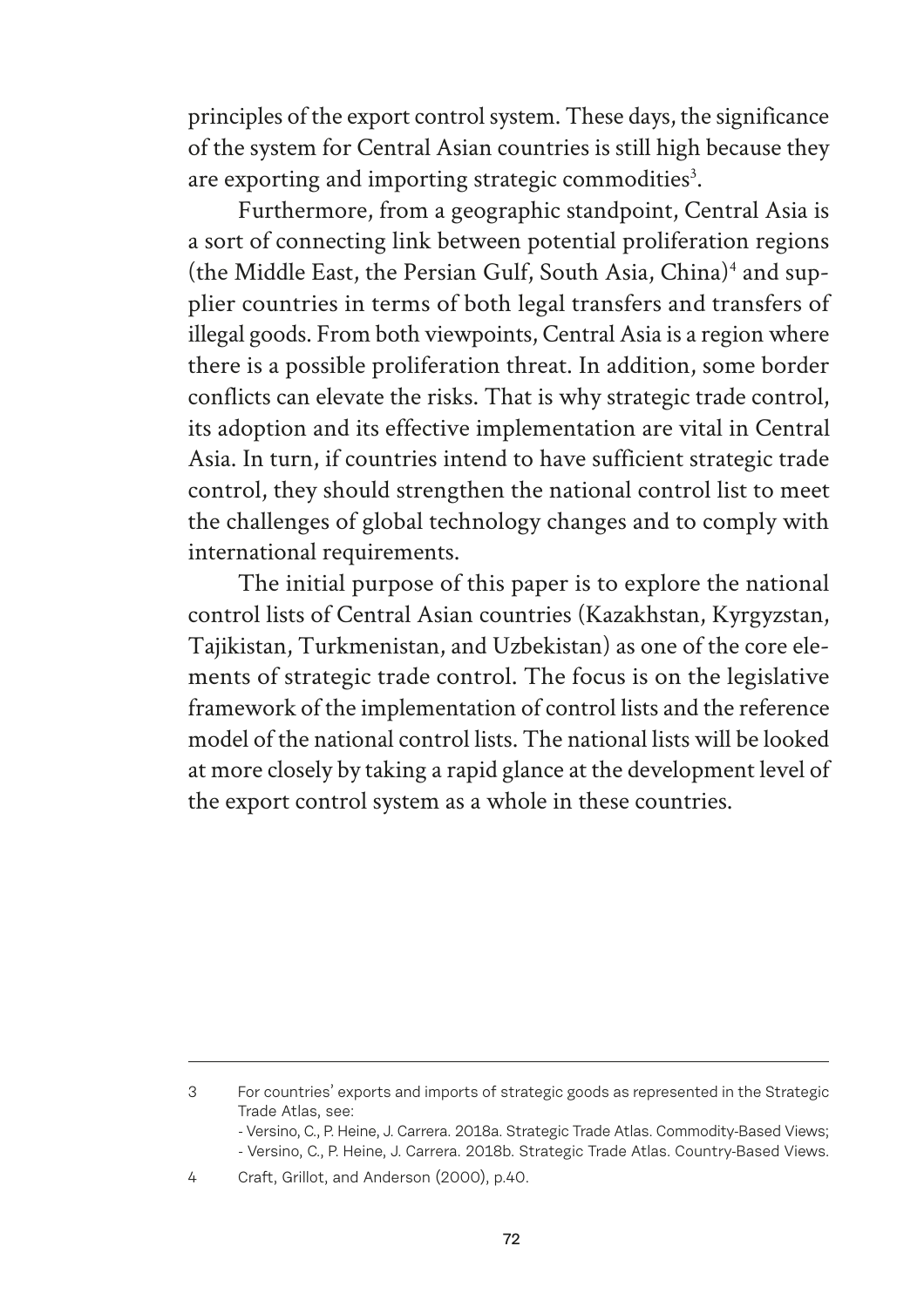principles of the export control system. These days, the significance of the system for Central Asian countries is still high because they are exporting and importing strategic commodities[3].

Furthermore, from a geographic standpoint, Central Asia is a sort of connecting link between potential proliferation regions (the Middle East, the Persian Gulf, South Asia, China)[4] and supplier countries in terms of both legal transfers and transfers of illegal goods. From both viewpoints, Central Asia is a region where there is a possible proliferation threat. In addition, some border conflicts can elevate the risks. That is why strategic trade control, its adoption and its effective implementation are vital in Central Asia. In turn, if countries intend to have sufficient strategic trade control, they should strengthen the national control list to meet the challenges of global technology changes and to comply with international requirements.

The initial purpose of this paper is to explore the national control lists of Central Asian countries (Kazakhstan, Kyrgyzstan, Tajikistan, Turkmenistan, and Uzbekistan) as one of the core elements of strategic trade control. The focus is on the legislative framework of the implementation of control lists and the reference model of the national control lists. The national lists will be looked at more closely by taking a rapid glance at the development level of the export control system as a whole in these countries.

---

3 For countries' exports and imports of strategic goods as represented in the Strategic Trade Atlas, see:
- Versino, C., P. Heine, J. Carrera. 2018a. Strategic Trade Atlas. Commodity-Based Views;
- Versino, C., P. Heine, J. Carrera. 2018b. Strategic Trade Atlas. Country-Based Views.

4 Craft, Grillot, and Anderson (2000), p.40.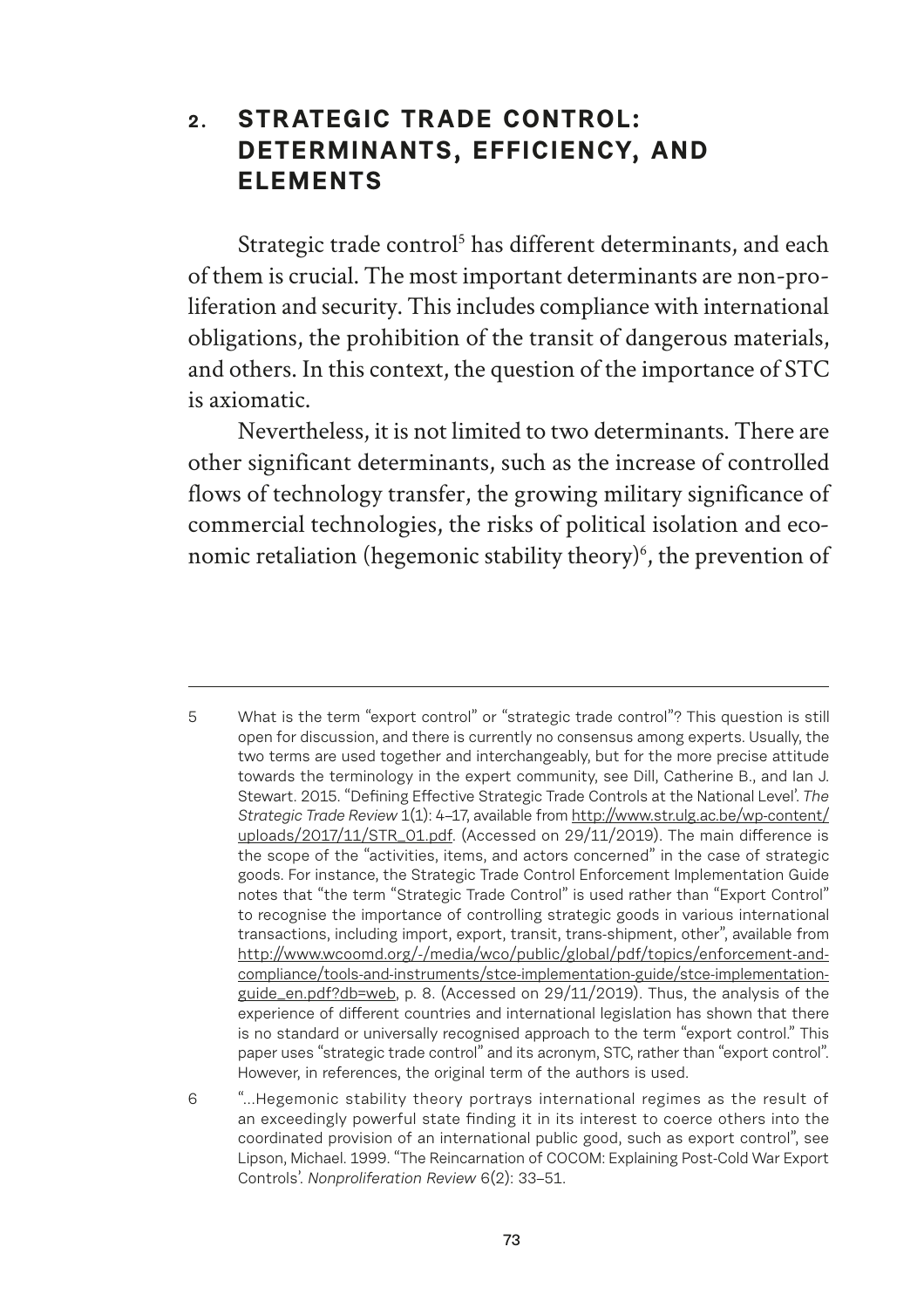## 2. STRATEGIC TRADE CONTROL: DETERMINANTS, EFFICIENCY, AND ELEMENTS

Strategic trade control[5] has different determinants, and each of them is crucial. The most important determinants are non-proliferation and security. This includes compliance with international obligations, the prohibition of the transit of dangerous materials, and others. In this context, the question of the importance of STC is axiomatic.

Nevertheless, it is not limited to two determinants. There are other significant determinants, such as the increase of controlled flows of technology transfer, the growing military significance of commercial technologies, the risks of political isolation and economic retaliation (hegemonic stability theory)[6], the prevention of

---

5 What is the term "export control" or "strategic trade control"? This question is still open for discussion, and there is currently no consensus among experts. Usually, the two terms are used together and interchangeably, but for the more precise attitude towards the terminology in the expert community, see Dill, Catherine B., and Ian J. Stewart. 2015. "Defining Effective Strategic Trade Controls at the National Level'. *The Strategic Trade Review* 1(1): 4–17, available from http://www.str.ulg.ac.be/wp-content/uploads/2017/11/STR_01.pdf. (Accessed on 29/11/2019). The main difference is the scope of the "activities, items, and actors concerned" in the case of strategic goods. For instance, the Strategic Trade Control Enforcement Implementation Guide notes that "the term "Strategic Trade Control" is used rather than "Export Control" to recognise the importance of controlling strategic goods in various international transactions, including import, export, transit, trans-shipment, other", available from http://www.wcoomd.org/-/media/wco/public/global/pdf/topics/enforcement-and-compliance/tools-and-instruments/stce-implementation-guide/stce-implementation-guide_en.pdf?db=web, p. 8. (Accessed on 29/11/2019). Thus, the analysis of the experience of different countries and international legislation has shown that there is no standard or universally recognised approach to the term "export control." This paper uses "strategic trade control" and its acronym, STC, rather than "export control". However, in references, the original term of the authors is used.

6 "...Hegemonic stability theory portrays international regimes as the result of an exceedingly powerful state finding it in its interest to coerce others into the coordinated provision of an international public good, such as export control", see Lipson, Michael. 1999. "The Reincarnation of COCOM: Explaining Post-Cold War Export Controls'. *Nonproliferation Review* 6(2): 33–51.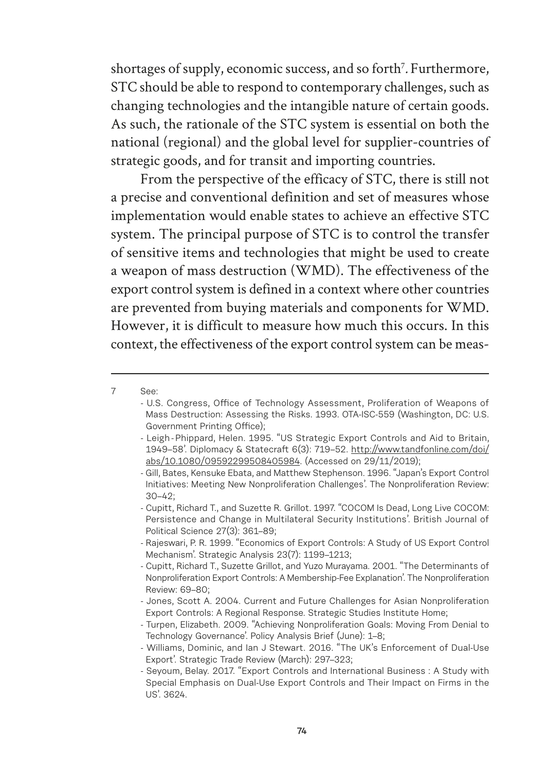shortages of supply, economic success, and so forth[7]. Furthermore, STC should be able to respond to contemporary challenges, such as changing technologies and the intangible nature of certain goods. As such, the rationale of the STC system is essential on both the national (regional) and the global level for supplier-countries of strategic goods, and for transit and importing countries.

From the perspective of the efficacy of STC, there is still not a precise and conventional definition and set of measures whose implementation would enable states to achieve an effective STC system. The principal purpose of STC is to control the transfer of sensitive items and technologies that might be used to create a weapon of mass destruction (WMD). The effectiveness of the export control system is defined in a context where other countries are prevented from buying materials and components for WMD. However, it is difficult to measure how much this occurs. In this context, the effectiveness of the export control system can be meas-

---

7 See:

- U.S. Congress, Office of Technology Assessment, Proliferation of Weapons of Mass Destruction: Assessing the Risks. 1993. OTA-ISC-559 (Washington, DC: U.S. Government Printing Office);
- Leigh-Phippard, Helen. 1995. "US Strategic Export Controls and Aid to Britain, 1949–58'. Diplomacy & Statecraft 6(3): 719–52. http://www.tandfonline.com/doi/abs/10.1080/09592299508405984. (Accessed on 29/11/2019);
- Gill, Bates, Kensuke Ebata, and Matthew Stephenson. 1996. "Japan's Export Control Initiatives: Meeting New Nonproliferation Challenges'. The Nonproliferation Review: 30–42;
- Cupitt, Richard T., and Suzette R. Grillot. 1997. "COCOM Is Dead, Long Live COCOM: Persistence and Change in Multilateral Security Institutions'. British Journal of Political Science 27(3): 361–89;
- Rajeswari, P. R. 1999. "Economics of Export Controls: A Study of US Export Control Mechanism'. Strategic Analysis 23(7): 1199–1213;
- Cupitt, Richard T., Suzette Grillot, and Yuzo Murayama. 2001. "The Determinants of Nonproliferation Export Controls: A Membership-Fee Explanation'. The Nonproliferation Review: 69–80;
- Jones, Scott A. 2004. Current and Future Challenges for Asian Nonproliferation Export Controls: A Regional Response. Strategic Studies Institute Home;
- Turpen, Elizabeth. 2009. "Achieving Nonproliferation Goals: Moving From Denial to Technology Governance'. Policy Analysis Brief (June): 1–8;
- Williams, Dominic, and Ian J Stewart. 2016. "The UK's Enforcement of Dual-Use Export'. Strategic Trade Review (March): 297–323;
- Seyoum, Belay. 2017. "Export Controls and International Business : A Study with Special Emphasis on Dual-Use Export Controls and Their Impact on Firms in the US'. 3624.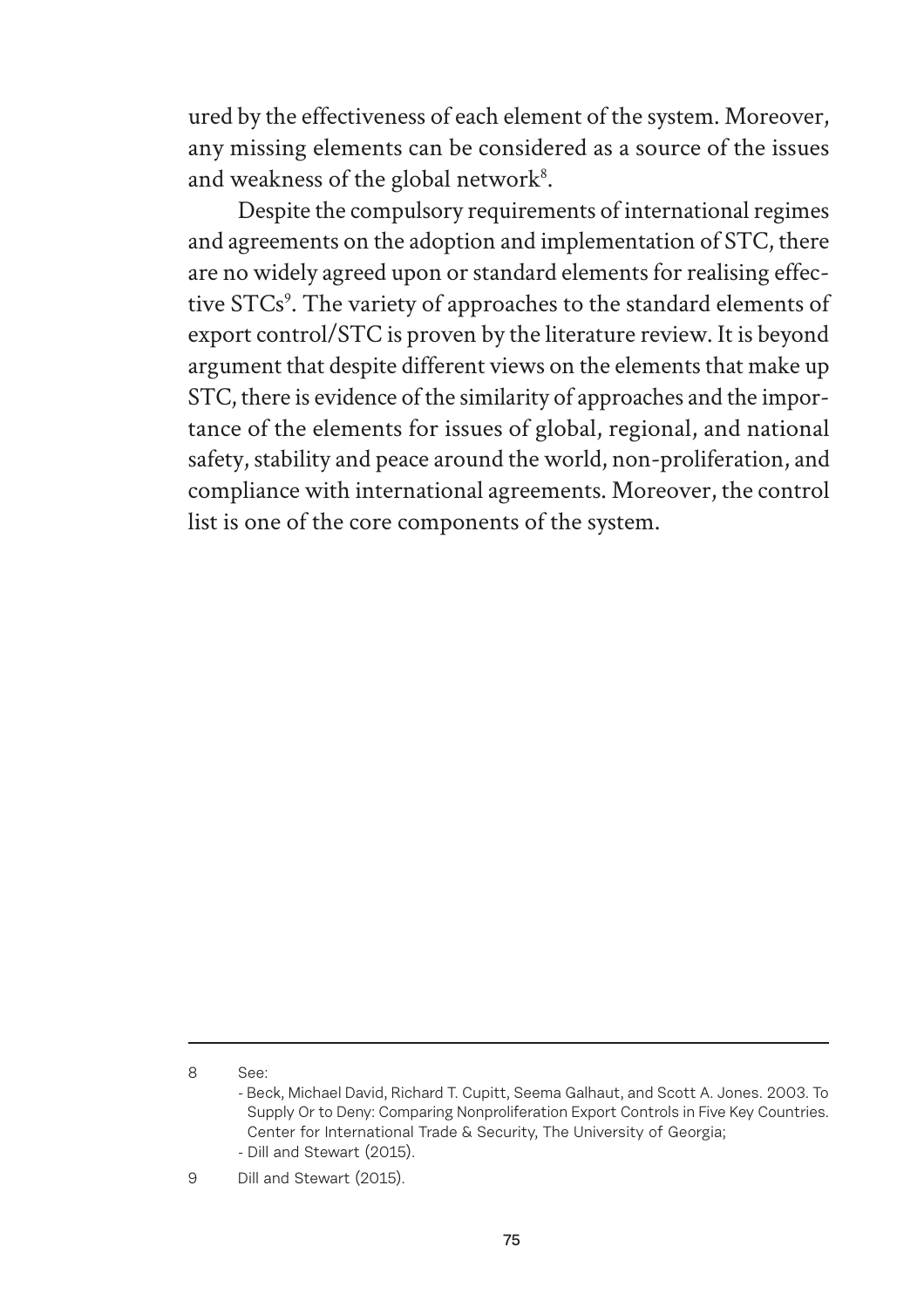ured by the effectiveness of each element of the system. Moreover, any missing elements can be considered as a source of the issues and weakness of the global network[8].

Despite the compulsory requirements of international regimes and agreements on the adoption and implementation of STC, there are no widely agreed upon or standard elements for realising effective STCs[9]. The variety of approaches to the standard elements of export control/STC is proven by the literature review. It is beyond argument that despite different views on the elements that make up STC, there is evidence of the similarity of approaches and the importance of the elements for issues of global, regional, and national safety, stability and peace around the world, non-proliferation, and compliance with international agreements. Moreover, the control list is one of the core components of the system.

---

8 See:
- Beck, Michael David, Richard T. Cupitt, Seema Galhaut, and Scott A. Jones. 2003. To Supply Or to Deny: Comparing Nonproliferation Export Controls in Five Key Countries. Center for International Trade & Security, The University of Georgia;
- Dill and Stewart (2015).

9 Dill and Stewart (2015).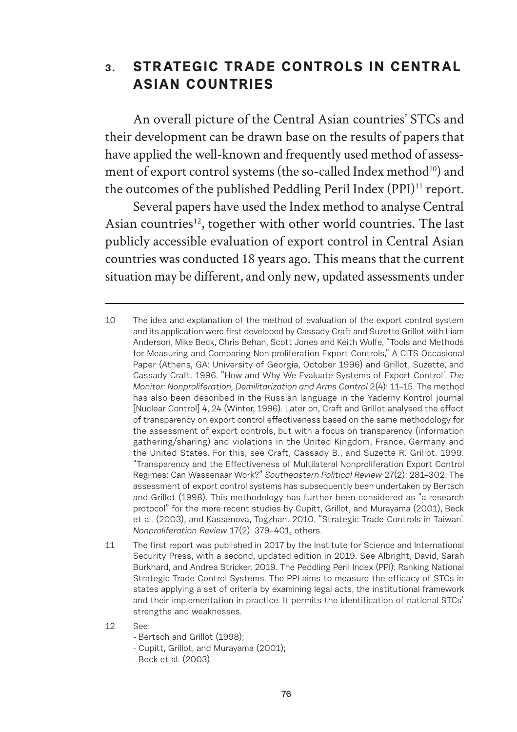## 3. STRATEGIC TRADE CONTROLS IN CENTRAL ASIAN COUNTRIES

An overall picture of the Central Asian countries' STCs and their development can be drawn base on the results of papers that have applied the well-known and frequently used method of assessment of export control systems (the so-called Index method[10]) and the outcomes of the published Peddling Peril Index (PPI)[11] report.

Several papers have used the Index method to analyse Central Asian countries[12], together with other world countries. The last publicly accessible evaluation of export control in Central Asian countries was conducted 18 years ago. This means that the current situation may be different, and only new, updated assessments under

---

10 The idea and explanation of the method of evaluation of the export control system and its application were first developed by Cassady Craft and Suzette Grillot with Liam Anderson, Mike Beck, Chris Behan, Scott Jones and Keith Wolfe, "Tools and Methods for Measuring and Comparing Non-proliferation Export Controls," A CITS Occasional Paper (Athens, GA: University of Georgia, October 1996) and Grillot, Suzette, and Cassady Craft. 1996. "How and Why We Evaluate Systems of Export Control'. *The Monitor: Nonproliferation, Demilitarization and Arms Control* 2(4): 11–15. The method has also been described in the Russian language in the Yaderny Kontrol journal [Nuclear Control] 4, 24 (Winter, 1996). Later on, Craft and Grillot analysed the effect of transparency on export control effectiveness based on the same methodology for the assessment of export controls, but with a focus on transparency (information gathering/sharing) and violations in the United Kingdom, France, Germany and the United States. For this, see Craft, Cassady B., and Suzette R. Grillot. 1999. "Transparency and the Effectiveness of Multilateral Nonproliferation Export Control Regimes: Can Wassenaar Work?" *Southeastern Political Review* 27(2): 281–302. The assessment of export control systems has subsequently been undertaken by Bertsch and Grillot (1998). This methodology has further been considered as "a research protocol" for the more recent studies by Cupitt, Grillot, and Murayama (2001), Beck et al. (2003), and Kassenova, Togzhan. 2010. "Strategic Trade Controls in Taiwan'. *Nonproliferation Review* 17(2): 379–401, others.

11 The first report was published in 2017 by the Institute for Science and International Security Press, with a second, updated edition in 2019. See Albright, David, Sarah Burkhard, and Andrea Stricker. 2019. The Peddling Peril Index (PPI): Ranking National Strategic Trade Control Systems. The PPI aims to measure the efficacy of STCs in states applying a set of criteria by examining legal acts, the institutional framework and their implementation in practice. It permits the identification of national STCs' strengths and weaknesses.

12 See:
- Bertsch and Grillot (1998);
- Cupitt, Grillot, and Murayama (2001);
- Beck et al. (2003).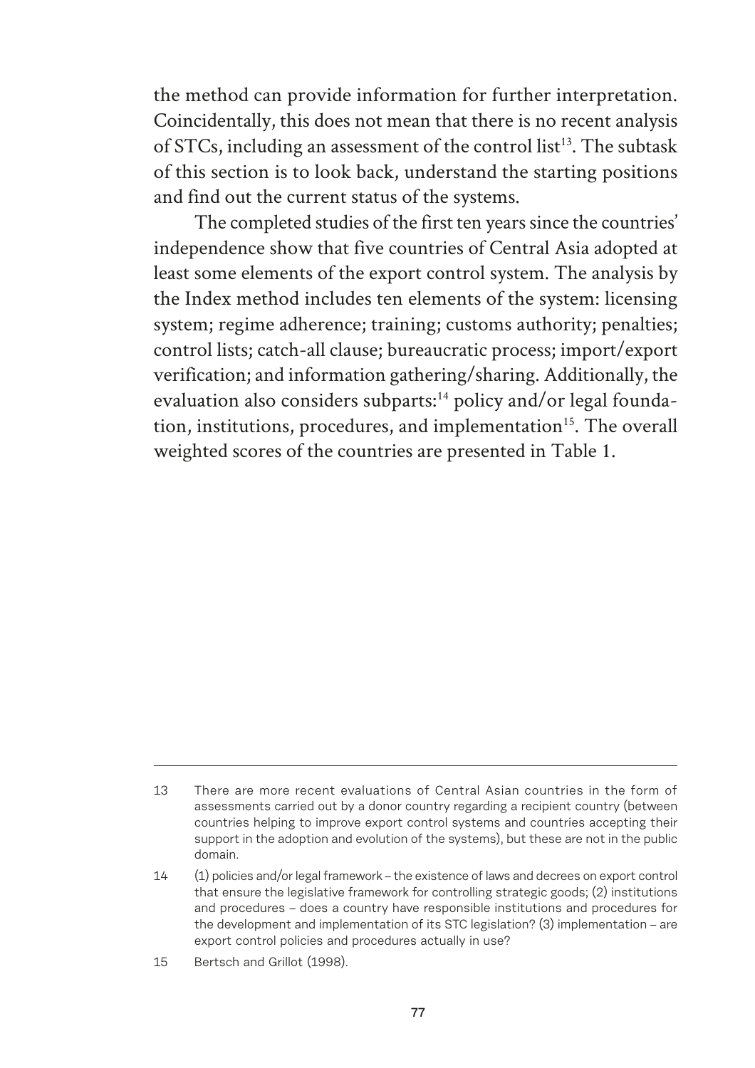the method can provide information for further interpretation. Coincidentally, this does not mean that there is no recent analysis of STCs, including an assessment of the control list[13]. The subtask of this section is to look back, understand the starting positions and find out the current status of the systems.

The completed studies of the first ten years since the countries' independence show that five countries of Central Asia adopted at least some elements of the export control system. The analysis by the Index method includes ten elements of the system: licensing system; regime adherence; training; customs authority; penalties; control lists; catch-all clause; bureaucratic process; import/export verification; and information gathering/sharing. Additionally, the evaluation also considers subparts:[14] policy and/or legal foundation, institutions, procedures, and implementation[15]. The overall weighted scores of the countries are presented in Table 1.

---

13 There are more recent evaluations of Central Asian countries in the form of assessments carried out by a donor country regarding a recipient country (between countries helping to improve export control systems and countries accepting their support in the adoption and evolution of the systems), but these are not in the public domain.

14 (1) policies and/or legal framework – the existence of laws and decrees on export control that ensure the legislative framework for controlling strategic goods; (2) institutions and procedures – does a country have responsible institutions and procedures for the development and implementation of its STC legislation? (3) implementation – are export control policies and procedures actually in use?

15 Bertsch and Grillot (1998).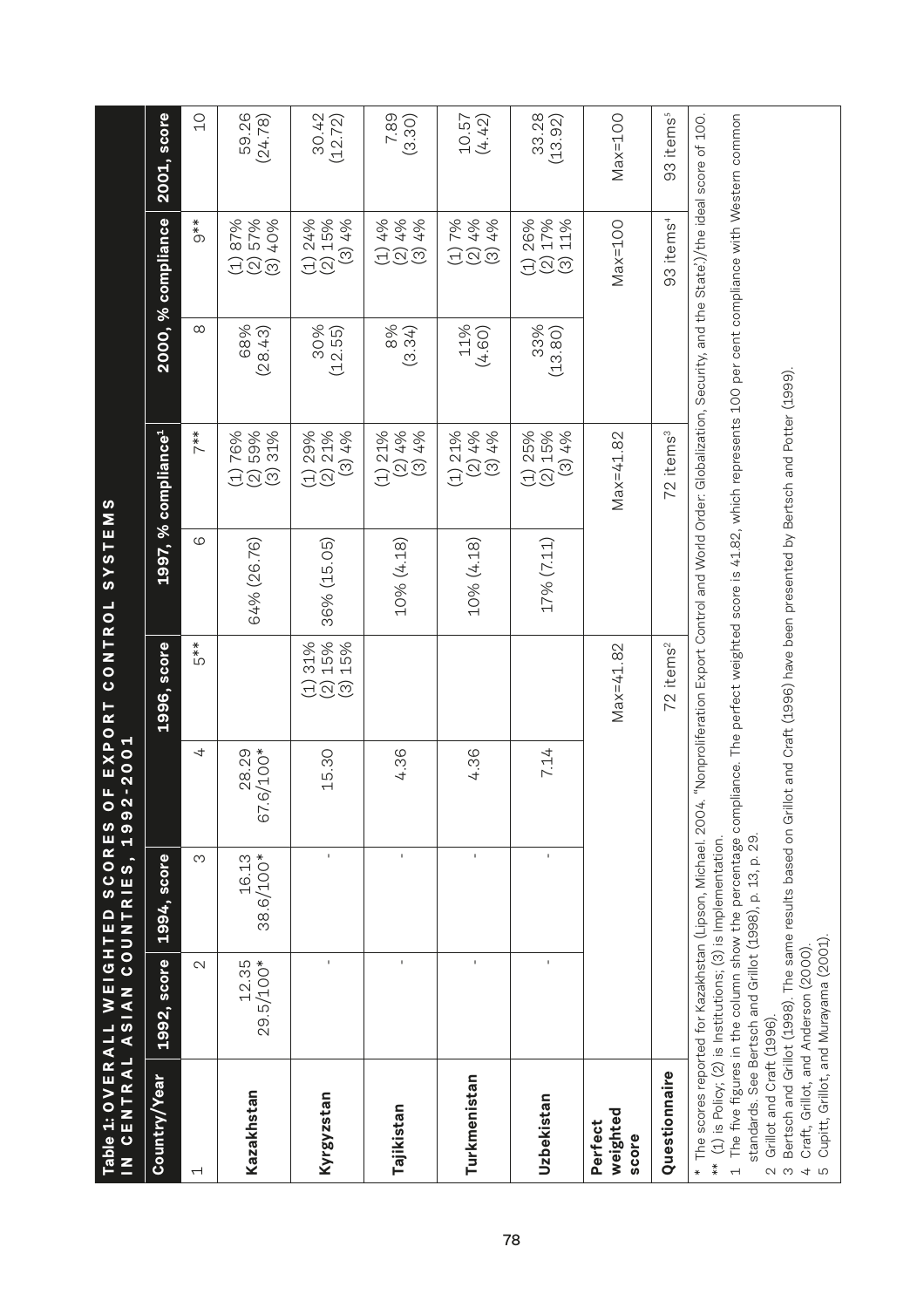**Table 1: OVERALL WEIGHTED SCORES OF EXPORT CONTROL SYSTEMS IN CENTRAL ASIAN COUNTRIES, 1992-2001**

| Country/Year | 1992, score | 1994, score | 1996, score | | 1997, % compliance[1] | | 2000, % compliance | | 2001, score |
|---|---|---|---|---|---|---|---|---|---|
| 1 | 2 | 3 | 4 | 5** | 6 | 7** | 8 | 9** | 10 |
| **Kazakhstan** | 12.35 29.5/100* | 16.13 38.6/100* | 28.29 67.6/100* | | 64% (26.76) | (1) 76% (2) 59% (3) 31% | 68% (28.43) | (1) 87% (2) 57% (3) 40% | 59.26 (24.78) |
| **Kyrgyzstan** | - | - | 15.30 | (1) 31% (2) 15% (3) 15% | 36% (15.05) | (1) 29% (2) 21% (3) 4% | 30% (12.55) | (1) 24% (2) 15% (3) 4% | 30.42 (12.72) |
| **Tajikistan** | - | - | 4.36 | | 10% (4.18) | (1) 21% (2) 4% (3) 4% | 8% (3.34) | (1) 4% (2) 4% (3) 4% | 7.89 (3.30) |
| **Turkmenistan** | - | - | 4.36 | | 10% (4.18) | (1) 21% (2) 4% (3) 4% | 11% (4.60) | (1) 7% (2) 4% (3) 4% | 10.57 (4.42) |
| **Uzbekistan** | - | - | 7.14 | | 17% (7.11) | (1) 25% (2) 15% (3) 4% | 33% (13.80) | (1) 26% (2) 17% (3) 11% | 33.28 (13.92) |
| **Perfect weighted score** | | | Max=41.82 | | Max=41.82 | | Max=100 | | Max=100 |
| **Questionnaire** | | | 72 items[2] | | 72 items[3] | | 93 items[4] | | 93 items[5] |

\* The scores reported for Kazakhstan (Lipson, Michael. 2004. "Nonproliferation Export Control and World Order: Globalization, Security, and the State.)/the ideal score of 100.

\*\* (1) is Policy; (2) is Institutions; (3) is Implementation.

1 The five figures in the column show the percentage compliance. The perfect weighted score is 41.82, which represents 100 per cent compliance with Western common standards. See Bertsch and Grillot (1998), p. 13, p. 29.

2 Grillot and Craft (1996).

3 Bertsch and Grillot (1998). The same results based on Grillot and Craft (1996) have been presented by Bertsch and Potter (1999).

4 Craft, Grillot, and Anderson (2000).

5 Cupitt, Grillot, and Murayama (2001).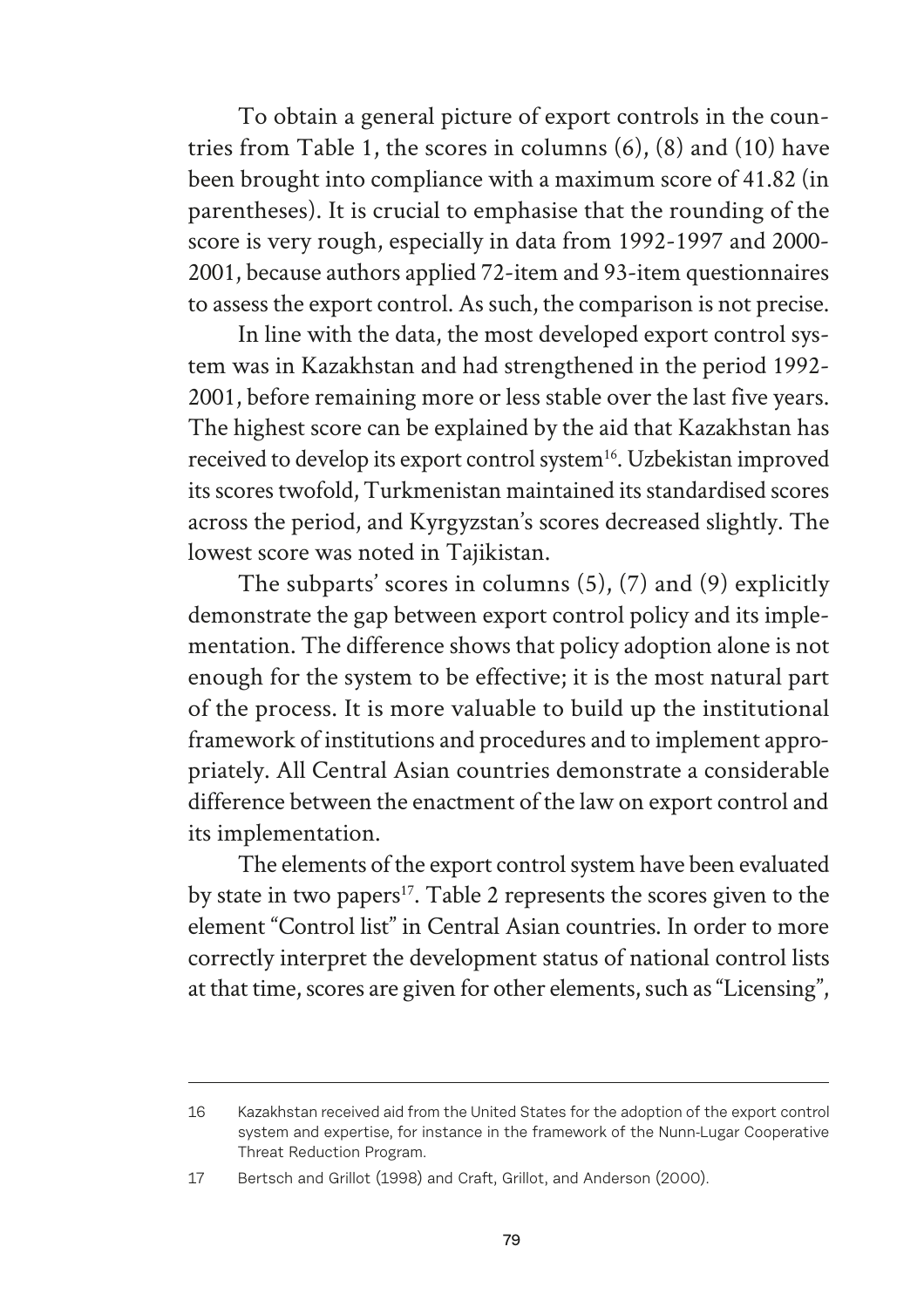To obtain a general picture of export controls in the countries from Table 1, the scores in columns (6), (8) and (10) have been brought into compliance with a maximum score of 41.82 (in parentheses). It is crucial to emphasise that the rounding of the score is very rough, especially in data from 1992-1997 and 2000-2001, because authors applied 72-item and 93-item questionnaires to assess the export control. As such, the comparison is not precise.

In line with the data, the most developed export control system was in Kazakhstan and had strengthened in the period 1992-2001, before remaining more or less stable over the last five years. The highest score can be explained by the aid that Kazakhstan has received to develop its export control system[16]. Uzbekistan improved its scores twofold, Turkmenistan maintained its standardised scores across the period, and Kyrgyzstan's scores decreased slightly. The lowest score was noted in Tajikistan.

The subparts' scores in columns (5), (7) and (9) explicitly demonstrate the gap between export control policy and its implementation. The difference shows that policy adoption alone is not enough for the system to be effective; it is the most natural part of the process. It is more valuable to build up the institutional framework of institutions and procedures and to implement appropriately. All Central Asian countries demonstrate a considerable difference between the enactment of the law on export control and its implementation.

The elements of the export control system have been evaluated by state in two papers[17]. Table 2 represents the scores given to the element "Control list" in Central Asian countries. In order to more correctly interpret the development status of national control lists at that time, scores are given for other elements, such as "Licensing",

---

16 Kazakhstan received aid from the United States for the adoption of the export control system and expertise, for instance in the framework of the Nunn-Lugar Cooperative Threat Reduction Program.

17 Bertsch and Grillot (1998) and Craft, Grillot, and Anderson (2000).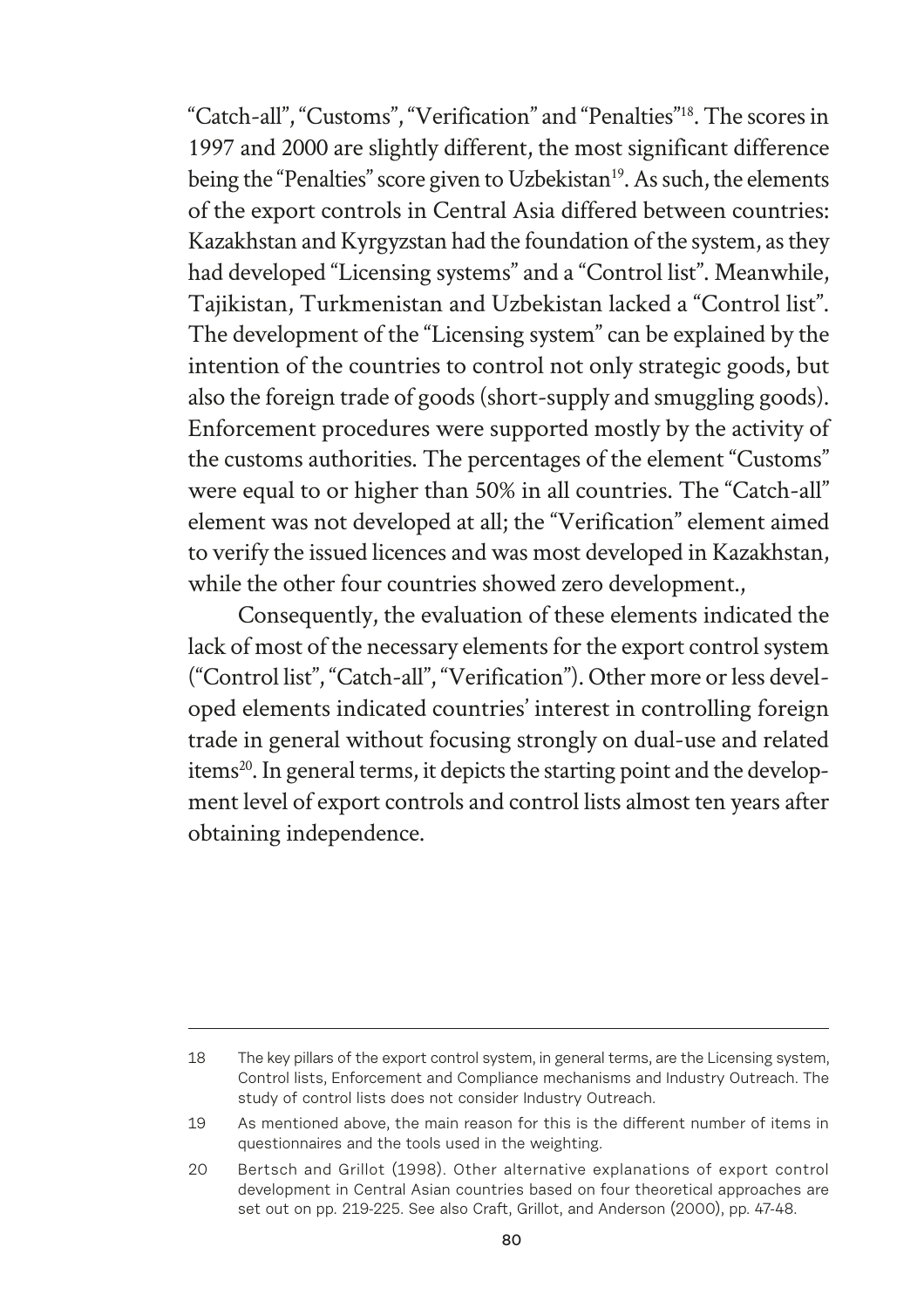"Catch-all", "Customs", "Verification" and "Penalties"[18]. The scores in 1997 and 2000 are slightly different, the most significant difference being the "Penalties" score given to Uzbekistan[19]. As such, the elements of the export controls in Central Asia differed between countries: Kazakhstan and Kyrgyzstan had the foundation of the system, as they had developed "Licensing systems" and a "Control list". Meanwhile, Tajikistan, Turkmenistan and Uzbekistan lacked a "Control list". The development of the "Licensing system" can be explained by the intention of the countries to control not only strategic goods, but also the foreign trade of goods (short-supply and smuggling goods). Enforcement procedures were supported mostly by the activity of the customs authorities. The percentages of the element "Customs" were equal to or higher than 50% in all countries. The "Catch-all" element was not developed at all; the "Verification" element aimed to verify the issued licences and was most developed in Kazakhstan, while the other four countries showed zero development.,

Consequently, the evaluation of these elements indicated the lack of most of the necessary elements for the export control system ("Control list", "Catch-all", "Verification"). Other more or less developed elements indicated countries' interest in controlling foreign trade in general without focusing strongly on dual-use and related items[20]. In general terms, it depicts the starting point and the development level of export controls and control lists almost ten years after obtaining independence.

---

18 The key pillars of the export control system, in general terms, are the Licensing system, Control lists, Enforcement and Compliance mechanisms and Industry Outreach. The study of control lists does not consider Industry Outreach.

19 As mentioned above, the main reason for this is the different number of items in questionnaires and the tools used in the weighting.

20 Bertsch and Grillot (1998). Other alternative explanations of export control development in Central Asian countries based on four theoretical approaches are set out on pp. 219-225. See also Craft, Grillot, and Anderson (2000), pp. 47-48.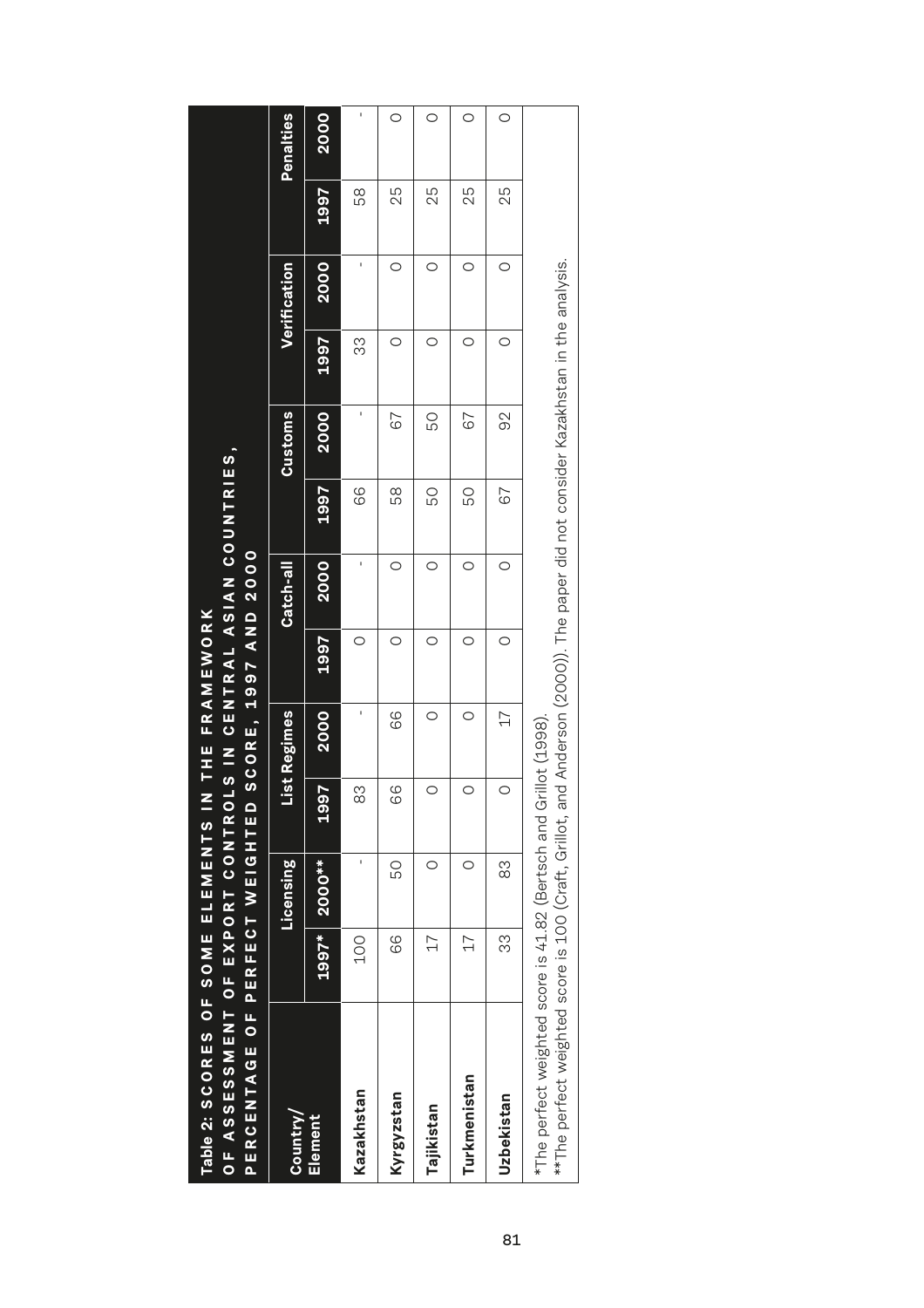**Table 2: SCORES OF SOME ELEMENTS IN THE FRAMEWORK OF ASSESSMENT OF EXPORT CONTROLS IN CENTRAL ASIAN COUNTRIES, PERCENTAGE OF PERFECT WEIGHTED SCORE, 1997 AND 2000**

| Country/ Element | Licensing | | List Regimes | | Catch-all | | Customs | | Verification | | Penalties | |
|---|---|---|---|---|---|---|---|---|---|---|---|---|
| | 1997* | 2000** | 1997 | 2000 | 1997 | 2000 | 1997 | 2000 | 1997 | 2000 | 1997 | 2000 |
| Kazakhstan | 100 | - | 83 | - | 0 | - | 66 | - | 33 | - | 58 | - |
| Kyrgyzstan | 66 | 50 | 66 | 66 | 0 | 0 | 58 | 67 | 0 | 0 | 25 | 0 |
| Tajikistan | 17 | 0 | 0 | 0 | 0 | 0 | 50 | 50 | 0 | 0 | 25 | 0 |
| Turkmenistan | 17 | 0 | 0 | 0 | 0 | 0 | 50 | 67 | 0 | 0 | 25 | 0 |
| Uzbekistan | 33 | 83 | 0 | 17 | 0 | 0 | 67 | 92 | 0 | 0 | 25 | 0 |

*The perfect weighted score is 41.82 (Bertsch and Grillot (1998).

**The perfect weighted score is 100 (Craft, Grillot, and Anderson (2000)). The paper did not consider Kazakhstan in the analysis.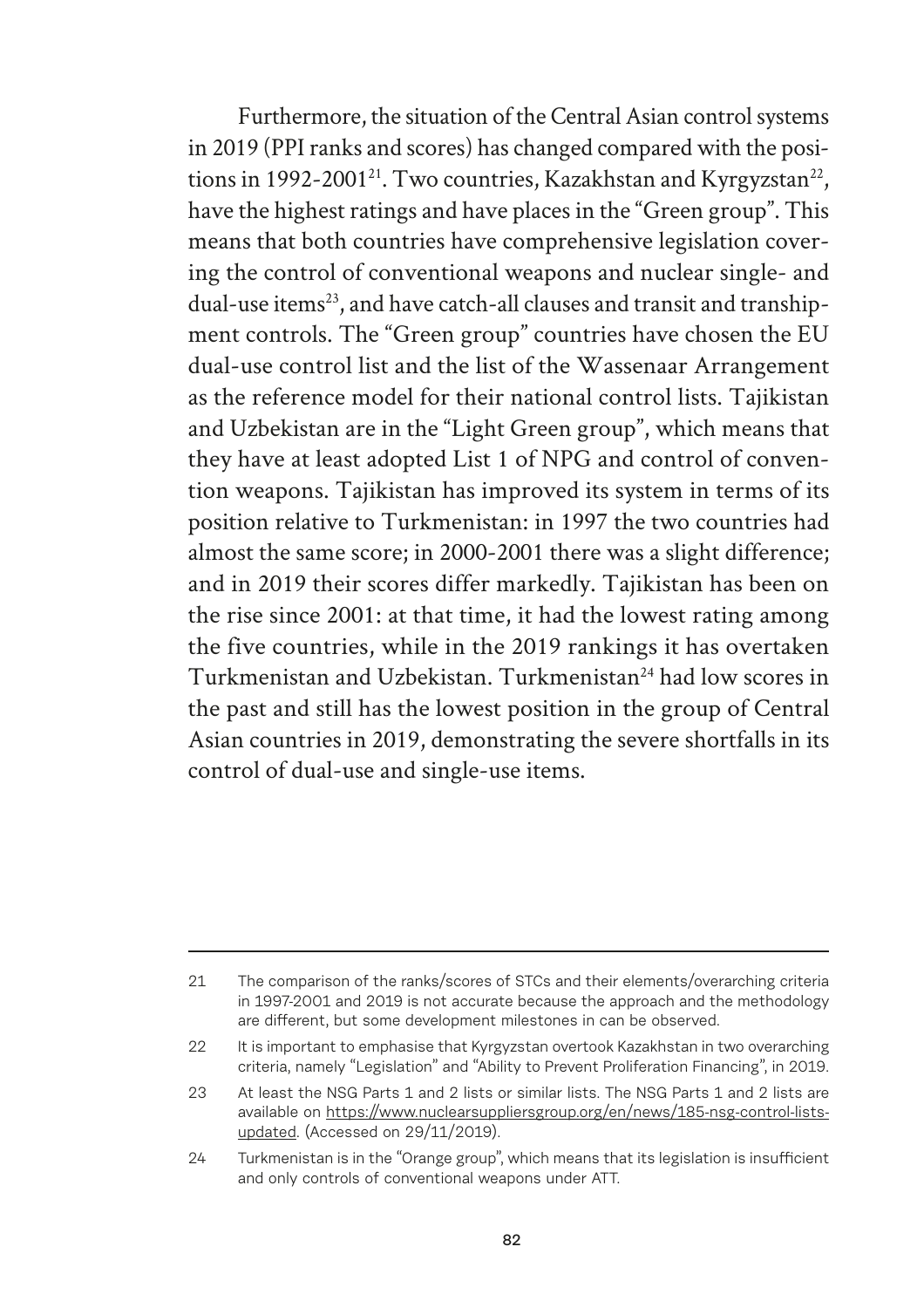Furthermore, the situation of the Central Asian control systems in 2019 (PPI ranks and scores) has changed compared with the positions in 1992-2001[21]. Two countries, Kazakhstan and Kyrgyzstan[22], have the highest ratings and have places in the "Green group". This means that both countries have comprehensive legislation covering the control of conventional weapons and nuclear single- and dual-use items[23], and have catch-all clauses and transit and transhipment controls. The "Green group" countries have chosen the EU dual-use control list and the list of the Wassenaar Arrangement as the reference model for their national control lists. Tajikistan and Uzbekistan are in the "Light Green group", which means that they have at least adopted List 1 of NPG and control of convention weapons. Tajikistan has improved its system in terms of its position relative to Turkmenistan: in 1997 the two countries had almost the same score; in 2000-2001 there was a slight difference; and in 2019 their scores differ markedly. Tajikistan has been on the rise since 2001: at that time, it had the lowest rating among the five countries, while in the 2019 rankings it has overtaken Turkmenistan and Uzbekistan. Turkmenistan[24] had low scores in the past and still has the lowest position in the group of Central Asian countries in 2019, demonstrating the severe shortfalls in its control of dual-use and single-use items.

---

21 The comparison of the ranks/scores of STCs and their elements/overarching criteria in 1997-2001 and 2019 is not accurate because the approach and the methodology are different, but some development milestones in can be observed.

22 It is important to emphasise that Kyrgyzstan overtook Kazakhstan in two overarching criteria, namely "Legislation" and "Ability to Prevent Proliferation Financing", in 2019.

23 At least the NSG Parts 1 and 2 lists or similar lists. The NSG Parts 1 and 2 lists are available on https://www.nuclearsuppliersgroup.org/en/news/185-nsg-control-lists-updated. (Accessed on 29/11/2019).

24 Turkmenistan is in the "Orange group", which means that its legislation is insufficient and only controls of conventional weapons under ATT.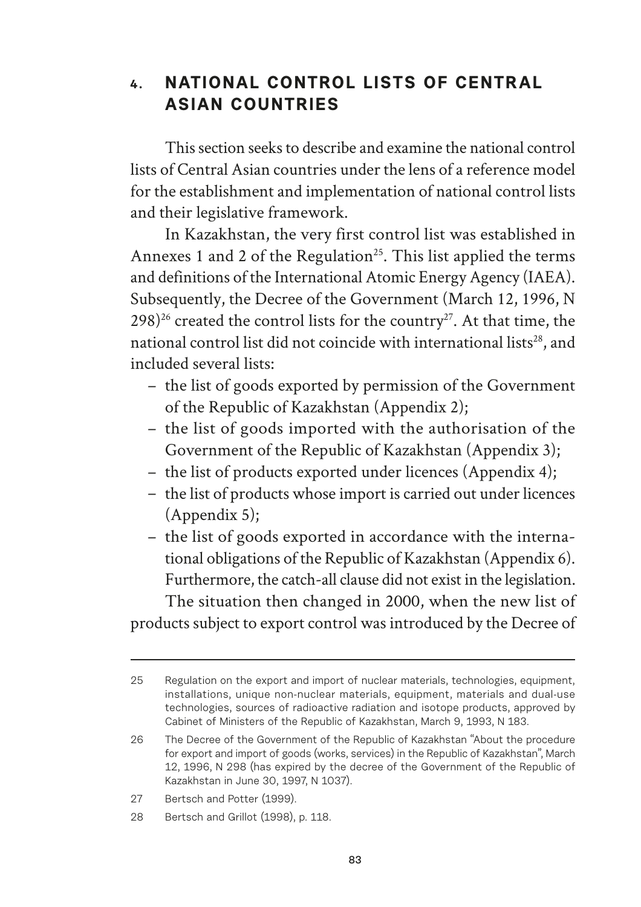## 4. NATIONAL CONTROL LISTS OF CENTRAL ASIAN COUNTRIES

This section seeks to describe and examine the national control lists of Central Asian countries under the lens of a reference model for the establishment and implementation of national control lists and their legislative framework.

In Kazakhstan, the very first control list was established in Annexes 1 and 2 of the Regulation[25]. This list applied the terms and definitions of the International Atomic Energy Agency (IAEA). Subsequently, the Decree of the Government (March 12, 1996, N 298)[26] created the control lists for the country[27]. At that time, the national control list did not coincide with international lists[28], and included several lists:

- the list of goods exported by permission of the Government of the Republic of Kazakhstan (Appendix 2);
- the list of goods imported with the authorisation of the Government of the Republic of Kazakhstan (Appendix 3);
- the list of products exported under licences (Appendix 4);
- the list of products whose import is carried out under licences (Appendix 5);
- the list of goods exported in accordance with the international obligations of the Republic of Kazakhstan (Appendix 6).

Furthermore, the catch-all clause did not exist in the legislation.

The situation then changed in 2000, when the new list of products subject to export control was introduced by the Decree of

---

25 Regulation on the export and import of nuclear materials, technologies, equipment, installations, unique non-nuclear materials, equipment, materials and dual-use technologies, sources of radioactive radiation and isotope products, approved by Cabinet of Ministers of the Republic of Kazakhstan, March 9, 1993, N 183.

26 The Decree of the Government of the Republic of Kazakhstan "About the procedure for export and import of goods (works, services) in the Republic of Kazakhstan", March 12, 1996, N 298 (has expired by the decree of the Government of the Republic of Kazakhstan in June 30, 1997, N 1037).

27 Bertsch and Potter (1999).

28 Bertsch and Grillot (1998), p. 118.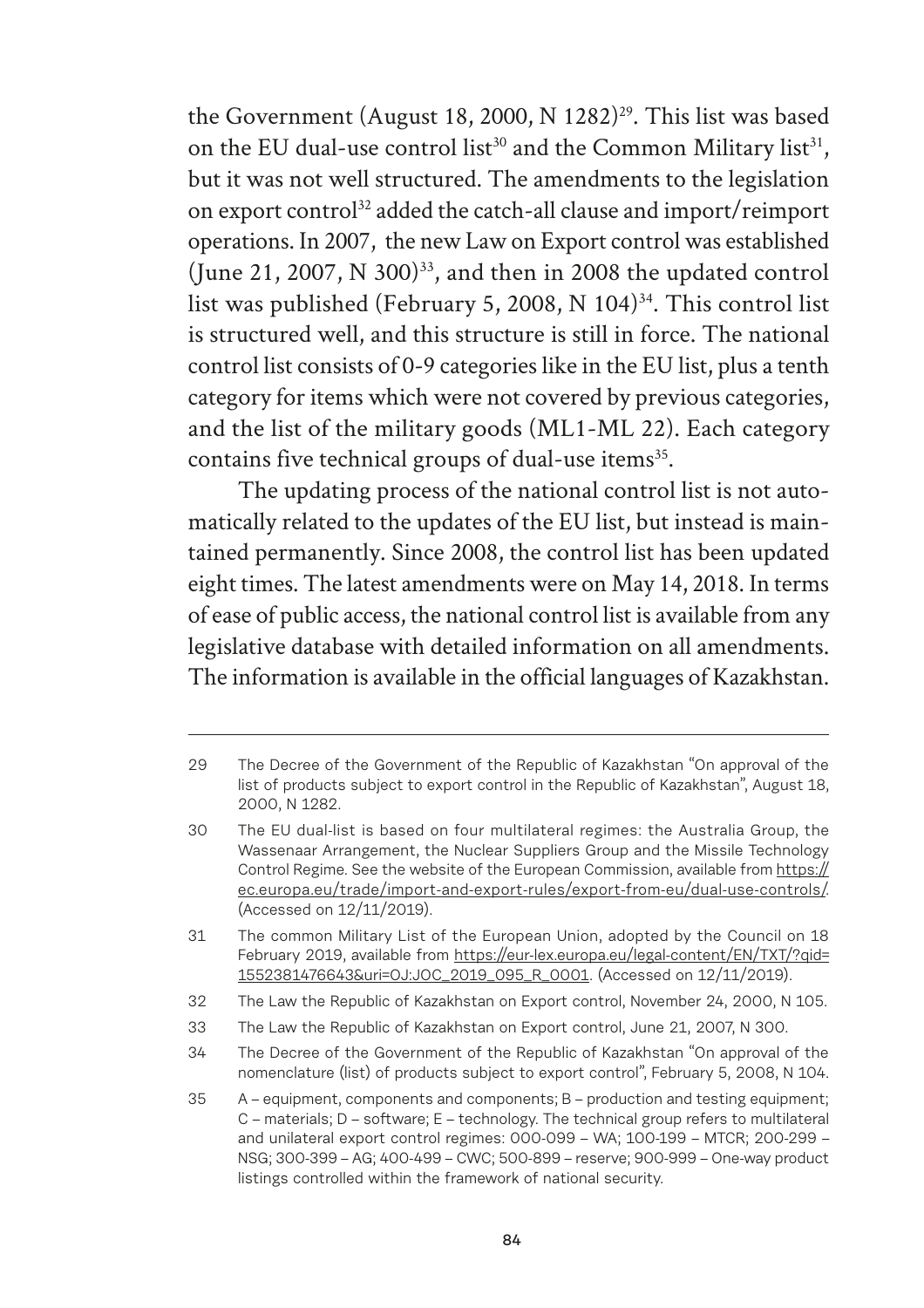the Government (August 18, 2000, N 1282)[29]. This list was based on the EU dual-use control list[30] and the Common Military list[31], but it was not well structured. The amendments to the legislation on export control[32] added the catch-all clause and import/reimport operations. In 2007, the new Law on Export control was established (June 21, 2007, N 300)[33], and then in 2008 the updated control list was published (February 5, 2008, N 104)[34]. This control list is structured well, and this structure is still in force. The national control list consists of 0-9 categories like in the EU list, plus a tenth category for items which were not covered by previous categories, and the list of the military goods (ML1-ML 22). Each category contains five technical groups of dual-use items[35].

The updating process of the national control list is not automatically related to the updates of the EU list, but instead is maintained permanently. Since 2008, the control list has been updated eight times. The latest amendments were on May 14, 2018. In terms of ease of public access, the national control list is available from any legislative database with detailed information on all amendments. The information is available in the official languages of Kazakhstan.

---

29 The Decree of the Government of the Republic of Kazakhstan "On approval of the list of products subject to export control in the Republic of Kazakhstan", August 18, 2000, N 1282.

30 The EU dual-list is based on four multilateral regimes: the Australia Group, the Wassenaar Arrangement, the Nuclear Suppliers Group and the Missile Technology Control Regime. See the website of the European Commission, available from https://ec.europa.eu/trade/import-and-export-rules/export-from-eu/dual-use-controls/. (Accessed on 12/11/2019).

31 The common Military List of the European Union, adopted by the Council on 18 February 2019, available from https://eur-lex.europa.eu/legal-content/EN/TXT/?qid=1552381476643&uri=OJ:JOC_2019_095_R_0001. (Accessed on 12/11/2019).

32 The Law the Republic of Kazakhstan on Export control, November 24, 2000, N 105.

33 The Law the Republic of Kazakhstan on Export control, June 21, 2007, N 300.

34 The Decree of the Government of the Republic of Kazakhstan "On approval of the nomenclature (list) of products subject to export control", February 5, 2008, N 104.

35 A – equipment, components and components; B – production and testing equipment; C – materials; D – software; E – technology. The technical group refers to multilateral and unilateral export control regimes: 000-099 – WA; 100-199 – MTCR; 200-299 – NSG; 300-399 – AG; 400-499 – CWC; 500-899 – reserve; 900-999 – One-way product listings controlled within the framework of national security.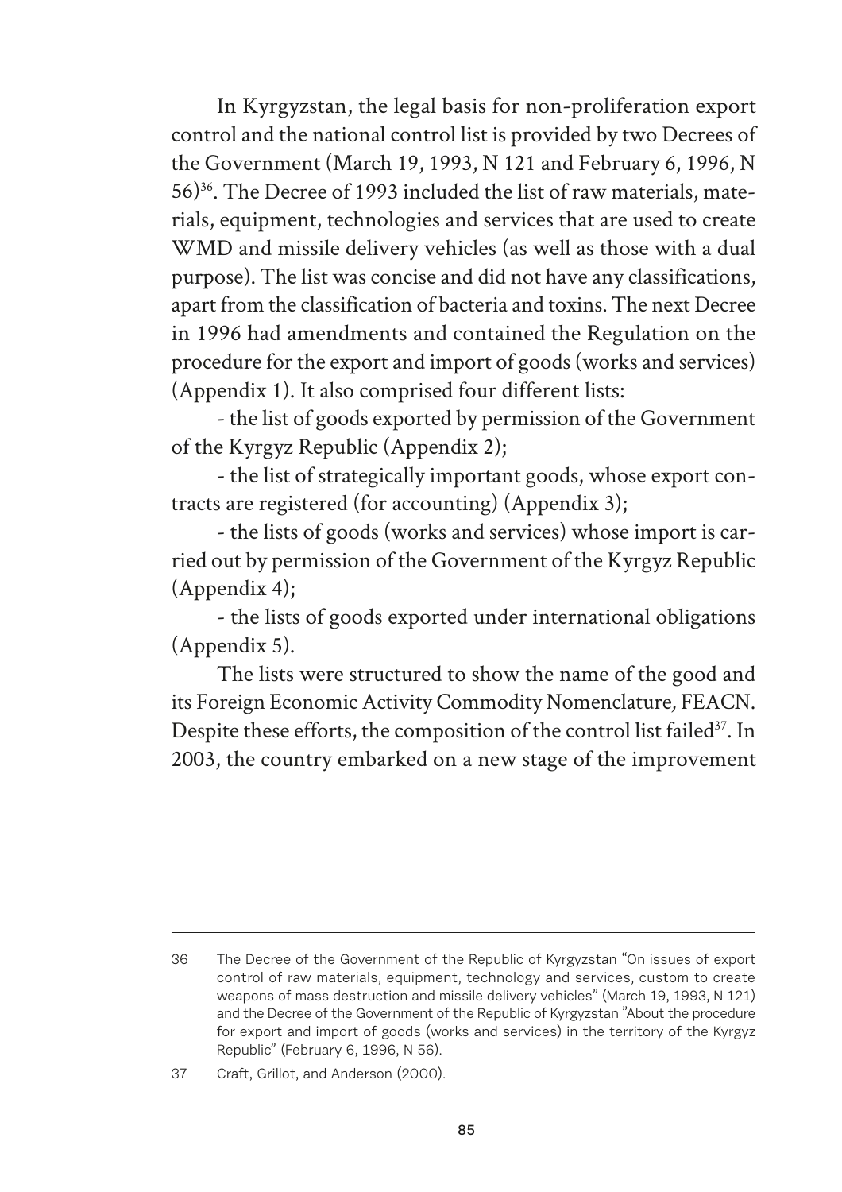In Kyrgyzstan, the legal basis for non-proliferation export control and the national control list is provided by two Decrees of the Government (March 19, 1993, N 121 and February 6, 1996, N 56)[36]. The Decree of 1993 included the list of raw materials, materials, equipment, technologies and services that are used to create WMD and missile delivery vehicles (as well as those with a dual purpose). The list was concise and did not have any classifications, apart from the classification of bacteria and toxins. The next Decree in 1996 had amendments and contained the Regulation on the procedure for the export and import of goods (works and services) (Appendix 1). It also comprised four different lists:

- the list of goods exported by permission of the Government of the Kyrgyz Republic (Appendix 2);

- the list of strategically important goods, whose export contracts are registered (for accounting) (Appendix 3);

- the lists of goods (works and services) whose import is carried out by permission of the Government of the Kyrgyz Republic (Appendix 4);

- the lists of goods exported under international obligations (Appendix 5).

The lists were structured to show the name of the good and its Foreign Economic Activity Commodity Nomenclature, FEACN. Despite these efforts, the composition of the control list failed[37]. In 2003, the country embarked on a new stage of the improvement

---

36 The Decree of the Government of the Republic of Kyrgyzstan "On issues of export control of raw materials, equipment, technology and services, custom to create weapons of mass destruction and missile delivery vehicles" (March 19, 1993, N 121) and the Decree of the Government of the Republic of Kyrgyzstan "About the procedure for export and import of goods (works and services) in the territory of the Kyrgyz Republic" (February 6, 1996, N 56).

37 Craft, Grillot, and Anderson (2000).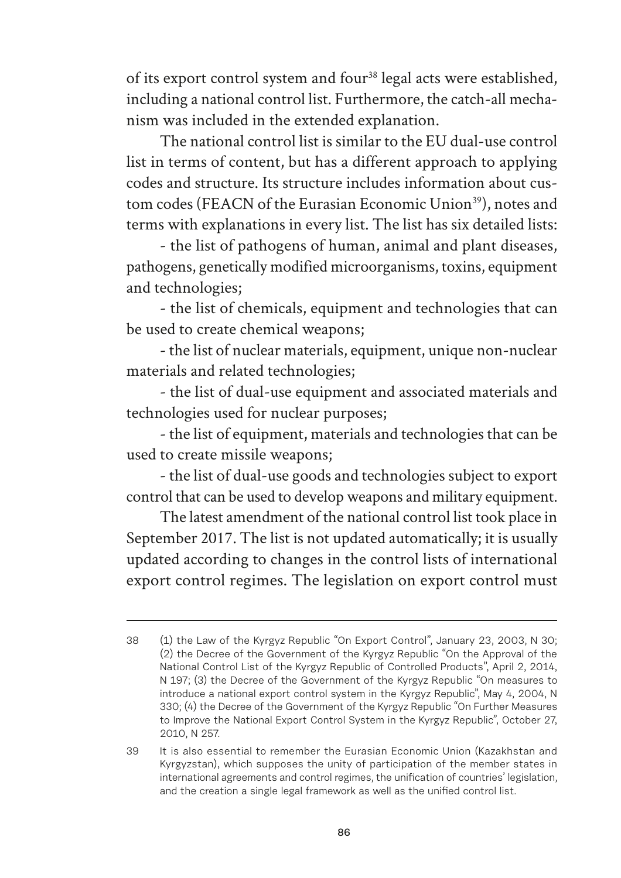of its export control system and four[38] legal acts were established, including a national control list. Furthermore, the catch-all mechanism was included in the extended explanation.

The national control list is similar to the EU dual-use control list in terms of content, but has a different approach to applying codes and structure. Its structure includes information about custom codes (FEACN of the Eurasian Economic Union[39]), notes and terms with explanations in every list. The list has six detailed lists:

- the list of pathogens of human, animal and plant diseases, pathogens, genetically modified microorganisms, toxins, equipment and technologies;
- the list of chemicals, equipment and technologies that can be used to create chemical weapons;
- the list of nuclear materials, equipment, unique non-nuclear materials and related technologies;
- the list of dual-use equipment and associated materials and technologies used for nuclear purposes;
- the list of equipment, materials and technologies that can be used to create missile weapons;
- the list of dual-use goods and technologies subject to export control that can be used to develop weapons and military equipment.

The latest amendment of the national control list took place in September 2017. The list is not updated automatically; it is usually updated according to changes in the control lists of international export control regimes. The legislation on export control must

---

38 (1) the Law of the Kyrgyz Republic "On Export Control", January 23, 2003, N 30; (2) the Decree of the Government of the Kyrgyz Republic "On the Approval of the National Control List of the Kyrgyz Republic of Controlled Products", April 2, 2014, N 197; (3) the Decree of the Government of the Kyrgyz Republic "On measures to introduce a national export control system in the Kyrgyz Republic", May 4, 2004, N 330; (4) the Decree of the Government of the Kyrgyz Republic "On Further Measures to Improve the National Export Control System in the Kyrgyz Republic", October 27, 2010, N 257.

39 It is also essential to remember the Eurasian Economic Union (Kazakhstan and Kyrgyzstan), which supposes the unity of participation of the member states in international agreements and control regimes, the unification of countries' legislation, and the creation a single legal framework as well as the unified control list.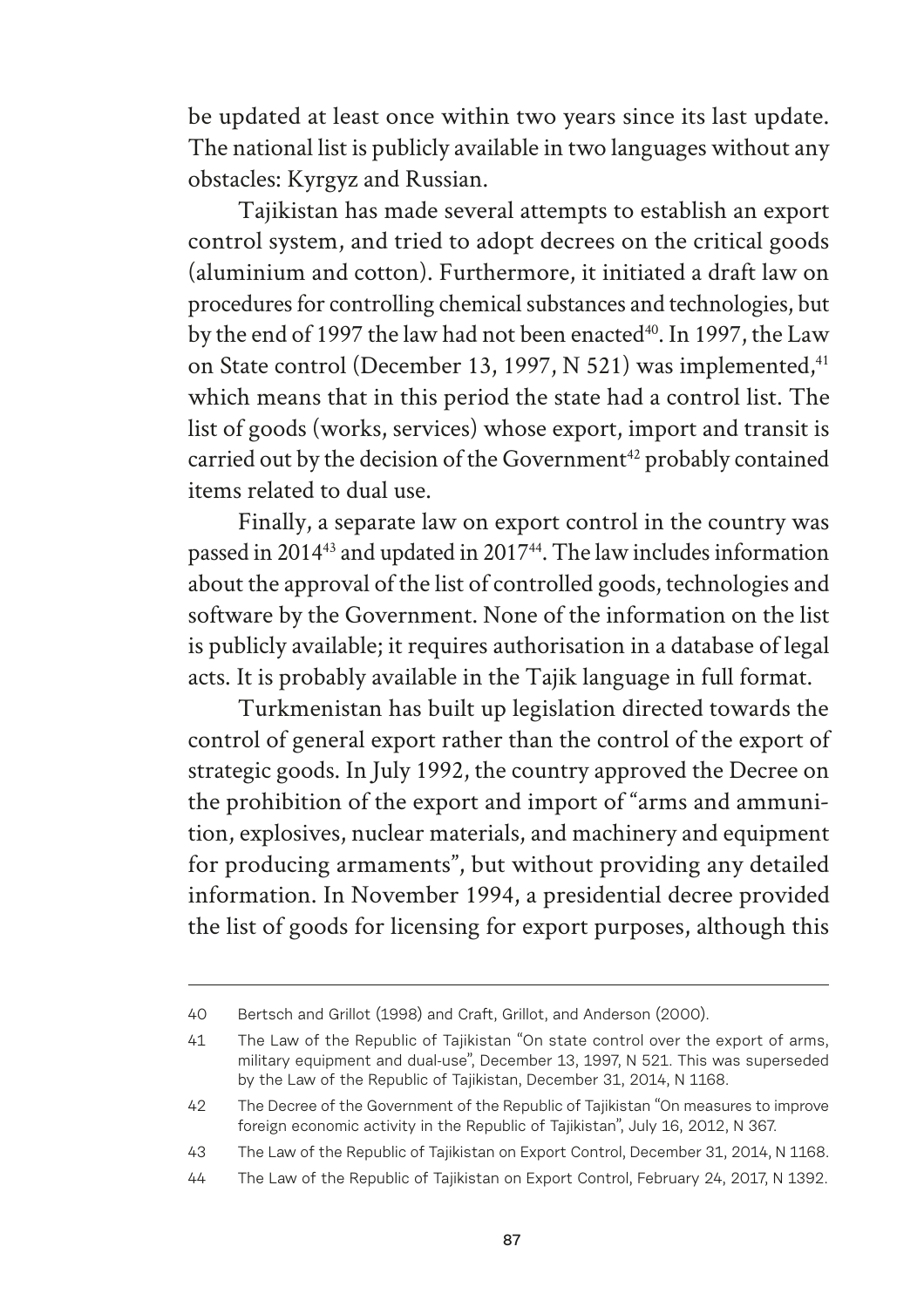be updated at least once within two years since its last update. The national list is publicly available in two languages without any obstacles: Kyrgyz and Russian.

Tajikistan has made several attempts to establish an export control system, and tried to adopt decrees on the critical goods (aluminium and cotton). Furthermore, it initiated a draft law on procedures for controlling chemical substances and technologies, but by the end of 1997 the law had not been enacted[40]. In 1997, the Law on State control (December 13, 1997, N 521) was implemented,[41] which means that in this period the state had a control list. The list of goods (works, services) whose export, import and transit is carried out by the decision of the Government[42] probably contained items related to dual use.

Finally, a separate law on export control in the country was passed in 2014[43] and updated in 2017[44]. The law includes information about the approval of the list of controlled goods, technologies and software by the Government. None of the information on the list is publicly available; it requires authorisation in a database of legal acts. It is probably available in the Tajik language in full format.

Turkmenistan has built up legislation directed towards the control of general export rather than the control of the export of strategic goods. In July 1992, the country approved the Decree on the prohibition of the export and import of "arms and ammunition, explosives, nuclear materials, and machinery and equipment for producing armaments", but without providing any detailed information. In November 1994, a presidential decree provided the list of goods for licensing for export purposes, although this

---

40 Bertsch and Grillot (1998) and Craft, Grillot, and Anderson (2000).

41 The Law of the Republic of Tajikistan "On state control over the export of arms, military equipment and dual-use", December 13, 1997, N 521. This was superseded by the Law of the Republic of Tajikistan, December 31, 2014, N 1168.

42 The Decree of the Government of the Republic of Tajikistan "On measures to improve foreign economic activity in the Republic of Tajikistan", July 16, 2012, N 367.

43 The Law of the Republic of Tajikistan on Export Control, December 31, 2014, N 1168.

44 The Law of the Republic of Tajikistan on Export Control, February 24, 2017, N 1392.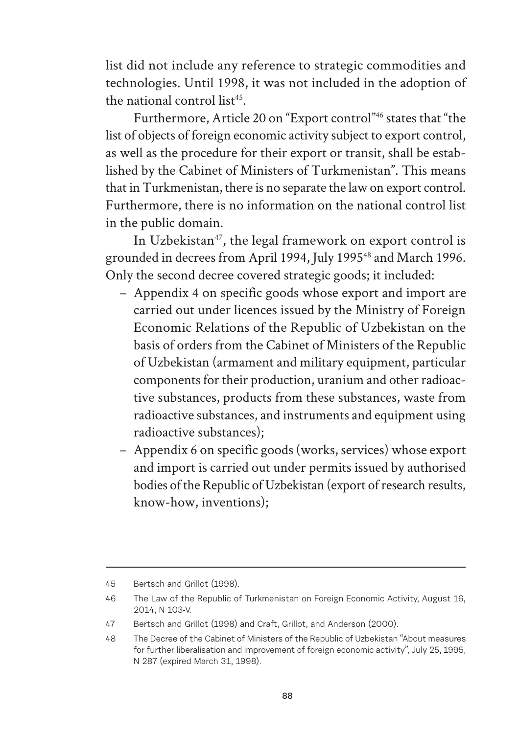list did not include any reference to strategic commodities and technologies. Until 1998, it was not included in the adoption of the national control list[45].

Furthermore, Article 20 on "Export control"[46] states that "the list of objects of foreign economic activity subject to export control, as well as the procedure for their export or transit, shall be established by the Cabinet of Ministers of Turkmenistan". This means that in Turkmenistan, there is no separate the law on export control. Furthermore, there is no information on the national control list in the public domain.

In Uzbekistan[47], the legal framework on export control is grounded in decrees from April 1994, July 1995[48] and March 1996. Only the second decree covered strategic goods; it included:

- Appendix 4 on specific goods whose export and import are carried out under licences issued by the Ministry of Foreign Economic Relations of the Republic of Uzbekistan on the basis of orders from the Cabinet of Ministers of the Republic of Uzbekistan (armament and military equipment, particular components for their production, uranium and other radioactive substances, products from these substances, waste from radioactive substances, and instruments and equipment using radioactive substances);
- Appendix 6 on specific goods (works, services) whose export and import is carried out under permits issued by authorised bodies of the Republic of Uzbekistan (export of research results, know-how, inventions);

---

45 Bertsch and Grillot (1998).

46 The Law of the Republic of Turkmenistan on Foreign Economic Activity, August 16, 2014, N 103-V.

47 Bertsch and Grillot (1998) and Craft, Grillot, and Anderson (2000).

48 The Decree of the Cabinet of Ministers of the Republic of Uzbekistan "About measures for further liberalisation and improvement of foreign economic activity", July 25, 1995, N 287 (expired March 31, 1998).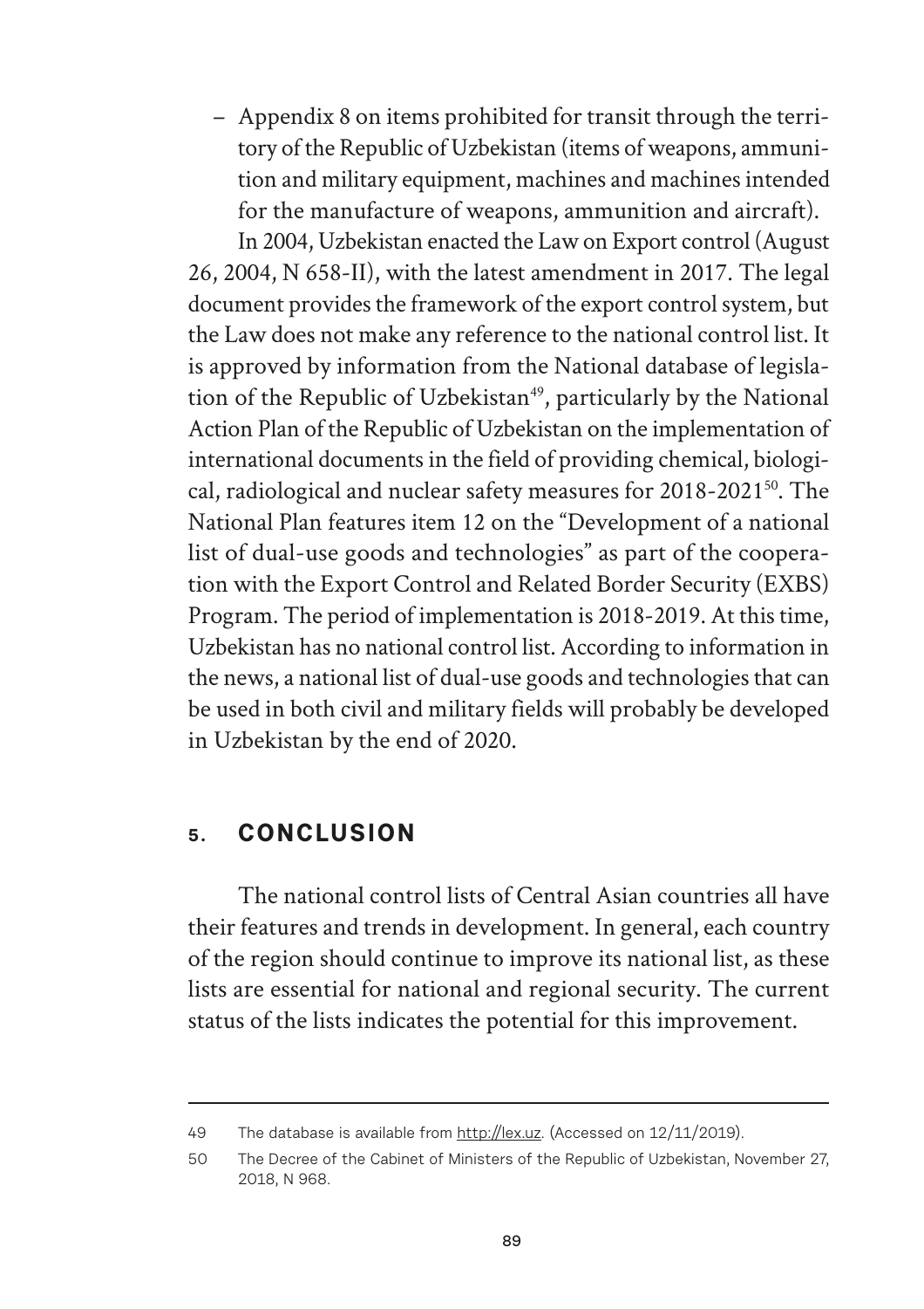– Appendix 8 on items prohibited for transit through the territory of the Republic of Uzbekistan (items of weapons, ammunition and military equipment, machines and machines intended for the manufacture of weapons, ammunition and aircraft).

In 2004, Uzbekistan enacted the Law on Export control (August 26, 2004, N 658-II), with the latest amendment in 2017. The legal document provides the framework of the export control system, but the Law does not make any reference to the national control list. It is approved by information from the National database of legislation of the Republic of Uzbekistan[49], particularly by the National Action Plan of the Republic of Uzbekistan on the implementation of international documents in the field of providing chemical, biological, radiological and nuclear safety measures for 2018-2021[50]. The National Plan features item 12 on the "Development of a national list of dual-use goods and technologies" as part of the cooperation with the Export Control and Related Border Security (EXBS) Program. The period of implementation is 2018-2019. At this time, Uzbekistan has no national control list. According to information in the news, a national list of dual-use goods and technologies that can be used in both civil and military fields will probably be developed in Uzbekistan by the end of 2020.

## 5. CONCLUSION

The national control lists of Central Asian countries all have their features and trends in development. In general, each country of the region should continue to improve its national list, as these lists are essential for national and regional security. The current status of the lists indicates the potential for this improvement.

---

49 The database is available from http://lex.uz. (Accessed on 12/11/2019).

50 The Decree of the Cabinet of Ministers of the Republic of Uzbekistan, November 27, 2018, N 968.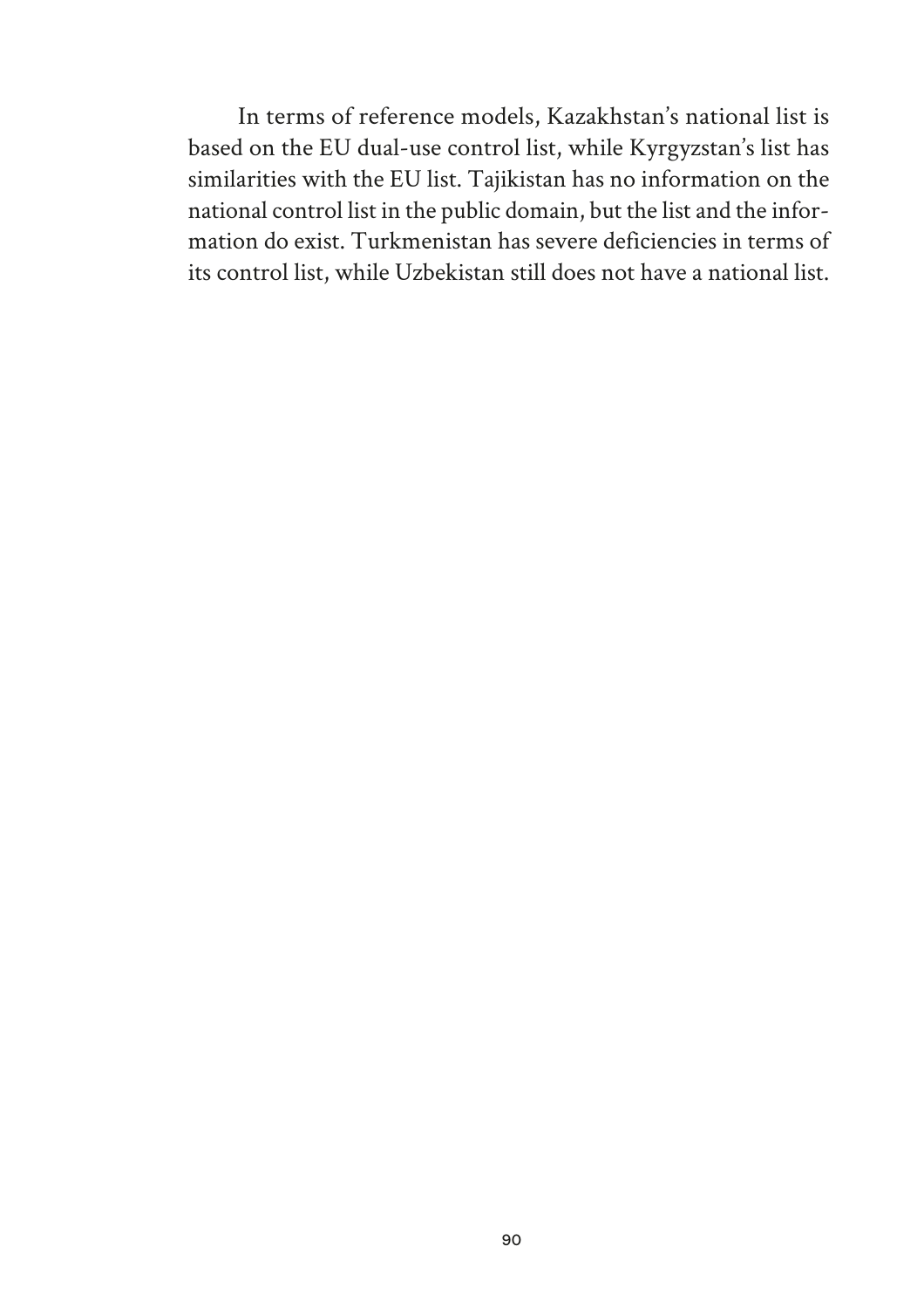In terms of reference models, Kazakhstan's national list is based on the EU dual-use control list, while Kyrgyzstan's list has similarities with the EU list. Tajikistan has no information on the national control list in the public domain, but the list and the information do exist. Turkmenistan has severe deficiencies in terms of its control list, while Uzbekistan still does not have a national list.